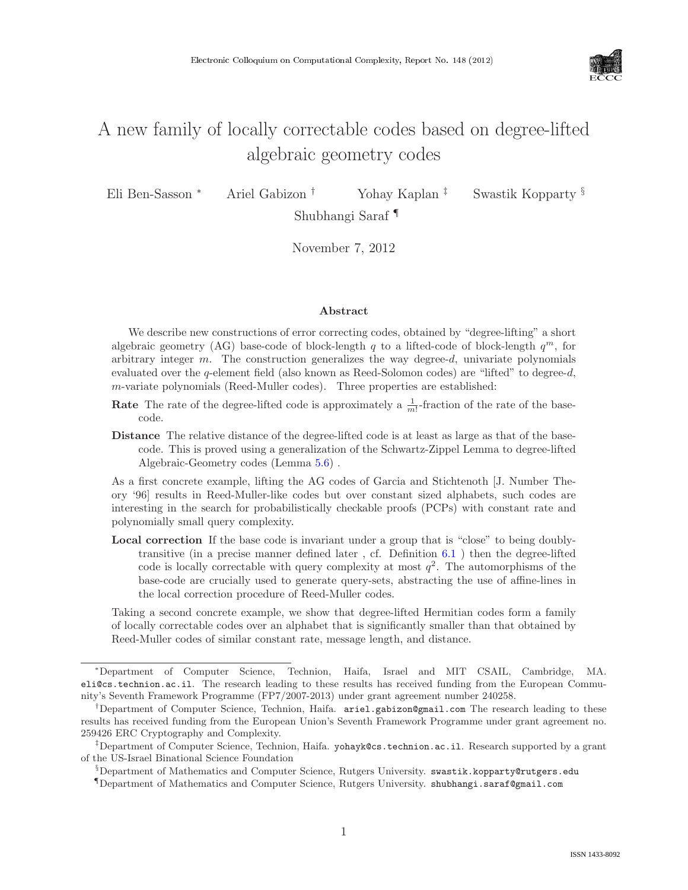# A new family of locally correctable codes based on degree-lifted algebraic geometry codes

Eli Ben-Sasson [*] Ariel Gabizon [†] Yohay Kaplan [‡] Swastik Kopparty [§]
Shubhangi Saraf [¶]

November 7, 2012

### Abstract

We describe new constructions of error correcting codes, obtained by "degree-lifting" a short algebraic geometry (AG) base-code of block-length $q$ to a lifted-code of block-length $q^m$, for arbitrary integer $m$. The construction generalizes the way degree-$d$, univariate polynomials evaluated over the $q$-element field (also known as Reed-Solomon codes) are "lifted" to degree-$d$, $m$-variate polynomials (Reed-Muller codes). Three properties are established:

**Rate** The rate of the degree-lifted code is approximately a $\frac{1}{m!}$-fraction of the rate of the base-code.

**Distance** The relative distance of the degree-lifted code is at least as large as that of the base-code. This is proved using a generalization of the Schwartz-Zippel Lemma to degree-lifted Algebraic-Geometry codes (Lemma 5.6) .

As a first concrete example, lifting the AG codes of Garcia and Stichtenoth [J. Number Theory '96] results in Reed-Muller-like codes but over constant sized alphabets, such codes are interesting in the search for probabilistically checkable proofs (PCPs) with constant rate and polynomially small query complexity.

**Local correction** If the base code is invariant under a group that is "close" to being doubly-transitive (in a precise manner defined later , cf. Definition 6.1 ) then the degree-lifted code is locally correctable with query complexity at most $q^2$. The automorphisms of the base-code are crucially used to generate query-sets, abstracting the use of affine-lines in the local correction procedure of Reed-Muller codes.

Taking a second concrete example, we show that degree-lifted Hermitian codes form a family of locally correctable codes over an alphabet that is significantly smaller than that obtained by Reed-Muller codes of similar constant rate, message length, and distance.

---

[*] Department of Computer Science, Technion, Haifa, Israel and MIT CSAIL, Cambridge, MA. eli@cs.technion.ac.il. The research leading to these results has received funding from the European Community's Seventh Framework Programme (FP7/2007-2013) under grant agreement number 240258.

[†] Department of Computer Science, Technion, Haifa. ariel.gabizon@gmail.com The research leading to these results has received funding from the European Union's Seventh Framework Programme under grant agreement no. 259426 ERC Cryptography and Complexity.

[‡] Department of Computer Science, Technion, Haifa. yohayk@cs.technion.ac.il. Research supported by a grant of the US-Israel Binational Science Foundation

[§] Department of Mathematics and Computer Science, Rutgers University. swastik.kopparty@rutgers.edu

[¶] Department of Mathematics and Computer Science, Rutgers University. shubhangi.saraf@gmail.com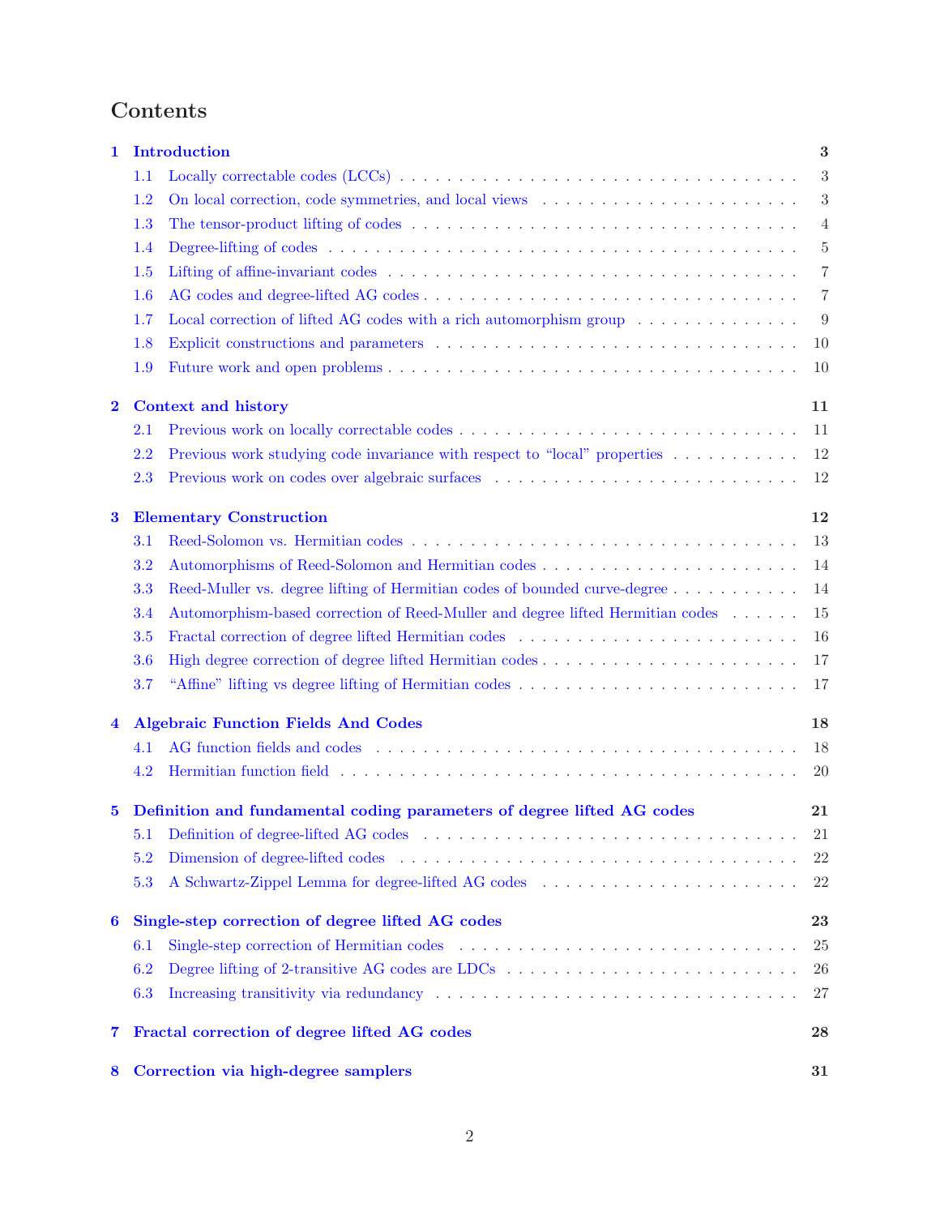# Contents

**1 Introduction** — 3
- 1.1 Locally correctable codes (LCCs) — 3
- 1.2 On local correction, code symmetries, and local views — 3
- 1.3 The tensor-product lifting of codes — 4
- 1.4 Degree-lifting of codes — 5
- 1.5 Lifting of affine-invariant codes — 7
- 1.6 AG codes and degree-lifted AG codes — 7
- 1.7 Local correction of lifted AG codes with a rich automorphism group — 9
- 1.8 Explicit constructions and parameters — 10
- 1.9 Future work and open problems — 10

**2 Context and history** — 11
- 2.1 Previous work on locally correctable codes — 11
- 2.2 Previous work studying code invariance with respect to “local” properties — 12
- 2.3 Previous work on codes over algebraic surfaces — 12

**3 Elementary Construction** — 12
- 3.1 Reed-Solomon vs. Hermitian codes — 13
- 3.2 Automorphisms of Reed-Solomon and Hermitian codes — 14
- 3.3 Reed-Muller vs. degree lifting of Hermitian codes of bounded curve-degree — 14
- 3.4 Automorphism-based correction of Reed-Muller and degree lifted Hermitian codes — 15
- 3.5 Fractal correction of degree lifted Hermitian codes — 16
- 3.6 High degree correction of degree lifted Hermitian codes — 17
- 3.7 “Affine” lifting vs degree lifting of Hermitian codes — 17

**4 Algebraic Function Fields And Codes** — 18
- 4.1 AG function fields and codes — 18
- 4.2 Hermitian function field — 20

**5 Definition and fundamental coding parameters of degree lifted AG codes** — 21
- 5.1 Definition of degree-lifted AG codes — 21
- 5.2 Dimension of degree-lifted codes — 22
- 5.3 A Schwartz-Zippel Lemma for degree-lifted AG codes — 22

**6 Single-step correction of degree lifted AG codes** — 23
- 6.1 Single-step correction of Hermitian codes — 25
- 6.2 Degree lifting of 2-transitive AG codes are LDCs — 26
- 6.3 Increasing transitivity via redundancy — 27

**7 Fractal correction of degree lifted AG codes** — 28

**8 Correction via high-degree samplers** — 31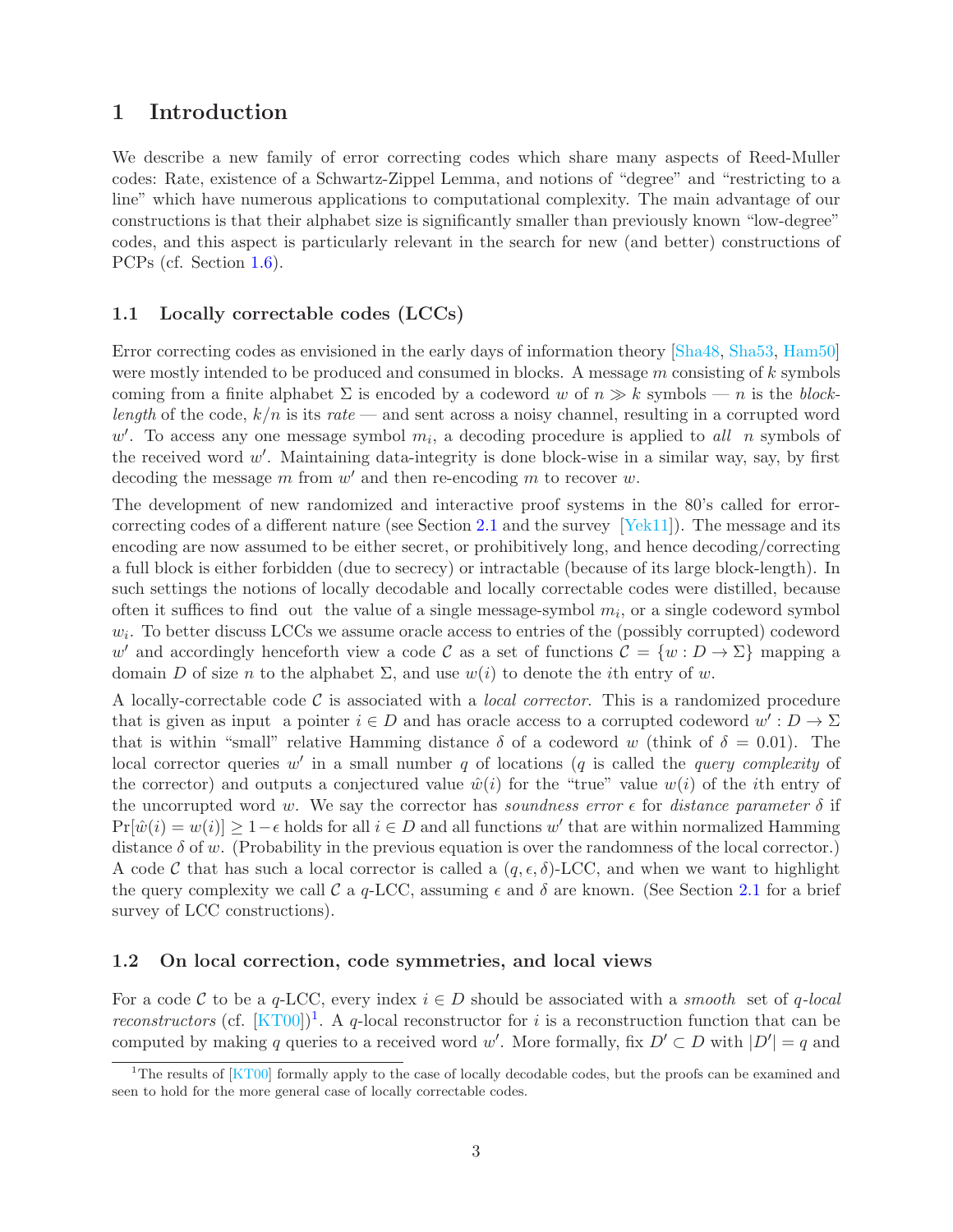# 1 Introduction

We describe a new family of error correcting codes which share many aspects of Reed-Muller codes: Rate, existence of a Schwartz-Zippel Lemma, and notions of "degree" and "restricting to a line" which have numerous applications to computational complexity. The main advantage of our constructions is that their alphabet size is significantly smaller than previously known "low-degree" codes, and this aspect is particularly relevant in the search for new (and better) constructions of PCPs (cf. Section 1.6).

## 1.1 Locally correctable codes (LCCs)

Error correcting codes as envisioned in the early days of information theory [Sha48, Sha53, Ham50] were mostly intended to be produced and consumed in blocks. A message $m$ consisting of $k$ symbols coming from a finite alphabet $\Sigma$ is encoded by a codeword $w$ of $n \gg k$ symbols — $n$ is the *block-length* of the code, $k/n$ is its *rate* — and sent across a noisy channel, resulting in a corrupted word $w'$. To access any one message symbol $m_i$, a decoding procedure is applied to *all* $n$ symbols of the received word $w'$. Maintaining data-integrity is done block-wise in a similar way, say, by first decoding the message $m$ from $w'$ and then re-encoding $m$ to recover $w$.

The development of new randomized and interactive proof systems in the 80's called for error-correcting codes of a different nature (see Section 2.1 and the survey [Yek11]). The message and its encoding are now assumed to be either secret, or prohibitively long, and hence decoding/correcting a full block is either forbidden (due to secrecy) or intractable (because of its large block-length). In such settings the notions of locally decodable and locally correctable codes were distilled, because often it suffices to find out the value of a single message-symbol $m_i$, or a single codeword symbol $w_i$. To better discuss LCCs we assume oracle access to entries of the (possibly corrupted) codeword $w'$ and accordingly henceforth view a code $\mathcal{C}$ as a set of functions $\mathcal{C} = \{w : D \to \Sigma\}$ mapping a domain $D$ of size $n$ to the alphabet $\Sigma$, and use $w(i)$ to denote the $i$th entry of $w$.

A locally-correctable code $\mathcal{C}$ is associated with a *local corrector*. This is a randomized procedure that is given as input a pointer $i \in D$ and has oracle access to a corrupted codeword $w' : D \to \Sigma$ that is within "small" relative Hamming distance $\delta$ of a codeword $w$ (think of $\delta = 0.01$). The local corrector queries $w'$ in a small number $q$ of locations ($q$ is called the *query complexity* of the corrector) and outputs a conjectured value $\hat{w}(i)$ for the "true" value $w(i)$ of the $i$th entry of the uncorrupted word $w$. We say the corrector has *soundness error* $\epsilon$ for *distance parameter* $\delta$ if $\Pr[\hat{w}(i) = w(i)] \geq 1-\epsilon$ holds for all $i \in D$ and all functions $w'$ that are within normalized Hamming distance $\delta$ of $w$. (Probability in the previous equation is over the randomness of the local corrector.) A code $\mathcal{C}$ that has such a local corrector is called a $(q, \epsilon, \delta)$-LCC, and when we want to highlight the query complexity we call $\mathcal{C}$ a $q$-LCC, assuming $\epsilon$ and $\delta$ are known. (See Section 2.1 for a brief survey of LCC constructions).

## 1.2 On local correction, code symmetries, and local views

For a code $\mathcal{C}$ to be a $q$-LCC, every index $i \in D$ should be associated with a *smooth* set of *$q$-local reconstructors* (cf. [KT00])[1]. A $q$-local reconstructor for $i$ is a reconstruction function that can be computed by making $q$ queries to a received word $w'$. More formally, fix $D' \subset D$ with $|D'| = q$ and

[1] The results of [KT00] formally apply to the case of locally decodable codes, but the proofs can be examined and seen to hold for the more general case of locally correctable codes.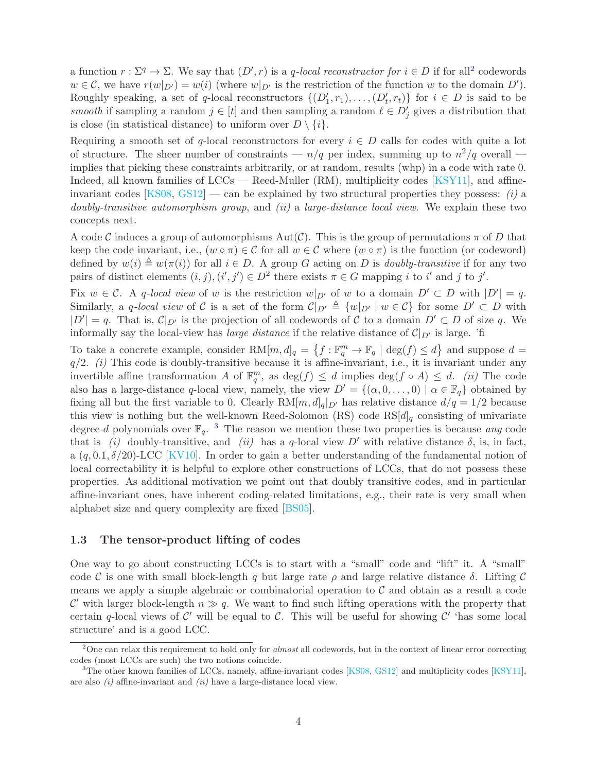a function $r : \Sigma^q \to \Sigma$. We say that $(D', r)$ is a *q-local reconstructor for* $i \in D$ if for all[2] codewords $w \in \mathcal{C}$, we have $r(w|_{D'}) = w(i)$ (where $w|_{D'}$ is the restriction of the function $w$ to the domain $D'$). Roughly speaking, a set of $q$-local reconstructors $\{(D'_1, r_1), \ldots, (D'_t, r_t)\}$ for $i \in D$ is said to be *smooth* if sampling a random $j \in [t]$ and then sampling a random $\ell \in D'_j$ gives a distribution that is close (in statistical distance) to uniform over $D \setminus \{i\}$.

Requiring a smooth set of $q$-local reconstructors for every $i \in D$ calls for codes with quite a lot of structure. The sheer number of constraints — $n/q$ per index, summing up to $n^2/q$ overall — implies that picking these constraints arbitrarily, or at random, results (whp) in a code with rate 0. Indeed, all known families of LCCs — Reed-Muller (RM), multiplicity codes [KSY11], and affine-invariant codes [KS08, GS12] — can be explained by two structural properties they possess: *(i)* a *doubly-transitive automorphism group*, and *(ii)* a *large-distance local view*. We explain these two concepts next.

A code $\mathcal{C}$ induces a group of automorphisms $\mathrm{Aut}(\mathcal{C})$. This is the group of permutations $\pi$ of $D$ that keep the code invariant, i.e., $(w \circ \pi) \in \mathcal{C}$ for all $w \in \mathcal{C}$ where $(w \circ \pi)$ is the function (or codeword) defined by $w(i) \triangleq w(\pi(i))$ for all $i \in D$. A group $G$ acting on $D$ is *doubly-transitive* if for any two pairs of distinct elements $(i, j), (i', j') \in D^2$ there exists $\pi \in G$ mapping $i$ to $i'$ and $j$ to $j'$.

Fix $w \in \mathcal{C}$. A *q-local view* of $w$ is the restriction $w|_{D'}$ of $w$ to a domain $D' \subset D$ with $|D'| = q$. Similarly, a *q-local view* of $\mathcal{C}$ is a set of the form $\mathcal{C}|_{D'} \triangleq \{w|_{D'} \mid w \in \mathcal{C}\}$ for some $D' \subset D$ with $|D'| = q$. That is, $\mathcal{C}|_{D'}$ is the projection of all codewords of $\mathcal{C}$ to a domain $D' \subset D$ of size $q$. We informally say the local-view has *large distance* if the relative distance of $\mathcal{C}|_{D'}$ is large. 'fi

To take a concrete example, consider $\mathrm{RM}[m, d]_q = \{f : \mathbb{F}_q^m \to \mathbb{F}_q \mid \deg(f) \leq d\}$ and suppose $d = q/2$. *(i)* This code is doubly-transitive because it is affine-invariant, i.e., it is invariant under any invertible affine transformation $A$ of $\mathbb{F}_q^m$, as $\deg(f) \leq d$ implies $\deg(f \circ A) \leq d$. *(ii)* The code also has a large-distance $q$-local view, namely, the view $D' = \{(\alpha, 0, \ldots, 0) \mid \alpha \in \mathbb{F}_q\}$ obtained by fixing all but the first variable to 0. Clearly $\mathrm{RM}[m, d]_q|_{D'}$ has relative distance $d/q = 1/2$ because this view is nothing but the well-known Reed-Solomon (RS) code $\mathrm{RS}[d]_q$ consisting of univariate degree-$d$ polynomials over $\mathbb{F}_q$. [3] The reason we mention these two properties is because *any* code that is *(i)* doubly-transitive, and *(ii)* has a $q$-local view $D'$ with relative distance $\delta$, is, in fact, a $(q, 0.1, \delta/20)$-LCC [KV10]. In order to gain a better understanding of the fundamental notion of local correctability it is helpful to explore other constructions of LCCs, that do not possess these properties. As additional motivation we point out that doubly transitive codes, and in particular affine-invariant ones, have inherent coding-related limitations, e.g., their rate is very small when alphabet size and query complexity are fixed [BS05].

### 1.3 The tensor-product lifting of codes

One way to go about constructing LCCs is to start with a "small" code and "lift" it. A "small" code $\mathcal{C}$ is one with small block-length $q$ but large rate $\rho$ and large relative distance $\delta$. Lifting $\mathcal{C}$ means we apply a simple algebraic or combinatorial operation to $\mathcal{C}$ and obtain as a result a code $\mathcal{C}'$ with larger block-length $n \gg q$. We want to find such lifting operations with the property that certain $q$-local views of $\mathcal{C}'$ will be equal to $\mathcal{C}$. This will be useful for showing $\mathcal{C}'$ 'has some local structure' and is a good LCC.

[2] One can relax this requirement to hold only for *almost* all codewords, but in the context of linear error correcting codes (most LCCs are such) the two notions coincide.

[3] The other known families of LCCs, namely, affine-invariant codes [KS08, GS12] and multiplicity codes [KSY11], are also *(i)* affine-invariant and *(ii)* have a large-distance local view.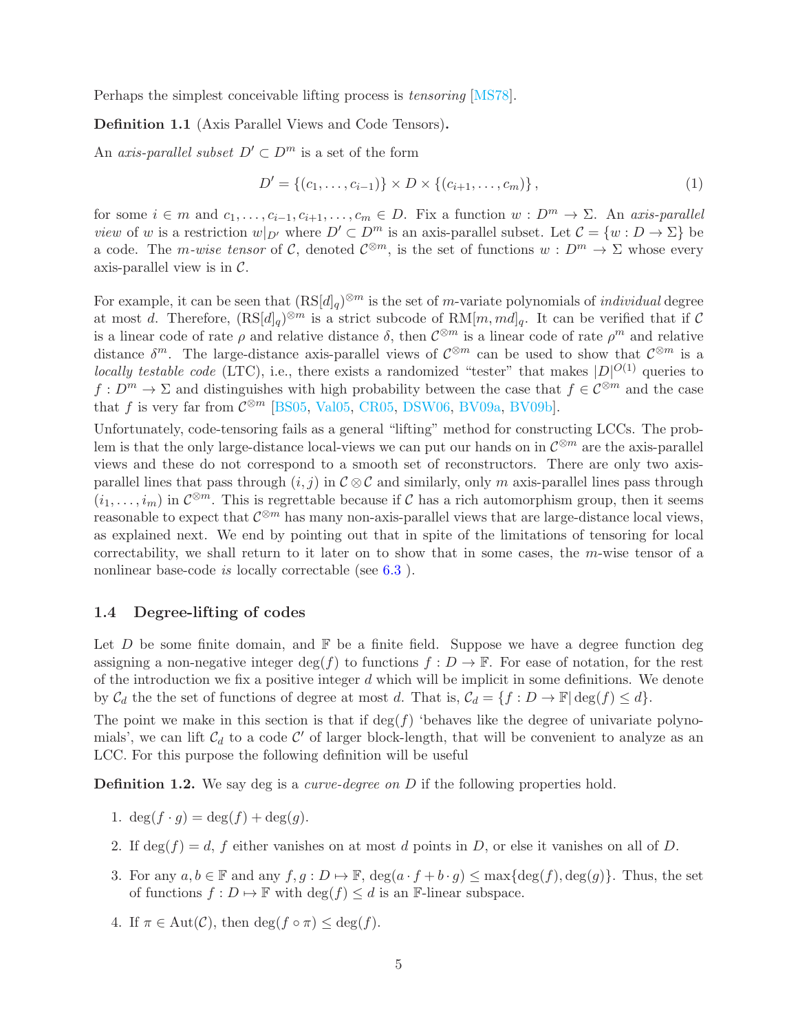Perhaps the simplest conceivable lifting process is *tensoring* [MS78].

**Definition 1.1** (Axis Parallel Views and Code Tensors)**.**

An *axis-parallel subset* $D' \subset D^m$ is a set of the form

$$D' = \{(c_1, \ldots, c_{i-1})\} \times D \times \{(c_{i+1}, \ldots, c_m)\}, \tag{1}$$

for some $i \in m$ and $c_1, \ldots, c_{i-1}, c_{i+1}, \ldots, c_m \in D$. Fix a function $w : D^m \to \Sigma$. An *axis-parallel view* of $w$ is a restriction $w|_{D'}$ where $D' \subset D^m$ is an axis-parallel subset. Let $\mathcal{C} = \{w : D \to \Sigma\}$ be a code. The *m-wise tensor* of $\mathcal{C}$, denoted $\mathcal{C}^{\otimes m}$, is the set of functions $w : D^m \to \Sigma$ whose every axis-parallel view is in $\mathcal{C}$.

For example, it can be seen that $(\mathrm{RS}[d]_q)^{\otimes m}$ is the set of $m$-variate polynomials of *individual* degree at most $d$. Therefore, $(\mathrm{RS}[d]_q)^{\otimes m}$ is a strict subcode of $\mathrm{RM}[m, md]_q$. It can be verified that if $\mathcal{C}$ is a linear code of rate $\rho$ and relative distance $\delta$, then $\mathcal{C}^{\otimes m}$ is a linear code of rate $\rho^m$ and relative distance $\delta^m$. The large-distance axis-parallel views of $\mathcal{C}^{\otimes m}$ can be used to show that $\mathcal{C}^{\otimes m}$ is a *locally testable code* (LTC), i.e., there exists a randomized "tester" that makes $|D|^{O(1)}$ queries to $f : D^m \to \Sigma$ and distinguishes with high probability between the case that $f \in \mathcal{C}^{\otimes m}$ and the case that $f$ is very far from $\mathcal{C}^{\otimes m}$ [BS05, Val05, CR05, DSW06, BV09a, BV09b].

Unfortunately, code-tensoring fails as a general "lifting" method for constructing LCCs. The problem is that the only large-distance local-views we can put our hands on in $\mathcal{C}^{\otimes m}$ are the axis-parallel views and these do not correspond to a smooth set of reconstructors. There are only two axis-parallel lines that pass through $(i, j)$ in $\mathcal{C} \otimes \mathcal{C}$ and similarly, only $m$ axis-parallel lines pass through $(i_1, \ldots, i_m)$ in $\mathcal{C}^{\otimes m}$. This is regrettable because if $\mathcal{C}$ has a rich automorphism group, then it seems reasonable to expect that $\mathcal{C}^{\otimes m}$ has many non-axis-parallel views that are large-distance local views, as explained next. We end by pointing out that in spite of the limitations of tensoring for local correctability, we shall return to it later on to show that in some cases, the $m$-wise tensor of a nonlinear base-code *is* locally correctable (see 6.3 ).

### 1.4 Degree-lifting of codes

Let $D$ be some finite domain, and $\mathbb{F}$ be a finite field. Suppose we have a degree function deg assigning a non-negative integer $\deg(f)$ to functions $f : D \to \mathbb{F}$. For ease of notation, for the rest of the introduction we fix a positive integer $d$ which will be implicit in some definitions. We denote by $\mathcal{C}_d$ the the set of functions of degree at most $d$. That is, $\mathcal{C}_d = \{f : D \to \mathbb{F} | \deg(f) \le d\}$.

The point we make in this section is that if $\deg(f)$ 'behaves like the degree of univariate polynomials', we can lift $\mathcal{C}_d$ to a code $\mathcal{C}'$ of larger block-length, that will be convenient to analyze as an LCC. For this purpose the following definition will be useful

**Definition 1.2.** We say deg is a *curve-degree on* $D$ if the following properties hold.

1. $\deg(f \cdot g) = \deg(f) + \deg(g)$.
2. If $\deg(f) = d$, $f$ either vanishes on at most $d$ points in $D$, or else it vanishes on all of $D$.
3. For any $a, b \in \mathbb{F}$ and any $f, g : D \mapsto \mathbb{F}$, $\deg(a \cdot f + b \cdot g) \le \max\{\deg(f), \deg(g)\}$. Thus, the set of functions $f : D \mapsto \mathbb{F}$ with $\deg(f) \le d$ is an $\mathbb{F}$-linear subspace.
4. If $\pi \in \mathrm{Aut}(\mathcal{C})$, then $\deg(f \circ \pi) \le \deg(f)$.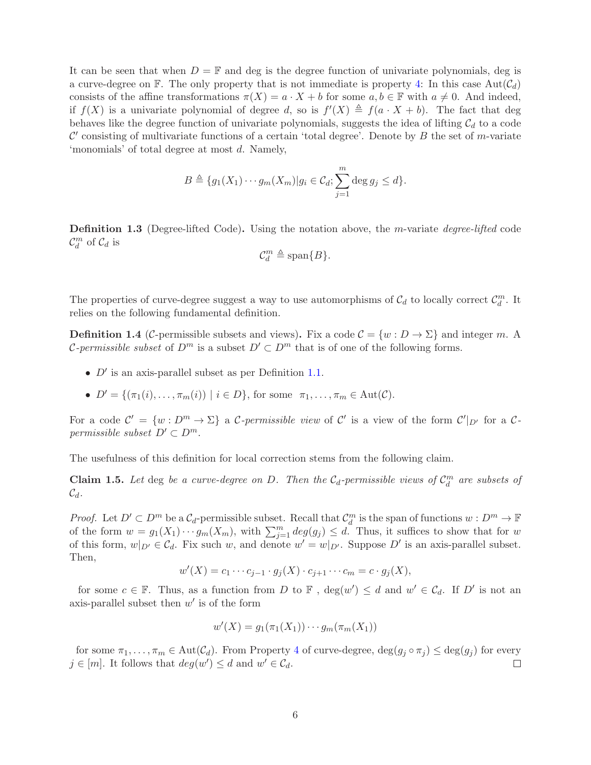It can be seen that when $D = \mathbb{F}$ and deg is the degree function of univariate polynomials, deg is a curve-degree on $\mathbb{F}$. The only property that is not immediate is property 4: In this case $\mathrm{Aut}(\mathcal{C}_d)$ consists of the affine transformations $\pi(X) = a \cdot X + b$ for some $a, b \in \mathbb{F}$ with $a \neq 0$. And indeed, if $f(X)$ is a univariate polynomial of degree $d$, so is $f'(X) \triangleq f(a \cdot X + b)$. The fact that deg behaves like the degree function of univariate polynomials, suggests the idea of lifting $\mathcal{C}_d$ to a code $\mathcal{C}'$ consisting of multivariate functions of a certain 'total degree'. Denote by $B$ the set of $m$-variate 'monomials' of total degree at most $d$. Namely,

$$B \triangleq \{g_1(X_1) \cdots g_m(X_m) | g_i \in \mathcal{C}_d; \sum_{j=1}^{m} \deg g_j \leq d\}.$$

**Definition 1.3** (Degree-lifted Code)**.** Using the notation above, the $m$-variate *degree-lifted* code $\mathcal{C}_d^m$ of $\mathcal{C}_d$ is

$$\mathcal{C}_d^m \triangleq \mathrm{span}\{B\}.$$

The properties of curve-degree suggest a way to use automorphisms of $\mathcal{C}_d$ to locally correct $\mathcal{C}_d^m$. It relies on the following fundamental definition.

**Definition 1.4** ($\mathcal{C}$-permissible subsets and views)**.** Fix a code $\mathcal{C} = \{w : D \to \Sigma\}$ and integer $m$. A *$\mathcal{C}$-permissible subset* of $D^m$ is a subset $D' \subset D^m$ that is of one of the following forms.

- $D'$ is an axis-parallel subset as per Definition 1.1.
- $D' = \{(\pi_1(i), \ldots, \pi_m(i)) \mid i \in D\}$, for some $\pi_1, \ldots, \pi_m \in \mathrm{Aut}(\mathcal{C})$.

For a code $\mathcal{C}' = \{w : D^m \to \Sigma\}$ a *$\mathcal{C}$-permissible view* of $\mathcal{C}'$ is a view of the form $\mathcal{C}'|_{D'}$ for a *$\mathcal{C}$-permissible subset* $D' \subset D^m$.

The usefulness of this definition for local correction stems from the following claim.

**Claim 1.5.** *Let* deg *be a curve-degree on $D$. Then the $\mathcal{C}_d$-permissible views of $\mathcal{C}_d^m$ are subsets of $\mathcal{C}_d$.*

*Proof.* Let $D' \subset D^m$ be a $\mathcal{C}_d$-permissible subset. Recall that $\mathcal{C}_d^m$ is the span of functions $w : D^m \to \mathbb{F}$ of the form $w = g_1(X_1) \cdots g_m(X_m)$, with $\sum_{j=1}^{m} deg(g_j) \leq d$. Thus, it suffices to show that for $w$ of this form, $w|_{D'} \in \mathcal{C}_d$. Fix such $w$, and denote $w' = w|_{D'}$. Suppose $D'$ is an axis-parallel subset. Then,

$$w'(X) = c_1 \cdots c_{j-1} \cdot g_j(X) \cdot c_{j+1} \cdots c_m = c \cdot g_j(X),$$

for some $c \in \mathbb{F}$. Thus, as a function from $D$ to $\mathbb{F}$ , $\deg(w') \leq d$ and $w' \in \mathcal{C}_d$. If $D'$ is not an axis-parallel subset then $w'$ is of the form

$$w'(X) = g_1(\pi_1(X_1)) \cdots g_m(\pi_m(X_1))$$

for some $\pi_1, \ldots, \pi_m \in \mathrm{Aut}(\mathcal{C}_d)$. From Property 4 of curve-degree, $\deg(g_j \circ \pi_j) \leq \deg(g_j)$ for every $j \in [m]$. It follows that $deg(w') \leq d$ and $w' \in \mathcal{C}_d$. $\square$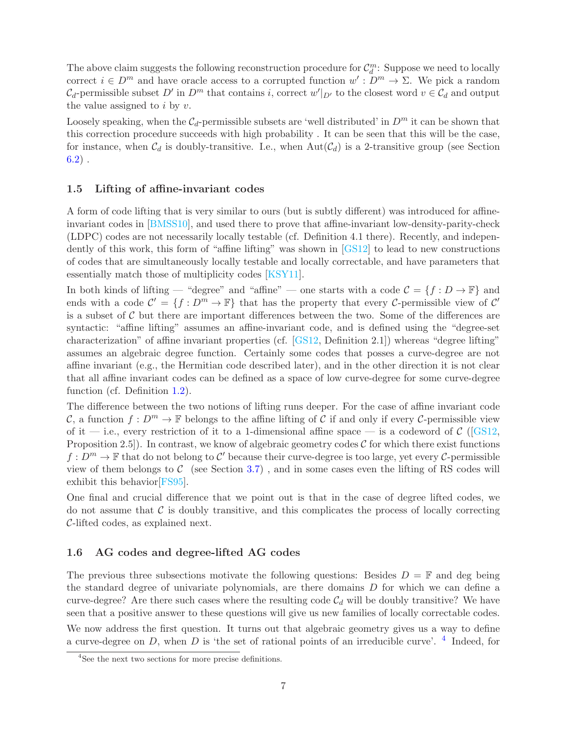The above claim suggests the following reconstruction procedure for $\mathcal{C}_d^m$: Suppose we need to locally correct $i \in D^m$ and have oracle access to a corrupted function $w' : D^m \to \Sigma$. We pick a random $\mathcal{C}_d$-permissible subset $D'$ in $D^m$ that contains $i$, correct $w'|_{D'}$ to the closest word $v \in \mathcal{C}_d$ and output the value assigned to $i$ by $v$.

Loosely speaking, when the $\mathcal{C}_d$-permissible subsets are 'well distributed' in $D^m$ it can be shown that this correction procedure succeeds with high probability . It can be seen that this will be the case, for instance, when $\mathcal{C}_d$ is doubly-transitive. I.e., when $\mathrm{Aut}(\mathcal{C}_d)$ is a 2-transitive group (see Section 6.2) .

### 1.5 Lifting of affine-invariant codes

A form of code lifting that is very similar to ours (but is subtly different) was introduced for affine-invariant codes in [BMSS10], and used there to prove that affine-invariant low-density-parity-check (LDPC) codes are not necessarily locally testable (cf. Definition 4.1 there). Recently, and independently of this work, this form of "affine lifting" was shown in [GS12] to lead to new constructions of codes that are simultaneously locally testable and locally correctable, and have parameters that essentially match those of multiplicity codes [KSY11].

In both kinds of lifting — "degree" and "affine" — one starts with a code $\mathcal{C} = \{f : D \to \mathbb{F}\}$ and ends with a code $\mathcal{C}' = \{f : D^m \to \mathbb{F}\}$ that has the property that every $\mathcal{C}$-permissible view of $\mathcal{C}'$ is a subset of $\mathcal{C}$ but there are important differences between the two. Some of the differences are syntactic: "affine lifting" assumes an affine-invariant code, and is defined using the "degree-set characterization" of affine invariant properties (cf. [GS12, Definition 2.1]) whereas "degree lifting" assumes an algebraic degree function. Certainly some codes that posses a curve-degree are not affine invariant (e.g., the Hermitian code described later), and in the other direction it is not clear that all affine invariant codes can be defined as a space of low curve-degree for some curve-degree function (cf. Definition 1.2).

The difference between the two notions of lifting runs deeper. For the case of affine invariant code $\mathcal{C}$, a function $f : D^m \to \mathbb{F}$ belongs to the affine lifting of $\mathcal{C}$ if and only if every $\mathcal{C}$-permissible view of it — i.e., every restriction of it to a 1-dimensional affine space — is a codeword of $\mathcal{C}$ ([GS12, Proposition 2.5]). In contrast, we know of algebraic geometry codes $\mathcal{C}$ for which there exist functions $f : D^m \to \mathbb{F}$ that do not belong to $\mathcal{C}'$ because their curve-degree is too large, yet every $\mathcal{C}$-permissible view of them belongs to $\mathcal{C}$ (see Section 3.7) , and in some cases even the lifting of RS codes will exhibit this behavior[FS95].

One final and crucial difference that we point out is that in the case of degree lifted codes, we do not assume that $\mathcal{C}$ is doubly transitive, and this complicates the process of locally correcting $\mathcal{C}$-lifted codes, as explained next.

### 1.6 AG codes and degree-lifted AG codes

The previous three subsections motivate the following questions: Besides $D = \mathbb{F}$ and deg being the standard degree of univariate polynomials, are there domains $D$ for which we can define a curve-degree? Are there such cases where the resulting code $\mathcal{C}_d$ will be doubly transitive? We have seen that a positive answer to these questions will give us new families of locally correctable codes.

We now address the first question. It turns out that algebraic geometry gives us a way to define a curve-degree on $D$, when $D$ is 'the set of rational points of an irreducible curve'. [4] Indeed, for

[4] See the next two sections for more precise definitions.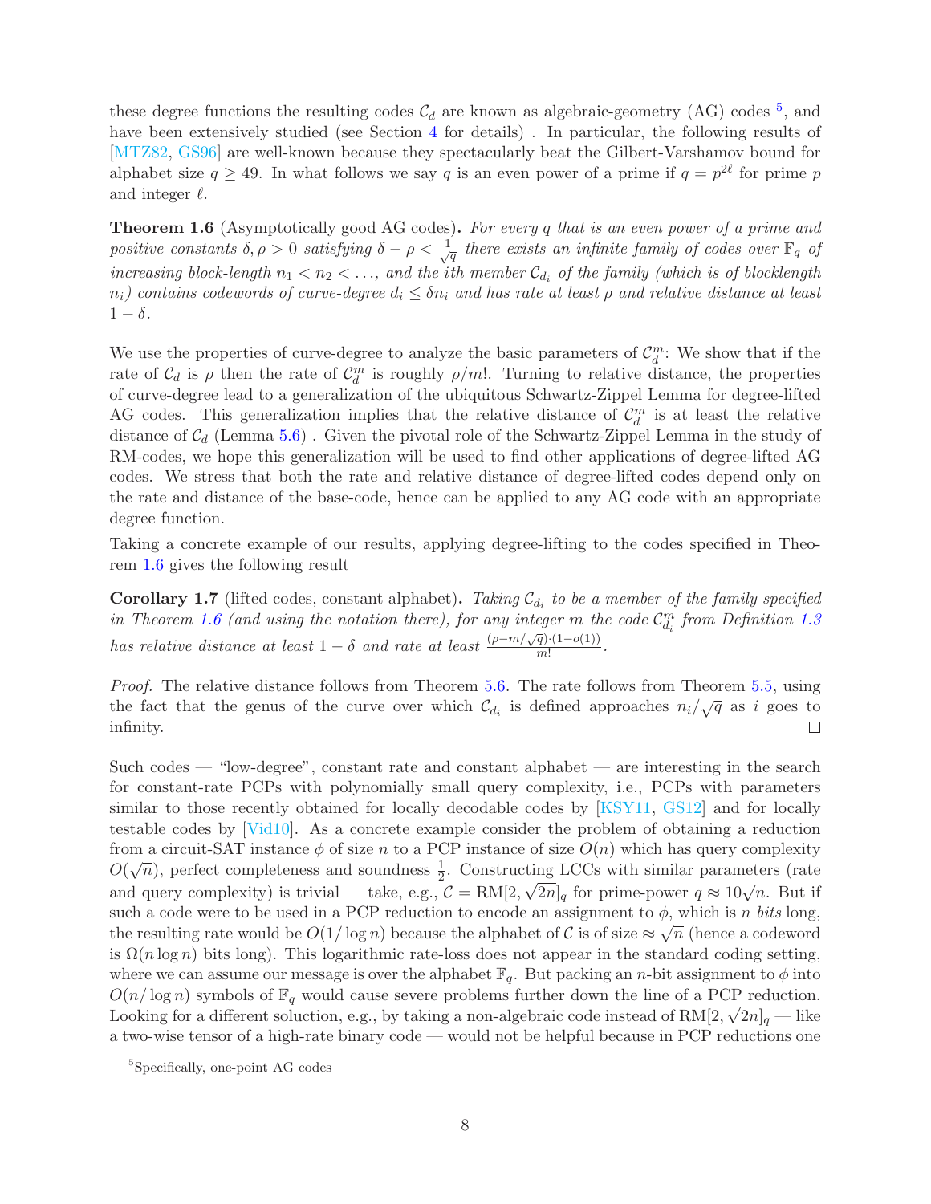these degree functions the resulting codes $\mathcal{C}_d$ are known as algebraic-geometry (AG) codes [5], and have been extensively studied (see Section 4 for details) . In particular, the following results of [MTZ82, GS96] are well-known because they spectacularly beat the Gilbert-Varshamov bound for alphabet size $q \geq 49$. In what follows we say $q$ is an even power of a prime if $q = p^{2\ell}$ for prime $p$ and integer $\ell$.

**Theorem 1.6** (Asymptotically good AG codes)**.** *For every $q$ that is an even power of a prime and positive constants $\delta, \rho > 0$ satisfying $\delta - \rho < \frac{1}{\sqrt{q}}$ there exists an infinite family of codes over $\mathbb{F}_q$ of increasing block-length $n_1 < n_2 < \ldots$, and the ith member $\mathcal{C}_{d_i}$ of the family (which is of blocklength $n_i$) contains codewords of curve-degree $d_i \leq \delta n_i$ and has rate at least $\rho$ and relative distance at least $1 - \delta$.*

We use the properties of curve-degree to analyze the basic parameters of $\mathcal{C}_d^m$: We show that if the rate of $\mathcal{C}_d$ is $\rho$ then the rate of $\mathcal{C}_d^m$ is roughly $\rho/m!$. Turning to relative distance, the properties of curve-degree lead to a generalization of the ubiquitous Schwartz-Zippel Lemma for degree-lifted AG codes. This generalization implies that the relative distance of $\mathcal{C}_d^m$ is at least the relative distance of $\mathcal{C}_d$ (Lemma 5.6) . Given the pivotal role of the Schwartz-Zippel Lemma in the study of RM-codes, we hope this generalization will be used to find other applications of degree-lifted AG codes. We stress that both the rate and relative distance of degree-lifted codes depend only on the rate and distance of the base-code, hence can be applied to any AG code with an appropriate degree function.

Taking a concrete example of our results, applying degree-lifting to the codes specified in Theorem 1.6 gives the following result

**Corollary 1.7** (lifted codes, constant alphabet)**.** *Taking $\mathcal{C}_{d_i}$ to be a member of the family specified in Theorem 1.6 (and using the notation there), for any integer $m$ the code $\mathcal{C}_{d_i}^m$ from Definition 1.3 has relative distance at least $1 - \delta$ and rate at least $\frac{(\rho - m/\sqrt{q}) \cdot (1 - o(1))}{m!}$.*

*Proof.* The relative distance follows from Theorem 5.6. The rate follows from Theorem 5.5, using the fact that the genus of the curve over which $\mathcal{C}_{d_i}$ is defined approaches $n_i/\sqrt{q}$ as $i$ goes to infinity. $\square$

Such codes — "low-degree", constant rate and constant alphabet — are interesting in the search for constant-rate PCPs with polynomially small query complexity, i.e., PCPs with parameters similar to those recently obtained for locally decodable codes by [KSY11, GS12] and for locally testable codes by [Vid10]. As a concrete example consider the problem of obtaining a reduction from a circuit-SAT instance $\phi$ of size $n$ to a PCP instance of size $O(n)$ which has query complexity $O(\sqrt{n})$, perfect completeness and soundness $\frac{1}{2}$. Constructing LCCs with similar parameters (rate and query complexity) is trivial — take, e.g., $\mathcal{C} = \mathrm{RM}[2, \sqrt{2n}]_q$ for prime-power $q \approx 10\sqrt{n}$. But if such a code were to be used in a PCP reduction to encode an assignment to $\phi$, which is $n$ *bits* long, the resulting rate would be $O(1/\log n)$ because the alphabet of $\mathcal{C}$ is of size $\approx \sqrt{n}$ (hence a codeword is $\Omega(n \log n)$ bits long). This logarithmic rate-loss does not appear in the standard coding setting, where we can assume our message is over the alphabet $\mathbb{F}_q$. But packing an $n$-bit assignment to $\phi$ into $O(n/\log n)$ symbols of $\mathbb{F}_q$ would cause severe problems further down the line of a PCP reduction. Looking for a different solution, e.g., by taking a non-algebraic code instead of $\mathrm{RM}[2, \sqrt{2n}]_q$ — like a two-wise tensor of a high-rate binary code — would not be helpful because in PCP reductions one

[5] Specifically, one-point AG codes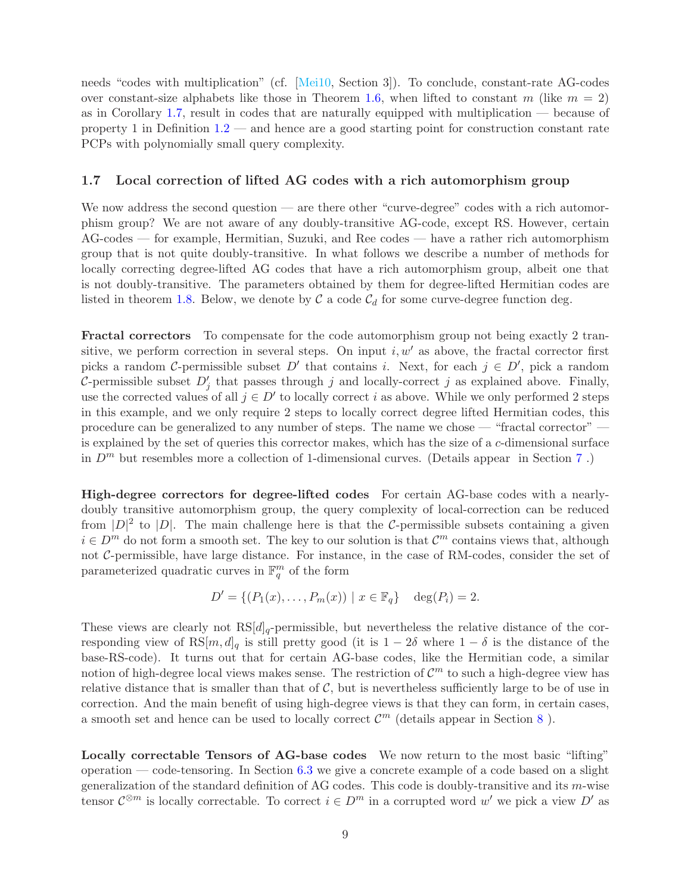needs "codes with multiplication" (cf. [Mei10, Section 3]). To conclude, constant-rate AG-codes over constant-size alphabets like those in Theorem 1.6, when lifted to constant $m$ (like $m = 2$) as in Corollary 1.7, result in codes that are naturally equipped with multiplication — because of property 1 in Definition 1.2 — and hence are a good starting point for construction constant rate PCPs with polynomially small query complexity.

### 1.7 Local correction of lifted AG codes with a rich automorphism group

We now address the second question — are there other "curve-degree" codes with a rich automorphism group? We are not aware of any doubly-transitive AG-code, except RS. However, certain AG-codes — for example, Hermitian, Suzuki, and Ree codes — have a rather rich automorphism group that is not quite doubly-transitive. In what follows we describe a number of methods for locally correcting degree-lifted AG codes that have a rich automorphism group, albeit one that is not doubly-transitive. The parameters obtained by them for degree-lifted Hermitian codes are listed in theorem 1.8. Below, we denote by $\mathcal{C}$ a code $\mathcal{C}_d$ for some curve-degree function deg.

**Fractal correctors** To compensate for the code automorphism group not being exactly 2 transitive, we perform correction in several steps. On input $i, w'$ as above, the fractal corrector first picks a random $\mathcal{C}$-permissible subset $D'$ that contains $i$. Next, for each $j \in D'$, pick a random $\mathcal{C}$-permissible subset $D'_j$ that passes through $j$ and locally-correct $j$ as explained above. Finally, use the corrected values of all $j \in D'$ to locally correct $i$ as above. While we only performed 2 steps in this example, and we only require 2 steps to locally correct degree lifted Hermitian codes, this procedure can be generalized to any number of steps. The name we chose — "fractal corrector" — is explained by the set of queries this corrector makes, which has the size of a $c$-dimensional surface in $D^m$ but resembles more a collection of 1-dimensional curves. (Details appear in Section 7 .)

**High-degree correctors for degree-lifted codes** For certain AG-base codes with a nearly-doubly transitive automorphism group, the query complexity of local-correction can be reduced from $|D|^2$ to $|D|$. The main challenge here is that the $\mathcal{C}$-permissible subsets containing a given $i \in D^m$ do not form a smooth set. The key to our solution is that $\mathcal{C}^m$ contains views that, although not $\mathcal{C}$-permissible, have large distance. For instance, in the case of RM-codes, consider the set of parameterized quadratic curves in $\mathbb{F}_q^m$ of the form

$$D' = \{(P_1(x), \ldots, P_m(x)) \mid x \in \mathbb{F}_q\} \quad \deg(P_i) = 2.$$

These views are clearly not $\mathrm{RS}[d]_q$-permissible, but nevertheless the relative distance of the corresponding view of $\mathrm{RS}[m, d]_q$ is still pretty good (it is $1 - 2\delta$ where $1 - \delta$ is the distance of the base-RS-code). It turns out that for certain AG-base codes, like the Hermitian code, a similar notion of high-degree local views makes sense. The restriction of $\mathcal{C}^m$ to such a high-degree view has relative distance that is smaller than that of $\mathcal{C}$, but is nevertheless sufficiently large to be of use in correction. And the main benefit of using high-degree views is that they can form, in certain cases, a smooth set and hence can be used to locally correct $\mathcal{C}^m$ (details appear in Section 8 ).

**Locally correctable Tensors of AG-base codes** We now return to the most basic "lifting" operation — code-tensoring. In Section 6.3 we give a concrete example of a code based on a slight generalization of the standard definition of AG codes. This code is doubly-transitive and its $m$-wise tensor $\mathcal{C}^{\otimes m}$ is locally correctable. To correct $i \in D^m$ in a corrupted word $w'$ we pick a view $D'$ as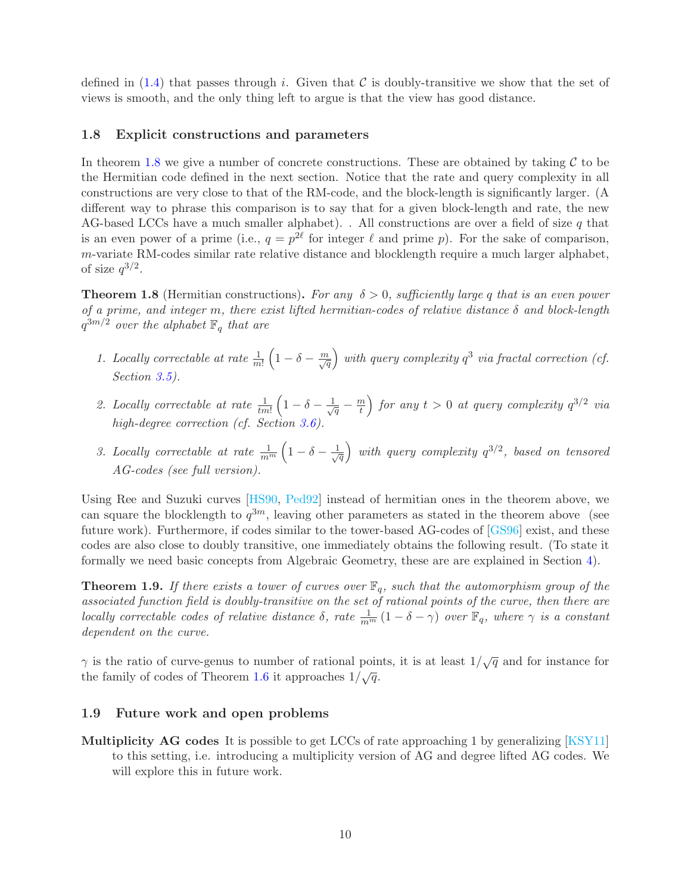defined in (1.4) that passes through $i$. Given that $\mathcal{C}$ is doubly-transitive we show that the set of views is smooth, and the only thing left to argue is that the view has good distance.

### 1.8 Explicit constructions and parameters

In theorem 1.8 we give a number of concrete constructions. These are obtained by taking $\mathcal{C}$ to be the Hermitian code defined in the next section. Notice that the rate and query complexity in all constructions are very close to that of the RM-code, and the block-length is significantly larger. (A different way to phrase this comparison is to say that for a given block-length and rate, the new AG-based LCCs have a much smaller alphabet). . All constructions are over a field of size $q$ that is an even power of a prime (i.e., $q = p^{2\ell}$ for integer $\ell$ and prime $p$). For the sake of comparison, $m$-variate RM-codes similar rate relative distance and blocklength require a much larger alphabet, of size $q^{3/2}$.

**Theorem 1.8** (Hermitian constructions)**.** *For any $\delta > 0$, sufficiently large $q$ that is an even power of a prime, and integer $m$, there exist lifted hermitian-codes of relative distance $\delta$ and block-length $q^{3m/2}$ over the alphabet $\mathbb{F}_q$ that are*

1. *Locally correctable at rate $\frac{1}{m!}\left(1 - \delta - \frac{m}{\sqrt{q}}\right)$ with query complexity $q^3$ via fractal correction (cf. Section 3.5).*
2. *Locally correctable at rate $\frac{1}{tm!}\left(1 - \delta - \frac{1}{\sqrt{q}} - \frac{m}{t}\right)$ for any $t > 0$ at query complexity $q^{3/2}$ via high-degree correction (cf. Section 3.6).*
3. *Locally correctable at rate $\frac{1}{m^m}\left(1 - \delta - \frac{1}{\sqrt{q}}\right)$ with query complexity $q^{3/2}$, based on tensored AG-codes (see full version).*

Using Ree and Suzuki curves [HS90, Ped92] instead of hermitian ones in the theorem above, we can square the blocklength to $q^{3m}$, leaving other parameters as stated in the theorem above (see future work). Furthermore, if codes similar to the tower-based AG-codes of [GS96] exist, and these codes are also close to doubly transitive, one immediately obtains the following result. (To state it formally we need basic concepts from Algebraic Geometry, these are are explained in Section 4).

**Theorem 1.9.** *If there exists a tower of curves over $\mathbb{F}_q$, such that the automorphism group of the associated function field is doubly-transitive on the set of rational points of the curve, then there are locally correctable codes of relative distance $\delta$, rate $\frac{1}{m^m}(1 - \delta - \gamma)$ over $\mathbb{F}_q$, where $\gamma$ is a constant dependent on the curve.*

$\gamma$ is the ratio of curve-genus to number of rational points, it is at least $1/\sqrt{q}$ and for instance for the family of codes of Theorem 1.6 it approaches $1/\sqrt{q}$.

### 1.9 Future work and open problems

**Multiplicity AG codes** It is possible to get LCCs of rate approaching 1 by generalizing [KSY11] to this setting, i.e. introducing a multiplicity version of AG and degree lifted AG codes. We will explore this in future work.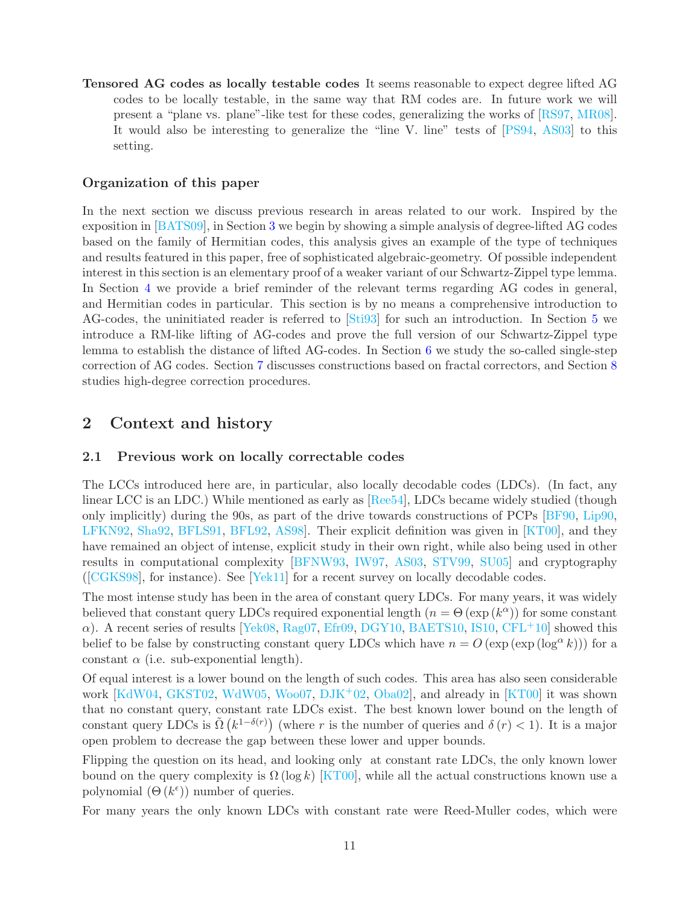**Tensored AG codes as locally testable codes** It seems reasonable to expect degree lifted AG codes to be locally testable, in the same way that RM codes are. In future work we will present a "plane vs. plane"-like test for these codes, generalizing the works of [RS97, MR08]. It would also be interesting to generalize the "line V. line" tests of [PS94, AS03] to this setting.

### Organization of this paper

In the next section we discuss previous research in areas related to our work. Inspired by the exposition in [BATS09], in Section 3 we begin by showing a simple analysis of degree-lifted AG codes based on the family of Hermitian codes, this analysis gives an example of the type of techniques and results featured in this paper, free of sophisticated algebraic-geometry. Of possible independent interest in this section is an elementary proof of a weaker variant of our Schwartz-Zippel type lemma. In Section 4 we provide a brief reminder of the relevant terms regarding AG codes in general, and Hermitian codes in particular. This section is by no means a comprehensive introduction to AG-codes, the uninitiated reader is referred to [Sti93] for such an introduction. In Section 5 we introduce a RM-like lifting of AG-codes and prove the full version of our Schwartz-Zippel type lemma to establish the distance of lifted AG-codes. In Section 6 we study the so-called single-step correction of AG codes. Section 7 discusses constructions based on fractal correctors, and Section 8 studies high-degree correction procedures.

## 2 Context and history

### 2.1 Previous work on locally correctable codes

The LCCs introduced here are, in particular, also locally decodable codes (LDCs). (In fact, any linear LCC is an LDC.) While mentioned as early as [Ree54], LDCs became widely studied (though only implicitly) during the 90s, as part of the drive towards constructions of PCPs [BF90, Lip90, LFKN92, Sha92, BFLS91, BFL92, AS98]. Their explicit definition was given in [KT00], and they have remained an object of intense, explicit study in their own right, while also being used in other results in computational complexity [BFNW93, IW97, AS03, STV99, SU05] and cryptography ([CGKS98], for instance). See [Yek11] for a recent survey on locally decodable codes.

The most intense study has been in the area of constant query LDCs. For many years, it was widely believed that constant query LDCs required exponential length ($n = \Theta\left(\exp\left(k^{\alpha}\right)\right)$ for some constant $\alpha$). A recent series of results [Yek08, Rag07, Efr09, DGY10, BAETS10, IS10, CFL+10] showed this belief to be false by constructing constant query LDCs which have $n = O\left(\exp\left(\exp\left(\log^{\alpha} k\right)\right)\right)$ for a constant $\alpha$ (i.e. sub-exponential length).

Of equal interest is a lower bound on the length of such codes. This area has also seen considerable work [KdW04, GKST02, WdW05, Woo07, DJK+02, Oba02], and already in [KT00] it was shown that no constant query, constant rate LDCs exist. The best known lower bound on the length of constant query LDCs is $\tilde{\Omega}\left(k^{1-\delta(r)}\right)$ (where $r$ is the number of queries and $\delta\left(r\right) < 1$). It is a major open problem to decrease the gap between these lower and upper bounds.

Flipping the question on its head, and looking only at constant rate LDCs, the only known lower bound on the query complexity is $\Omega\left(\log k\right)$ [KT00], while all the actual constructions known use a polynomial ($\Theta\left(k^{\epsilon}\right)$) number of queries.

For many years the only known LDCs with constant rate were Reed-Muller codes, which were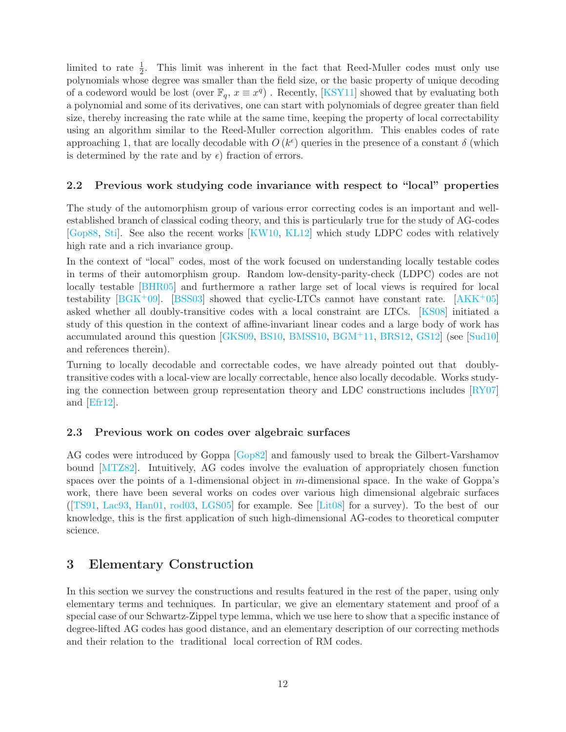limited to rate $\frac{1}{2}$. This limit was inherent in the fact that Reed-Muller codes must only use polynomials whose degree was smaller than the field size, or the basic property of unique decoding of a codeword would be lost (over $\mathbb{F}_q$, $x \equiv x^q$) . Recently, [KSY11] showed that by evaluating both a polynomial and some of its derivatives, one can start with polynomials of degree greater than field size, thereby increasing the rate while at the same time, keeping the property of local correctability using an algorithm similar to the Reed-Muller correction algorithm. This enables codes of rate approaching 1, that are locally decodable with $O(k^{\epsilon})$ queries in the presence of a constant $\delta$ (which is determined by the rate and by $\epsilon$) fraction of errors.

### 2.2 Previous work studying code invariance with respect to "local" properties

The study of the automorphism group of various error correcting codes is an important and well-established branch of classical coding theory, and this is particularly true for the study of AG-codes [Gop88, Sti]. See also the recent works [KW10, KL12] which study LDPC codes with relatively high rate and a rich invariance group.

In the context of "local" codes, most of the work focused on understanding locally testable codes in terms of their automorphism group. Random low-density-parity-check (LDPC) codes are not locally testable [BHR05] and furthermore a rather large set of local views is required for local testability [BGK+09]. [BSS03] showed that cyclic-LTCs cannot have constant rate. [AKK+05] asked whether all doubly-transitive codes with a local constraint are LTCs. [KS08] initiated a study of this question in the context of affine-invariant linear codes and a large body of work has accumulated around this question [GKS09, BS10, BMSS10, BGM+11, BRS12, GS12] (see [Sud10] and references therein).

Turning to locally decodable and correctable codes, we have already pointed out that doubly-transitive codes with a local-view are locally correctable, hence also locally decodable. Works studying the connection between group representation theory and LDC constructions includes [RY07] and [Efr12].

### 2.3 Previous work on codes over algebraic surfaces

AG codes were introduced by Goppa [Gop82] and famously used to break the Gilbert-Varshamov bound [MTZ82]. Intuitively, AG codes involve the evaluation of appropriately chosen function spaces over the points of a 1-dimensional object in $m$-dimensional space. In the wake of Goppa's work, there have been several works on codes over various high dimensional algebraic surfaces ([TS91, Lac93, Han01, rod03, LGS05] for example. See [Lit08] for a survey). To the best of our knowledge, this is the first application of such high-dimensional AG-codes to theoretical computer science.

## 3 Elementary Construction

In this section we survey the constructions and results featured in the rest of the paper, using only elementary terms and techniques. In particular, we give an elementary statement and proof of a special case of our Schwartz-Zippel type lemma, which we use here to show that a specific instance of degree-lifted AG codes has good distance, and an elementary description of our correcting methods and their relation to the traditional local correction of RM codes.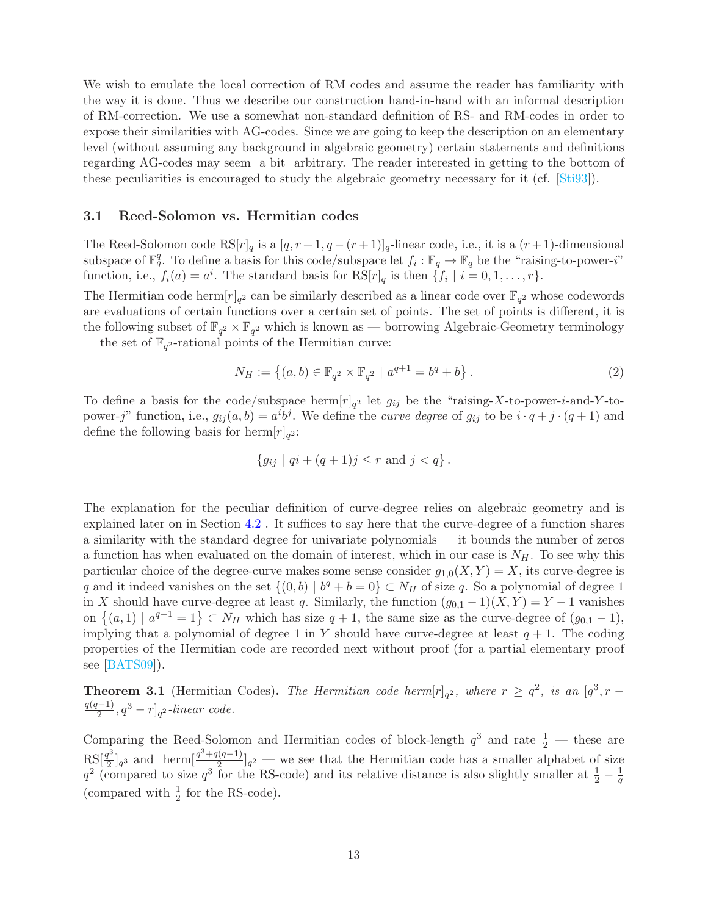We wish to emulate the local correction of RM codes and assume the reader has familiarity with the way it is done. Thus we describe our construction hand-in-hand with an informal description of RM-correction. We use a somewhat non-standard definition of RS- and RM-codes in order to expose their similarities with AG-codes. Since we are going to keep the description on an elementary level (without assuming any background in algebraic geometry) certain statements and definitions regarding AG-codes may seem a bit arbitrary. The reader interested in getting to the bottom of these peculiarities is encouraged to study the algebraic geometry necessary for it (cf. [Sti93]).

### 3.1 Reed-Solomon vs. Hermitian codes

The Reed-Solomon code $\mathrm{RS}[r]_q$ is a $[q, r+1, q-(r+1)]_q$-linear code, i.e., it is a $(r+1)$-dimensional subspace of $\mathbb{F}_q^q$. To define a basis for this code/subspace let $f_i : \mathbb{F}_q \to \mathbb{F}_q$ be the "raising-to-power-$i$" function, i.e., $f_i(a) = a^i$. The standard basis for $\mathrm{RS}[r]_q$ is then $\{f_i \mid i = 0, 1, \ldots, r\}$.

The Hermitian code $\mathrm{herm}[r]_{q^2}$ can be similarly described as a linear code over $\mathbb{F}_{q^2}$ whose codewords are evaluations of certain functions over a certain set of points. The set of points is different, it is the following subset of $\mathbb{F}_{q^2} \times \mathbb{F}_{q^2}$ which is known as — borrowing Algebraic-Geometry terminology — the set of $\mathbb{F}_{q^2}$-rational points of the Hermitian curve:

$$N_H := \left\{(a, b) \in \mathbb{F}_{q^2} \times \mathbb{F}_{q^2} \mid a^{q+1} = b^q + b\right\}. \tag{2}$$

To define a basis for the code/subspace $\mathrm{herm}[r]_{q^2}$ let $g_{ij}$ be the "raising-$X$-to-power-$i$-and-$Y$-to-power-$j$" function, i.e., $g_{ij}(a, b) = a^i b^j$. We define the *curve degree* of $g_{ij}$ to be $i \cdot q + j \cdot (q+1)$ and define the following basis for $\mathrm{herm}[r]_{q^2}$:

$$\{g_{ij} \mid qi + (q+1)j \leq r \text{ and } j < q\}.$$

The explanation for the peculiar definition of curve-degree relies on algebraic geometry and is explained later on in Section 4.2 . It suffices to say here that the curve-degree of a function shares a similarity with the standard degree for univariate polynomials — it bounds the number of zeros a function has when evaluated on the domain of interest, which in our case is $N_H$. To see why this particular choice of the degree-curve makes some sense consider $g_{1,0}(X, Y) = X$, its curve-degree is $q$ and it indeed vanishes on the set $\{(0, b) \mid b^q + b = 0\} \subset N_H$ of size $q$. So a polynomial of degree 1 in $X$ should have curve-degree at least $q$. Similarly, the function $(g_{0,1} - 1)(X, Y) = Y - 1$ vanishes on $\left\{(a, 1) \mid a^{q+1} = 1\right\} \subset N_H$ which has size $q+1$, the same size as the curve-degree of $(g_{0,1} - 1)$, implying that a polynomial of degree 1 in $Y$ should have curve-degree at least $q+1$. The coding properties of the Hermitian code are recorded next without proof (for a partial elementary proof see [BATS09]).

**Theorem 3.1** (Hermitian Codes)**.** *The Hermitian code $\mathrm{herm}[r]_{q^2}$, where $r \geq q^2$, is an $[q^3, r - \frac{q(q-1)}{2}, q^3 - r]_{q^2}$-linear code.*

Comparing the Reed-Solomon and Hermitian codes of block-length $q^3$ and rate $\frac{1}{2}$ — these are $\mathrm{RS}[\frac{q^3}{2}]_{q^3}$ and $\mathrm{herm}[\frac{q^3+q(q-1)}{2}]_{q^2}$ — we see that the Hermitian code has a smaller alphabet of size $q^2$ (compared to size $q^3$ for the RS-code) and its relative distance is also slightly smaller at $\frac{1}{2} - \frac{1}{q}$ (compared with $\frac{1}{2}$ for the RS-code).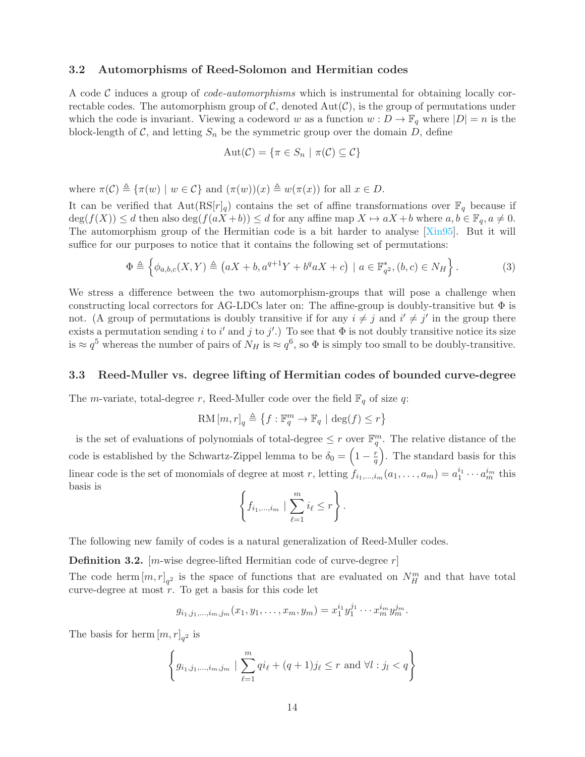### 3.2 Automorphisms of Reed-Solomon and Hermitian codes

A code $\mathcal{C}$ induces a group of *code-automorphisms* which is instrumental for obtaining locally correctable codes. The automorphism group of $\mathcal{C}$, denoted $\mathrm{Aut}(\mathcal{C})$, is the group of permutations under which the code is invariant. Viewing a codeword $w$ as a function $w : D \to \mathbb{F}_q$ where $|D| = n$ is the block-length of $\mathcal{C}$, and letting $S_n$ be the symmetric group over the domain $D$, define

$$\mathrm{Aut}(\mathcal{C}) = \{\pi \in S_n \mid \pi(\mathcal{C}) \subseteq \mathcal{C}\}$$

where $\pi(\mathcal{C}) \triangleq \{\pi(w) \mid w \in \mathcal{C}\}$ and $(\pi(w))(x) \triangleq w(\pi(x))$ for all $x \in D$.

It can be verified that $\mathrm{Aut}(\mathrm{RS}[r]_q)$ contains the set of affine transformations over $\mathbb{F}_q$ because if $\deg(f(X)) \leq d$ then also $\deg(f(aX + b)) \leq d$ for any affine map $X \mapsto aX + b$ where $a, b \in \mathbb{F}_q, a \neq 0$. The automorphism group of the Hermitian code is a bit harder to analyse [Xin95]. But it will suffice for our purposes to notice that it contains the following set of permutations:

$$\Phi \triangleq \left\{ \phi_{a,b,c}(X, Y) \triangleq \left(aX + b, a^{q+1}Y + b^q aX + c\right) \mid a \in \mathbb{F}_{q^2}^*, (b, c) \in N_H \right\}. \tag{3}$$

We stress a difference between the two automorphism-groups that will pose a challenge when constructing local correctors for AG-LDCs later on: The affine-group is doubly-transitive but $\Phi$ is not. (A group of permutations is doubly transitive if for any $i \neq j$ and $i' \neq j'$ in the group there exists a permutation sending $i$ to $i'$ and $j$ to $j'$.) To see that $\Phi$ is not doubly transitive notice its size is $\approx q^5$ whereas the number of pairs of $N_H$ is $\approx q^6$, so $\Phi$ is simply too small to be doubly-transitive.

### 3.3 Reed-Muller vs. degree lifting of Hermitian codes of bounded curve-degree

The $m$-variate, total-degree $r$, Reed-Muller code over the field $\mathbb{F}_q$ of size $q$:

$$\mathrm{RM}\,[m, r]_q \triangleq \left\{ f : \mathbb{F}_q^m \to \mathbb{F}_q \mid \deg(f) \leq r \right\}$$

is the set of evaluations of polynomials of total-degree $\leq r$ over $\mathbb{F}_q^m$. The relative distance of the code is established by the Schwartz-Zippel lemma to be $\delta_0 = \left(1 - \frac{r}{q}\right)$. The standard basis for this linear code is the set of monomials of degree at most $r$, letting $f_{i_1,\ldots,i_m}(a_1, \ldots, a_m) = a_1^{i_1} \cdots a_m^{i_m}$ this basis is

$$\left\{ f_{i_1,\ldots,i_m} \mid \sum_{\ell=1}^{m} i_\ell \leq r \right\}.$$

The following new family of codes is a natural generalization of Reed-Muller codes.

**Definition 3.2.** [$m$-wise degree-lifted Hermitian code of curve-degree $r$]
The code $\mathrm{herm}\,[m, r]_{q^2}$ is the space of functions that are evaluated on $N_H^m$ and that have total curve-degree at most $r$. To get a basis for this code let

$$g_{i_1,j_1,\ldots,i_m,j_m}(x_1, y_1, \ldots, x_m, y_m) = x_1^{i_1} y_1^{j_1} \cdots x_m^{i_m} y_m^{j_m}.$$

The basis for $\mathrm{herm}\,[m, r]_{q^2}$ is

$$\left\{ g_{i_1,j_1,\ldots,i_m,j_m} \mid \sum_{\ell=1}^{m} q i_\ell + (q+1) j_\ell \leq r \text{ and } \forall l : j_l < q \right\}$$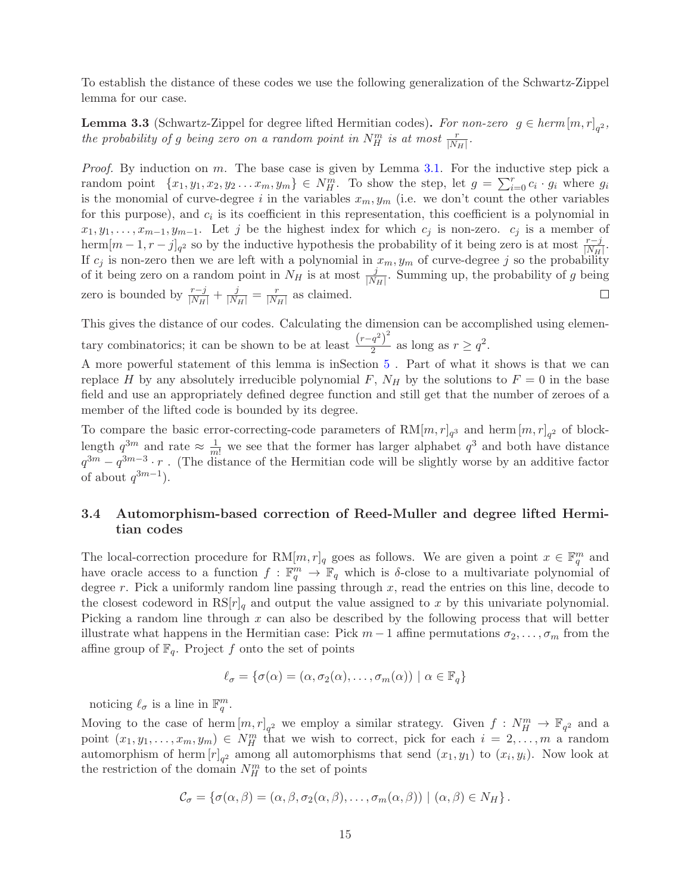To establish the distance of these codes we use the following generalization of the Schwartz-Zippel lemma for our case.

**Lemma 3.3** (Schwartz-Zippel for degree lifted Hermitian codes)**.** *For non-zero $g \in herm[m,r]_{q^2}$, the probability of $g$ being zero on a random point in $N_H^m$ is at most $\frac{r}{|N_H|}$.*

*Proof.* By induction on $m$. The base case is given by Lemma 3.1. For the inductive step pick a random point $\{x_1, y_1, x_2, y_2 \ldots x_m, y_m\} \in N_H^m$. To show the step, let $g = \sum_{i=0}^{r} c_i \cdot g_i$ where $g_i$ is the monomial of curve-degree $i$ in the variables $x_m, y_m$ (i.e. we don't count the other variables for this purpose), and $c_i$ is its coefficient in this representation, this coefficient is a polynomial in $x_1, y_1, \ldots, x_{m-1}, y_{m-1}$. Let $j$ be the highest index for which $c_j$ is non-zero. $c_j$ is a member of $\text{herm}[m-1, r-j]_{q^2}$ so by the inductive hypothesis the probability of it being zero is at most $\frac{r-j}{|N_H|}$. If $c_j$ is non-zero then we are left with a polynomial in $x_m, y_m$ of curve-degree $j$ so the probability of it being zero on a random point in $N_H$ is at most $\frac{j}{|N_H|}$. Summing up, the probability of $g$ being zero is bounded by $\frac{r-j}{|N_H|} + \frac{j}{|N_H|} = \frac{r}{|N_H|}$ as claimed. $\square$

This gives the distance of our codes. Calculating the dimension can be accomplished using elementary combinatorics; it can be shown to be at least $\frac{(r-q^2)^2}{2}$ as long as $r \geq q^2$.

A more powerful statement of this lemma is inSection 5 . Part of what it shows is that we can replace $H$ by any absolutely irreducible polynomial $F$, $N_H$ by the solutions to $F = 0$ in the base field and use an appropriately defined degree function and still get that the number of zeroes of a member of the lifted code is bounded by its degree.

To compare the basic error-correcting-code parameters of $\text{RM}[m,r]_{q^3}$ and $\text{herm}[m,r]_{q^2}$ of block-length $q^{3m}$ and rate $\approx \frac{1}{m!}$ we see that the former has larger alphabet $q^3$ and both have distance $q^{3m} - q^{3m-3} \cdot r$ . (The distance of the Hermitian code will be slightly worse by an additive factor of about $q^{3m-1}$).

### 3.4 Automorphism-based correction of Reed-Muller and degree lifted Hermitian codes

The local-correction procedure for $\text{RM}[m,r]_q$ goes as follows. We are given a point $x \in \mathbb{F}_q^m$ and have oracle access to a function $f : \mathbb{F}_q^m \to \mathbb{F}_q$ which is $\delta$-close to a multivariate polynomial of degree $r$. Pick a uniformly random line passing through $x$, read the entries on this line, decode to the closest codeword in $\text{RS}[r]_q$ and output the value assigned to $x$ by this univariate polynomial. Picking a random line through $x$ can also be described by the following process that will better illustrate what happens in the Hermitian case: Pick $m-1$ affine permutations $\sigma_2, \ldots, \sigma_m$ from the affine group of $\mathbb{F}_q$. Project $f$ onto the set of points

$$\ell_\sigma = \{\sigma(\alpha) = (\alpha, \sigma_2(\alpha), \ldots, \sigma_m(\alpha)) \mid \alpha \in \mathbb{F}_q\}$$

noticing $\ell_\sigma$ is a line in $\mathbb{F}_q^m$.

Moving to the case of $\text{herm}[m,r]_{q^2}$ we employ a similar strategy. Given $f : N_H^m \to \mathbb{F}_{q^2}$ and a point $(x_1, y_1, \ldots, x_m, y_m) \in N_H^m$ that we wish to correct, pick for each $i = 2, \ldots, m$ a random automorphism of $\text{herm}[r]_{q^2}$ among all automorphisms that send $(x_1, y_1)$ to $(x_i, y_i)$. Now look at the restriction of the domain $N_H^m$ to the set of points

$$\mathcal{C}_\sigma = \{\sigma(\alpha, \beta) = (\alpha, \beta, \sigma_2(\alpha, \beta), \ldots, \sigma_m(\alpha, \beta)) \mid (\alpha, \beta) \in N_H\}.$$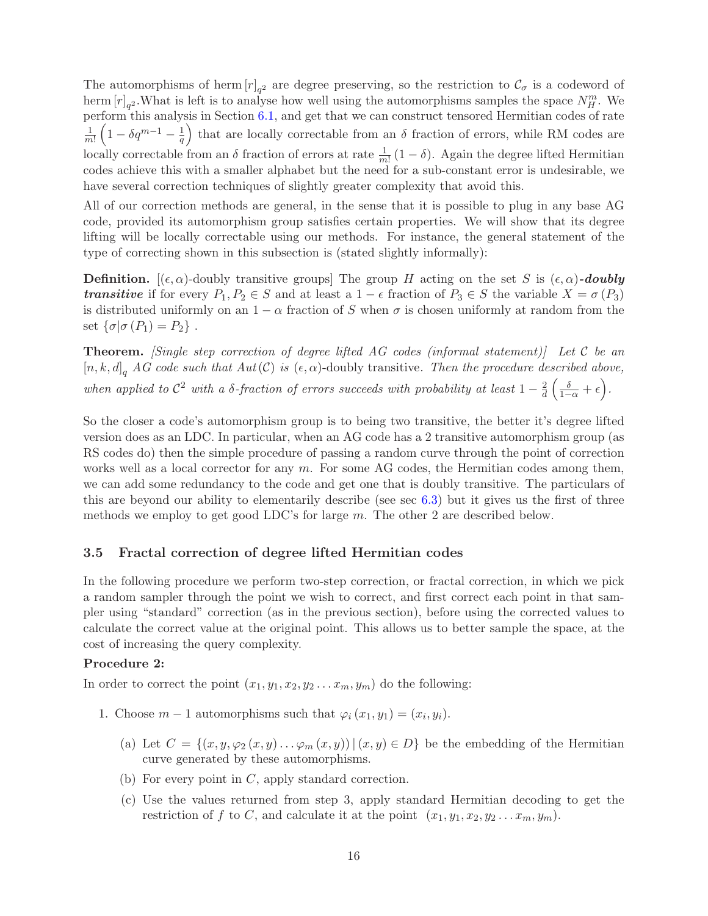The automorphisms of herm $[r]_{q^2}$ are degree preserving, so the restriction to $\mathcal{C}_\sigma$ is a codeword of herm $[r]_{q^2}$.What is left is to analyse how well using the automorphisms samples the space $N_H^m$. We perform this analysis in Section 6.1, and get that we can construct tensored Hermitian codes of rate $\frac{1}{m!}\left(1-\delta q^{m-1}-\frac{1}{q}\right)$ that are locally correctable from an $\delta$ fraction of errors, while RM codes are locally correctable from an $\delta$ fraction of errors at rate $\frac{1}{m!}(1-\delta)$. Again the degree lifted Hermitian codes achieve this with a smaller alphabet but the need for a sub-constant error is undesirable, we have several correction techniques of slightly greater complexity that avoid this.

All of our correction methods are general, in the sense that it is possible to plug in any base AG code, provided its automorphism group satisfies certain properties. We will show that its degree lifting will be locally correctable using our methods. For instance, the general statement of the type of correcting shown in this subsection is (stated slightly informally):

**Definition.** [$(\epsilon,\alpha)$-doubly transitive groups] The group $H$ acting on the set $S$ is $(\epsilon,\alpha)$***-doubly transitive*** if for every $P_1,P_2\in S$ and at least a $1-\epsilon$ fraction of $P_3\in S$ the variable $X=\sigma(P_3)$ is distributed uniformly on an $1-\alpha$ fraction of $S$ when $\sigma$ is chosen uniformly at random from the set $\{\sigma|\sigma(P_1)=P_2\}$ .

**Theorem.** *[Single step correction of degree lifted AG codes (informal statement)] Let $\mathcal{C}$ be an $[n,k,d]_q$ AG code such that $Aut(\mathcal{C})$ is $(\epsilon,\alpha)$-doubly transitive. Then the procedure described above, when applied to $\mathcal{C}^2$ with a $\delta$-fraction of errors succeeds with probability at least $1-\frac{2}{d}\left(\frac{\delta}{1-\alpha}+\epsilon\right)$.*

So the closer a code's automorphism group is to being two transitive, the better it's degree lifted version does as an LDC. In particular, when an AG code has a 2 transitive automorphism group (as RS codes do) then the simple procedure of passing a random curve through the point of correction works well as a local corrector for any $m$. For some AG codes, the Hermitian codes among them, we can add some redundancy to the code and get one that is doubly transitive. The particulars of this are beyond our ability to elementarily describe (see sec 6.3) but it gives us the first of three methods we employ to get good LDC's for large $m$. The other 2 are described below.

### 3.5 Fractal correction of degree lifted Hermitian codes

In the following procedure we perform two-step correction, or fractal correction, in which we pick a random sampler through the point we wish to correct, and first correct each point in that sampler using "standard" correction (as in the previous section), before using the corrected values to calculate the correct value at the original point. This allows us to better sample the space, at the cost of increasing the query complexity.

**Procedure 2:**

In order to correct the point $(x_1,y_1,x_2,y_2\ldots x_m,y_m)$ do the following:

1. Choose $m-1$ automorphisms such that $\varphi_i(x_1,y_1)=(x_i,y_i)$.
   (a) Let $C=\{(x,y,\varphi_2(x,y)\ldots\varphi_m(x,y))\,|\,(x,y)\in D\}$ be the embedding of the Hermitian curve generated by these automorphisms.
   (b) For every point in $C$, apply standard correction.
   (c) Use the values returned from step 3, apply standard Hermitian decoding to get the restriction of $f$ to $C$, and calculate it at the point $(x_1,y_1,x_2,y_2\ldots x_m,y_m)$.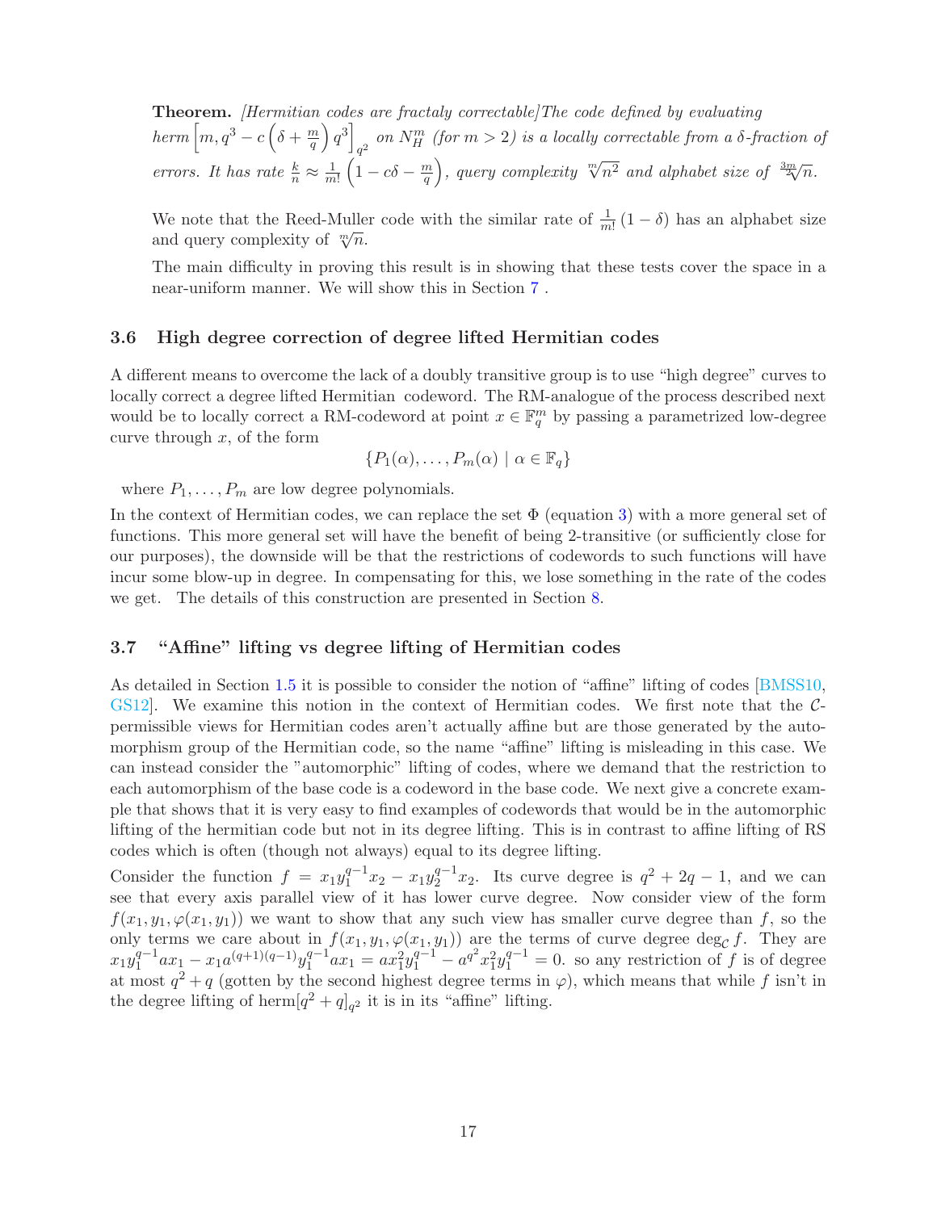**Theorem.** *[Hermitian codes are fractaly correctable]The code defined by evaluating herm* $\left[m, q^3 - c\left(\delta + \frac{m}{q}\right)q^3\right]_{q^2}$ *on* $N_H^m$ *(for* $m > 2$*) is a locally correctable from a* $\delta$*-fraction of errors. It has rate* $\frac{k}{n} \approx \frac{1}{m!}\left(1 - c\delta - \frac{m}{q}\right)$*, query complexity* $\sqrt[m]{n^2}$ *and alphabet size of* $\sqrt[\frac{3m}{2}]{n}$*.*

We note that the Reed-Muller code with the similar rate of $\frac{1}{m!}(1-\delta)$ has an alphabet size and query complexity of $\sqrt[m]{n}$.

The main difficulty in proving this result is in showing that these tests cover the space in a near-uniform manner. We will show this in Section 7 .

### 3.6 High degree correction of degree lifted Hermitian codes

A different means to overcome the lack of a doubly transitive group is to use "high degree" curves to locally correct a degree lifted Hermitian codeword. The RM-analogue of the process described next would be to locally correct a RM-codeword at point $x \in \mathbb{F}_q^m$ by passing a parametrized low-degree curve through $x$, of the form

$$\{P_1(\alpha), \ldots, P_m(\alpha) \mid \alpha \in \mathbb{F}_q\}$$

where $P_1, \ldots, P_m$ are low degree polynomials.

In the context of Hermitian codes, we can replace the set $\Phi$ (equation 3) with a more general set of functions. This more general set will have the benefit of being 2-transitive (or sufficiently close for our purposes), the downside will be that the restrictions of codewords to such functions will have incur some blow-up in degree. In compensating for this, we lose something in the rate of the codes we get. The details of this construction are presented in Section 8.

### 3.7 "Affine" lifting vs degree lifting of Hermitian codes

As detailed in Section 1.5 it is possible to consider the notion of "affine" lifting of codes [BMSS10, GS12]. We examine this notion in the context of Hermitian codes. We first note that the $\mathcal{C}$-permissible views for Hermitian codes aren't actually affine but are those generated by the automorphism group of the Hermitian code, so the name "affine" lifting is misleading in this case. We can instead consider the "automorphic" lifting of codes, where we demand that the restriction to each automorphism of the base code is a codeword in the base code. We next give a concrete example that shows that it is very easy to find examples of codewords that would be in the automorphic lifting of the hermitian code but not in its degree lifting. This is in contrast to affine lifting of RS codes which is often (though not always) equal to its degree lifting.

Consider the function $f = x_1 y_1^{q-1} x_2 - x_1 y_2^{q-1} x_2$. Its curve degree is $q^2 + 2q - 1$, and we can see that every axis parallel view of it has lower curve degree. Now consider view of the form $f(x_1, y_1, \varphi(x_1, y_1))$ we want to show that any such view has smaller curve degree than $f$, so the only terms we care about in $f(x_1, y_1, \varphi(x_1, y_1))$ are the terms of curve degree $\deg_{\mathcal{C}} f$. They are $x_1 y_1^{q-1} a x_1 - x_1 a^{(q+1)(q-1)} y_1^{q-1} a x_1 = a x_1^2 y_1^{q-1} - a^{q^2} x_1^2 y_1^{q-1} = 0$. so any restriction of $f$ is of degree at most $q^2 + q$ (gotten by the second highest degree terms in $\varphi$), which means that while $f$ isn't in the degree lifting of $\text{herm}[q^2 + q]_{q^2}$ it is in its "affine" lifting.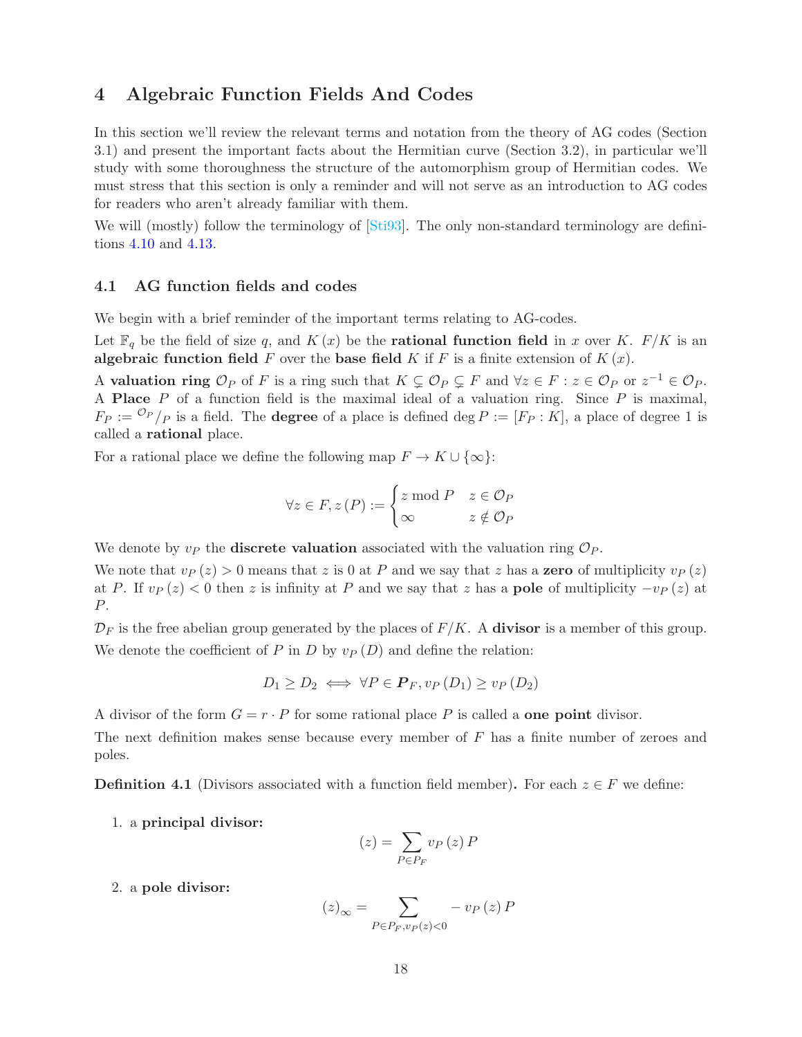# 4 Algebraic Function Fields And Codes

In this section we'll review the relevant terms and notation from the theory of AG codes (Section 3.1) and present the important facts about the Hermitian curve (Section 3.2), in particular we'll study with some thoroughness the structure of the automorphism group of Hermitian codes. We must stress that this section is only a reminder and will not serve as an introduction to AG codes for readers who aren't already familiar with them.

We will (mostly) follow the terminology of [Sti93]. The only non-standard terminology are definitions 4.10 and 4.13.

## 4.1 AG function fields and codes

We begin with a brief reminder of the important terms relating to AG-codes.

Let $\mathbb{F}_q$ be the field of size $q$, and $K(x)$ be the **rational function field** in $x$ over $K$. $F/K$ is an **algebraic function field** $F$ over the **base field** $K$ if $F$ is a finite extension of $K(x)$.

A **valuation ring** $\mathcal{O}_P$ of $F$ is a ring such that $K \subsetneq \mathcal{O}_P \subsetneq F$ and $\forall z \in F : z \in \mathcal{O}_P$ or $z^{-1} \in \mathcal{O}_P$. A **Place** $P$ of a function field is the maximal ideal of a valuation ring. Since $P$ is maximal, $F_P := {}^{\mathcal{O}_P}/_{P}$ is a field. The **degree** of a place is defined $\deg P := [F_P : K]$, a place of degree 1 is called a **rational** place.

For a rational place we define the following map $F \to K \cup \{\infty\}$:

$$\forall z \in F, z(P) := \begin{cases} z \bmod P & z \in \mathcal{O}_P \\ \infty & z \notin \mathcal{O}_P \end{cases}$$

We denote by $v_P$ the **discrete valuation** associated with the valuation ring $\mathcal{O}_P$.

We note that $v_P(z) > 0$ means that $z$ is 0 at $P$ and we say that $z$ has a **zero** of multiplicity $v_P(z)$ at $P$. If $v_P(z) < 0$ then $z$ is infinity at $P$ and we say that $z$ has a **pole** of multiplicity $-v_P(z)$ at $P$.

$\mathcal{D}_F$ is the free abelian group generated by the places of $F/K$. A **divisor** is a member of this group. We denote the coefficient of $P$ in $D$ by $v_P(D)$ and define the relation:

$$D_1 \geq D_2 \iff \forall P \in \boldsymbol{P}_F, v_P(D_1) \geq v_P(D_2)$$

A divisor of the form $G = r \cdot P$ for some rational place $P$ is called a **one point** divisor.

The next definition makes sense because every member of $F$ has a finite number of zeroes and poles.

**Definition 4.1** (Divisors associated with a function field member)**.** For each $z \in F$ we define:

1. a **principal divisor:**
$$(z) = \sum_{P \in P_F} v_P(z) P$$

2. a **pole divisor:**
$$(z)_\infty = \sum_{P \in P_F, v_P(z) < 0} -v_P(z) P$$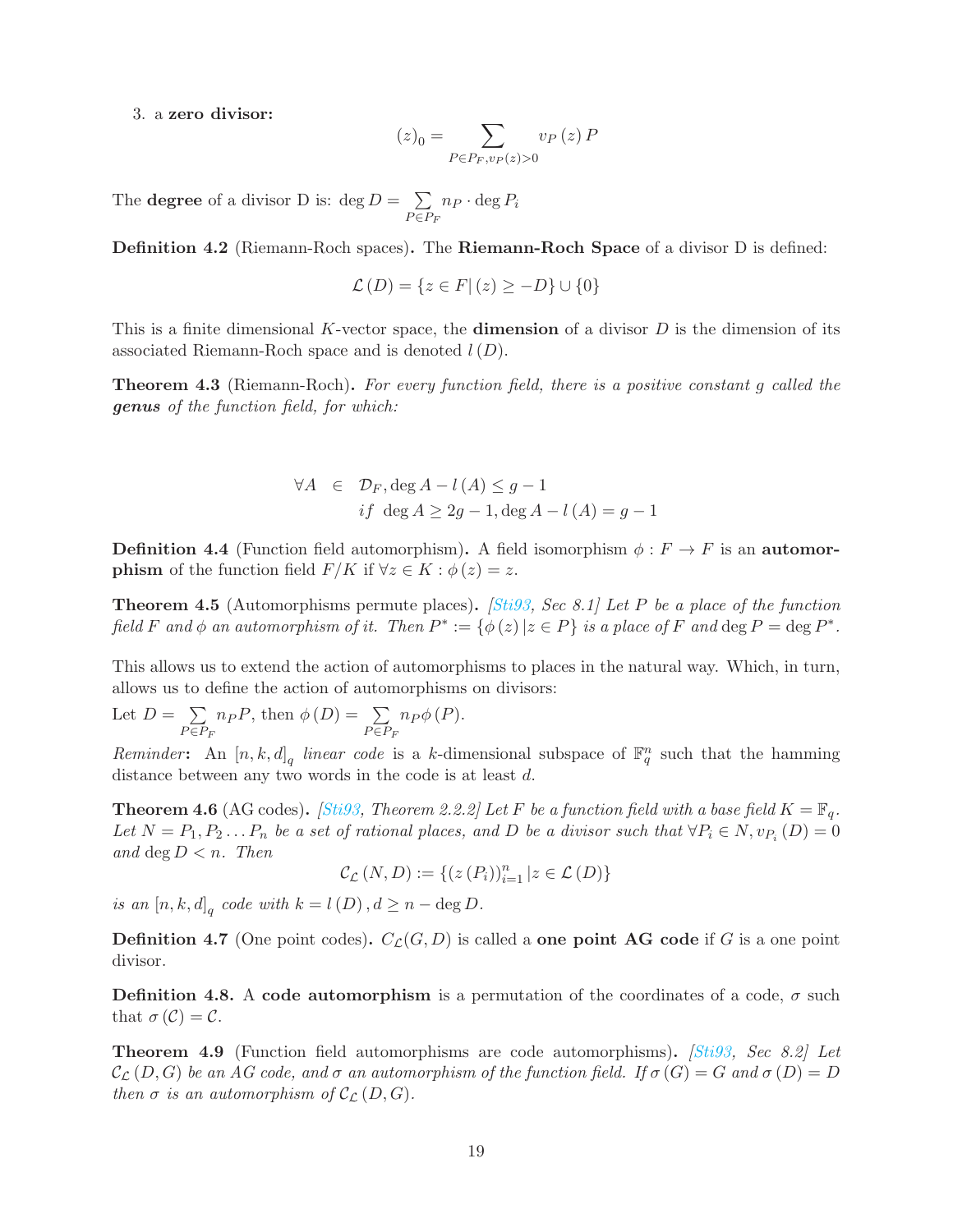3. a **zero divisor:**

$$(z)_0 = \sum_{P \in P_F, v_P(z) > 0} v_P(z) \, P$$

The **degree** of a divisor D is: $\deg D = \sum_{P \in P_F} n_P \cdot \deg P_i$

**Definition 4.2** (Riemann-Roch spaces)**.** The **Riemann-Roch Space** of a divisor D is defined:

$$\mathcal{L}(D) = \{z \in F | \, (z) \geq -D\} \cup \{0\}$$

This is a finite dimensional $K$-vector space, the **dimension** of a divisor $D$ is the dimension of its associated Riemann-Roch space and is denoted $l(D)$.

**Theorem 4.3** (Riemann-Roch)**.** *For every function field, there is a positive constant g called the* ***genus*** *of the function field, for which:*

$$\begin{aligned} \forall A \ &\in \ \mathcal{D}_F, \deg A - l(A) \leq g - 1 \\ &if \ \deg A \geq 2g - 1, \deg A - l(A) = g - 1 \end{aligned}$$

**Definition 4.4** (Function field automorphism)**.** A field isomorphism $\phi : F \to F$ is an **automorphism** of the function field $F/K$ if $\forall z \in K : \phi(z) = z$.

**Theorem 4.5** (Automorphisms permute places)**.** *[Sti93, Sec 8.1] Let $P$ be a place of the function field $F$ and $\phi$ an automorphism of it. Then $P^* := \{\phi(z) \, | z \in P\}$ is a place of $F$ and $\deg P = \deg P^*$.*

This allows us to extend the action of automorphisms to places in the natural way. Which, in turn, allows us to define the action of automorphisms on divisors:

Let $D = \sum_{P \in P_F} n_P P$, then $\phi(D) = \sum_{P \in P_F} n_P \phi(P)$.

*Reminder***:** An $[n, k, d]_q$ *linear code* is a $k$-dimensional subspace of $\mathbb{F}_q^n$ such that the hamming distance between any two words in the code is at least $d$.

**Theorem 4.6** (AG codes)**.** *[Sti93, Theorem 2.2.2] Let $F$ be a function field with a base field $K = \mathbb{F}_q$. Let $N = P_1, P_2 \ldots P_n$ be a set of rational places, and $D$ be a divisor such that $\forall P_i \in N, v_{P_i}(D) = 0$ and $\deg D < n$. Then*

$$\mathcal{C}_{\mathcal{L}}(N, D) := \{(z(P_i))_{i=1}^n \, | z \in \mathcal{L}(D)\}$$

*is an $[n, k, d]_q$ code with $k = l(D), d \geq n - \deg D$.*

**Definition 4.7** (One point codes)**.** $C_{\mathcal{L}}(G, D)$ is called a **one point AG code** if $G$ is a one point divisor.

**Definition 4.8.** A **code automorphism** is a permutation of the coordinates of a code, $\sigma$ such that $\sigma(\mathcal{C}) = \mathcal{C}$.

**Theorem 4.9** (Function field automorphisms are code automorphisms)**.** *[Sti93, Sec 8.2] Let $\mathcal{C}_{\mathcal{L}}(D, G)$ be an AG code, and $\sigma$ an automorphism of the function field. If $\sigma(G) = G$ and $\sigma(D) = D$ then $\sigma$ is an automorphism of $\mathcal{C}_{\mathcal{L}}(D, G)$.*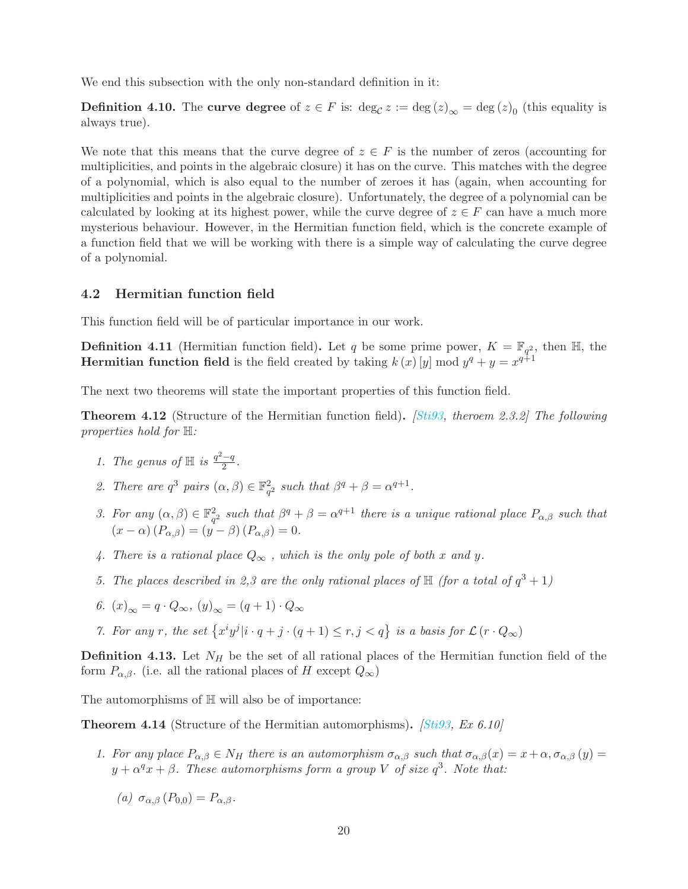We end this subsection with the only non-standard definition in it:

**Definition 4.10.** The **curve degree** of $z \in F$ is: $\deg_{\mathcal{C}} z := \deg(z)_\infty = \deg(z)_0$ (this equality is always true).

We note that this means that the curve degree of $z \in F$ is the number of zeros (accounting for multiplicities, and points in the algebraic closure) it has on the curve. This matches with the degree of a polynomial, which is also equal to the number of zeroes it has (again, when accounting for multiplicities and points in the algebraic closure). Unfortunately, the degree of a polynomial can be calculated by looking at its highest power, while the curve degree of $z \in F$ can have a much more mysterious behaviour. However, in the Hermitian function field, which is the concrete example of a function field that we will be working with there is a simple way of calculating the curve degree of a polynomial.

## 4.2 Hermitian function field

This function field will be of particular importance in our work.

**Definition 4.11** (Hermitian function field)**.** Let $q$ be some prime power, $K = \mathbb{F}_{q^2}$, then $\mathbb{H}$, the **Hermitian function field** is the field created by taking $k(x)[y] \bmod y^q + y = x^{q+1}$

The next two theorems will state the important properties of this function field.

**Theorem 4.12** (Structure of the Hermitian function field)**.** *[Sti93, theroem 2.3.2] The following properties hold for $\mathbb{H}$:*

1. *The genus of $\mathbb{H}$ is $\frac{q^2-q}{2}$.*
2. *There are $q^3$ pairs $(\alpha, \beta) \in \mathbb{F}_{q^2}^2$ such that $\beta^q + \beta = \alpha^{q+1}$.*
3. *For any $(\alpha, \beta) \in \mathbb{F}_{q^2}^2$ such that $\beta^q + \beta = \alpha^{q+1}$ there is a unique rational place $P_{\alpha,\beta}$ such that $(x - \alpha)(P_{\alpha,\beta}) = (y - \beta)(P_{\alpha,\beta}) = 0$.*
4. *There is a rational place $Q_\infty$ , which is the only pole of both $x$ and $y$.*
5. *The places described in 2,3 are the only rational places of $\mathbb{H}$ (for a total of $q^3 + 1$)*
6. *$(x)_\infty = q \cdot Q_\infty$, $(y)_\infty = (q + 1) \cdot Q_\infty$*
7. *For any $r$, the set $\left\{x^i y^j | i \cdot q + j \cdot (q + 1) \leq r, j < q\right\}$ is a basis for $\mathcal{L}(r \cdot Q_\infty)$*

**Definition 4.13.** Let $N_H$ be the set of all rational places of the Hermitian function field of the form $P_{\alpha,\beta}$. (i.e. all the rational places of $H$ except $Q_\infty$)

The automorphisms of $\mathbb{H}$ will also be of importance:

**Theorem 4.14** (Structure of the Hermitian automorphisms)**.** *[Sti93, Ex 6.10]*

1. *For any place $P_{\alpha,\beta} \in N_H$ there is an automorphism $\sigma_{\alpha,\beta}$ such that $\sigma_{\alpha,\beta}(x) = x + \alpha, \sigma_{\alpha,\beta}(y) = y + \alpha^q x + \beta$. These automorphisms form a group $V$ of size $q^3$. Note that:*
   
   *(a) $\sigma_{\alpha,\beta}(P_{0,0}) = P_{\alpha,\beta}$.*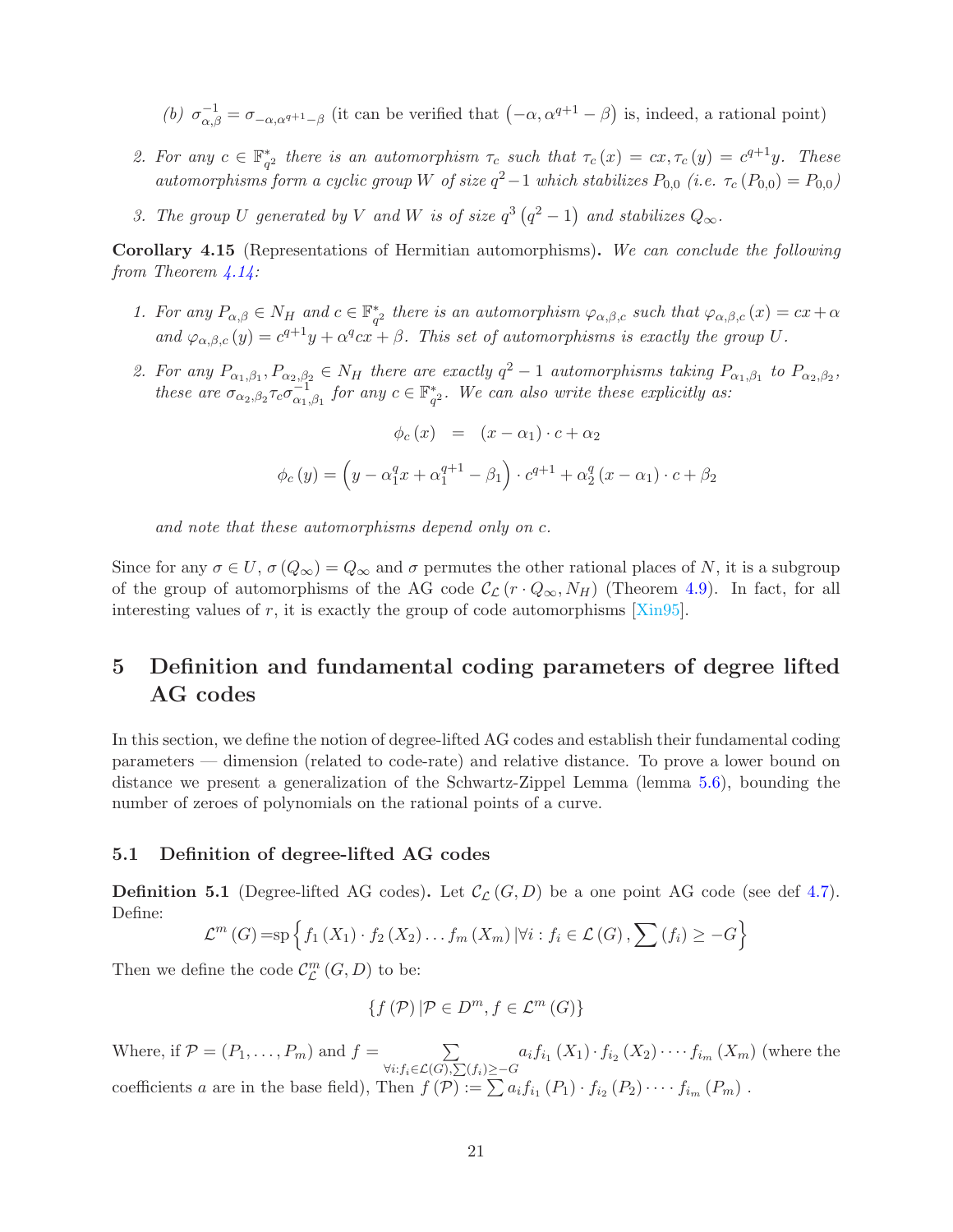*(b)* $\sigma_{\alpha,\beta}^{-1} = \sigma_{-\alpha,\alpha^{q+1}-\beta}$ (it can be verified that $\left(-\alpha, \alpha^{q+1} - \beta\right)$ is, indeed, a rational point)

2. *For any* $c \in \mathbb{F}_{q^2}^*$ *there is an automorphism* $\tau_c$ *such that* $\tau_c(x) = cx, \tau_c(y) = c^{q+1}y$*. These automorphisms form a cyclic group* $W$ *of size* $q^2-1$ *which stabilizes* $P_{0,0}$ *(i.e.* $\tau_c(P_{0,0}) = P_{0,0}$*)*

3. *The group* $U$ *generated by* $V$ *and* $W$ *is of size* $q^3\left(q^2-1\right)$ *and stabilizes* $Q_\infty$*.*

**Corollary 4.15** (Representations of Hermitian automorphisms)**.** *We can conclude the following from Theorem 4.14:*

1. *For any* $P_{\alpha,\beta} \in N_H$ *and* $c \in \mathbb{F}_{q^2}^*$ *there is an automorphism* $\varphi_{\alpha,\beta,c}$ *such that* $\varphi_{\alpha,\beta,c}(x) = cx + \alpha$ *and* $\varphi_{\alpha,\beta,c}(y) = c^{q+1}y + \alpha^q cx + \beta$*. This set of automorphisms is exactly the group* $U$*.*

2. *For any* $P_{\alpha_1,\beta_1}, P_{\alpha_2,\beta_2} \in N_H$ *there are exactly* $q^2-1$ *automorphisms taking* $P_{\alpha_1,\beta_1}$ *to* $P_{\alpha_2,\beta_2}$*, these are* $\sigma_{\alpha_2,\beta_2}\tau_c\sigma_{\alpha_1,\beta_1}^{-1}$ *for any* $c \in \mathbb{F}_{q^2}^*$*. We can also write these explicitly as:*

$$\phi_c(x) \;=\; (x-\alpha_1)\cdot c + \alpha_2$$

$$\phi_c(y) = \left(y - \alpha_1^q x + \alpha_1^{q+1} - \beta_1\right)\cdot c^{q+1} + \alpha_2^q(x-\alpha_1)\cdot c + \beta_2$$

*and note that these automorphisms depend only on* $c$*.*

Since for any $\sigma \in U$, $\sigma(Q_\infty) = Q_\infty$ and $\sigma$ permutes the other rational places of $N$, it is a subgroup of the group of automorphisms of the AG code $\mathcal{C}_{\mathcal{L}}(r \cdot Q_\infty, N_H)$ (Theorem 4.9). In fact, for all interesting values of $r$, it is exactly the group of code automorphisms [Xin95].

# 5 Definition and fundamental coding parameters of degree lifted AG codes

In this section, we define the notion of degree-lifted AG codes and establish their fundamental coding parameters — dimension (related to code-rate) and relative distance. To prove a lower bound on distance we present a generalization of the Schwartz-Zippel Lemma (lemma 5.6), bounding the number of zeroes of polynomials on the rational points of a curve.

## 5.1 Definition of degree-lifted AG codes

**Definition 5.1** (Degree-lifted AG codes)**.** Let $\mathcal{C}_{\mathcal{L}}(G, D)$ be a one point AG code (see def 4.7). Define:

$$\mathcal{L}^m(G) = \mathrm{sp}\left\{f_1(X_1)\cdot f_2(X_2)\dots f_m(X_m) \,|\, \forall i: f_i \in \mathcal{L}(G), \sum (f_i) \geq -G\right\}$$

Then we define the code $\mathcal{C}_{\mathcal{L}}^m(G, D)$ to be:

$$\{f(\mathcal{P}) \,|\, \mathcal{P} \in D^m, f \in \mathcal{L}^m(G)\}$$

Where, if $\mathcal{P} = (P_1, \dots, P_m)$ and $f = \sum_{\forall i: f_i \in \mathcal{L}(G), \sum(f_i) \geq -G} a_i f_{i_1}(X_1)\cdot f_{i_2}(X_2)\cdot\dots\cdot f_{i_m}(X_m)$ (where the coefficients $a$ are in the base field), Then $f(\mathcal{P}) := \sum a_i f_{i_1}(P_1)\cdot f_{i_2}(P_2)\cdot\dots\cdot f_{i_m}(P_m)$ .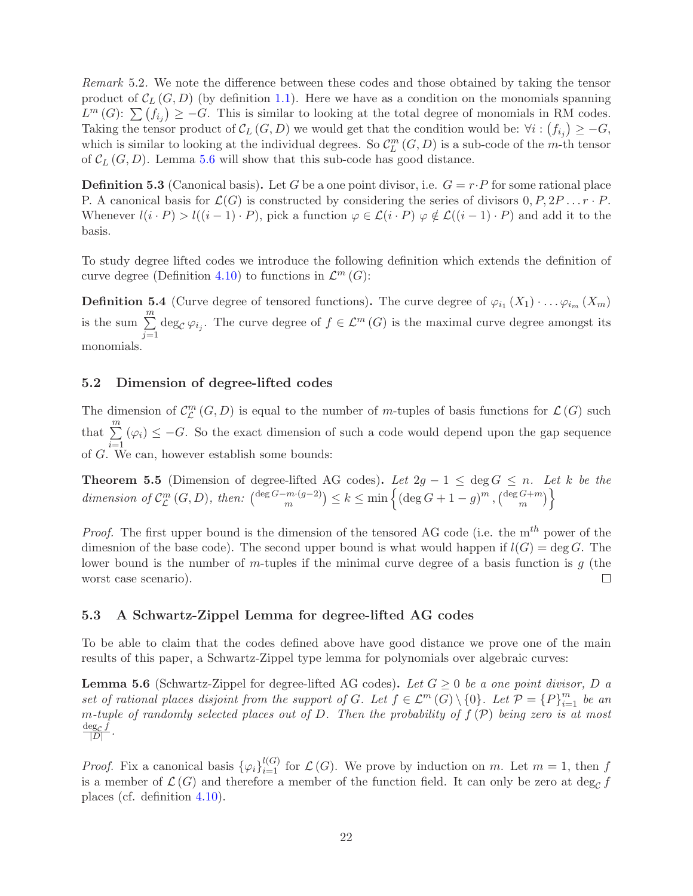*Remark* 5.2. We note the difference between these codes and those obtained by taking the tensor product of $\mathcal{C}_L(G, D)$ (by definition 1.1). Here we have as a condition on the monomials spanning $L^m(G)$: $\sum (f_{i_j}) \geq -G$. This is similar to looking at the total degree of monomials in RM codes. Taking the tensor product of $\mathcal{C}_L(G, D)$ we would get that the condition would be: $\forall i : (f_{i_j}) \geq -G$, which is similar to looking at the individual degrees. So $\mathcal{C}_L^m(G, D)$ is a sub-code of the $m$-th tensor of $\mathcal{C}_L(G, D)$. Lemma 5.6 will show that this sub-code has good distance.

**Definition 5.3** (Canonical basis)**.** Let $G$ be a one point divisor, i.e. $G = r \cdot P$ for some rational place P. A canonical basis for $\mathcal{L}(G)$ is constructed by considering the series of divisors $0, P, 2P \ldots r \cdot P$. Whenever $l(i \cdot P) > l((i-1) \cdot P)$, pick a function $\varphi \in \mathcal{L}(i \cdot P)$ $\varphi \notin \mathcal{L}((i-1) \cdot P)$ and add it to the basis.

To study degree lifted codes we introduce the following definition which extends the definition of curve degree (Definition 4.10) to functions in $\mathcal{L}^m(G)$:

**Definition 5.4** (Curve degree of tensored functions)**.** The curve degree of $\varphi_{i_1}(X_1) \cdot \ldots \varphi_{i_m}(X_m)$ is the sum $\sum_{j=1}^{m} \deg_{\mathcal{C}} \varphi_{i_j}$. The curve degree of $f \in \mathcal{L}^m(G)$ is the maximal curve degree amongst its monomials.

## 5.2 Dimension of degree-lifted codes

The dimension of $\mathcal{C}_{\mathcal{L}}^m(G, D)$ is equal to the number of $m$-tuples of basis functions for $\mathcal{L}(G)$ such that $\sum_{i=1}^{m} (\varphi_i) \leq -G$. So the exact dimension of such a code would depend upon the gap sequence of $G$. We can, however establish some bounds:

**Theorem 5.5** (Dimension of degree-lifted AG codes)**.** *Let $2g - 1 \leq \deg G \leq n$. Let $k$ be the dimension of $\mathcal{C}_{\mathcal{L}}^m(G, D)$, then:* $\binom{\deg G - m \cdot (g-2)}{m} \leq k \leq \min\left\{ (\deg G + 1 - g)^m, \binom{\deg G + m}{m} \right\}$

*Proof.* The first upper bound is the dimension of the tensored AG code (i.e. the m$^{th}$ power of the dimesnion of the base code). The second upper bound is what would happen if $l(G) = \deg G$. The lower bound is the number of $m$-tuples if the minimal curve degree of a basis function is $g$ (the worst case scenario). □

## 5.3 A Schwartz-Zippel Lemma for degree-lifted AG codes

To be able to claim that the codes defined above have good distance we prove one of the main results of this paper, a Schwartz-Zippel type lemma for polynomials over algebraic curves:

**Lemma 5.6** (Schwartz-Zippel for degree-lifted AG codes)**.** *Let $G \geq 0$ be a one point divisor, $D$ a set of rational places disjoint from the support of $G$. Let $f \in \mathcal{L}^m(G) \setminus \{0\}$. Let $\mathcal{P} = \{P\}_{i=1}^{m}$ be an $m$-tuple of randomly selected places out of $D$. Then the probability of $f(\mathcal{P})$ being zero is at most* $\frac{\deg_{\mathcal{C}} f}{|D|}$.

*Proof.* Fix a canonical basis $\{\varphi_i\}_{i=1}^{l(G)}$ for $\mathcal{L}(G)$. We prove by induction on $m$. Let $m = 1$, then $f$ is a member of $\mathcal{L}(G)$ and therefore a member of the function field. It can only be zero at $\deg_{\mathcal{C}} f$ places (cf. definition 4.10).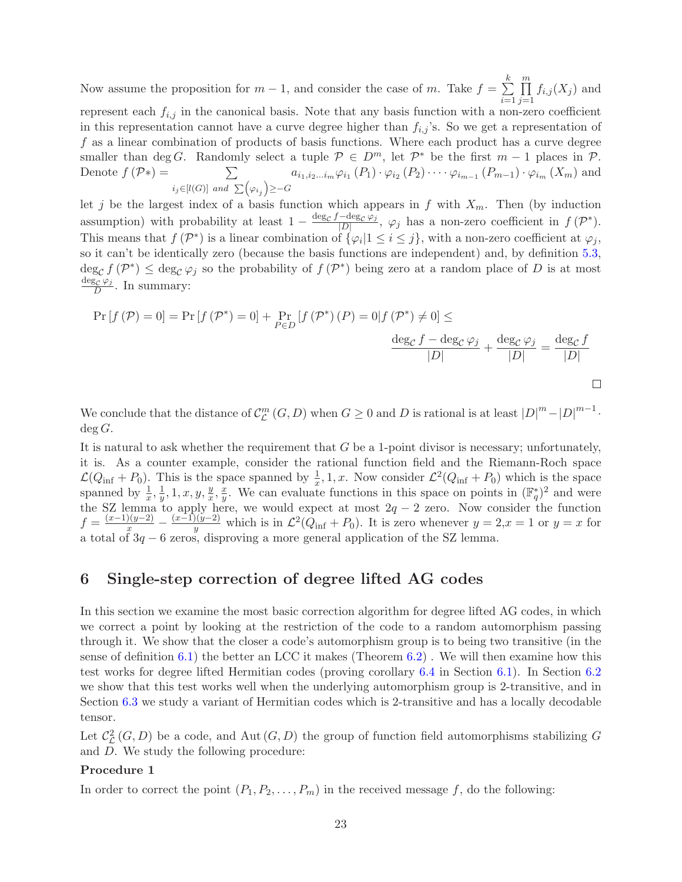Now assume the proposition for $m-1$, and consider the case of $m$. Take $f = \sum_{i=1}^{k} \prod_{j=1}^{m} f_{i,j}(X_j)$ and represent each $f_{i,j}$ in the canonical basis. Note that any basis function with a non-zero coefficient in this representation cannot have a curve degree higher than $f_{i,j}$'s. So we get a representation of $f$ as a linear combination of products of basis functions. Where each product has a curve degree smaller than $\deg G$. Randomly select a tuple $\mathcal{P} \in D^m$, let $\mathcal{P}^*$ be the first $m-1$ places in $\mathcal{P}$. Denote $f(\mathcal{P}*) = \sum_{i_j \in [l(G)] \text{ and } \sum(\varphi_{i_j}) \geq -G} a_{i_1, i_2 \ldots i_m} \varphi_{i_1}(P_1) \cdot \varphi_{i_2}(P_2) \cdot \cdots \cdot \varphi_{i_{m-1}}(P_{m-1}) \cdot \varphi_{i_m}(X_m)$ and let $j$ be the largest index of a basis function which appears in $f$ with $X_m$. Then (by induction assumption) with probability at least $1 - \frac{\deg_{\mathcal{C}} f - \deg_{\mathcal{C}} \varphi_j}{|D|}$, $\varphi_j$ has a non-zero coefficient in $f(\mathcal{P}^*)$. This means that $f(\mathcal{P}^*)$ is a linear combination of $\{\varphi_i | 1 \leq i \leq j\}$, with a non-zero coefficient at $\varphi_j$, so it can't be identically zero (because the basis functions are independent) and, by definition 5.3, $\deg_{\mathcal{C}} f(\mathcal{P}^*) \leq \deg_{\mathcal{C}} \varphi_j$ so the probability of $f(\mathcal{P}^*)$ being zero at a random place of $D$ is at most $\frac{\deg_{\mathcal{C}} \varphi_j}{D}$. In summary:

$$\Pr[f(\mathcal{P}) = 0] = \Pr[f(\mathcal{P}^*) = 0] + \Pr_{P \in D}[f(\mathcal{P}^*)(P) = 0 | f(\mathcal{P}^*) \neq 0] \leq \frac{\deg_{\mathcal{C}} f - \deg_{\mathcal{C}} \varphi_j}{|D|} + \frac{\deg_{\mathcal{C}} \varphi_j}{|D|} = \frac{\deg_{\mathcal{C}} f}{|D|}$$

□

We conclude that the distance of $\mathcal{C}_{\mathcal{L}}^m(G, D)$ when $G \geq 0$ and $D$ is rational is at least $|D|^m - |D|^{m-1} \cdot \deg G$.

It is natural to ask whether the requirement that $G$ be a 1-point divisor is necessary; unfortunately, it is. As a counter example, consider the rational function field and the Riemann-Roch space $\mathcal{L}(Q_{\inf} + P_0)$. This is the space spanned by $\frac{1}{x}, 1, x$. Now consider $\mathcal{L}^2(Q_{\inf} + P_0)$ which is the space spanned by $\frac{1}{x}, \frac{1}{y}, 1, x, y, \frac{y}{x}, \frac{x}{y}$. We can evaluate functions in this space on points in $(\mathbb{F}_q^*)^2$ and were the SZ lemma to apply here, we would expect at most $2q-2$ zero. Now consider the function $f = \frac{(x-1)(y-2)}{x} - \frac{(x-1)(y-2)}{y}$ which is in $\mathcal{L}^2(Q_{\inf} + P_0)$. It is zero whenever $y = 2, x = 1$ or $y = x$ for a total of $3q - 6$ zeros, disproving a more general application of the SZ lemma.

## 6 Single-step correction of degree lifted AG codes

In this section we examine the most basic correction algorithm for degree lifted AG codes, in which we correct a point by looking at the restriction of the code to a random automorphism passing through it. We show that the closer a code's automorphism group is to being two transitive (in the sense of definition 6.1) the better an LCC it makes (Theorem 6.2) . We will then examine how this test works for degree lifted Hermitian codes (proving corollary 6.4 in Section 6.1). In Section 6.2 we show that this test works well when the underlying automorphism group is 2-transitive, and in Section 6.3 we study a variant of Hermitian codes which is 2-transitive and has a locally decodable tensor.

Let $\mathcal{C}_{\mathcal{L}}^2(G, D)$ be a code, and $\mathrm{Aut}(G, D)$ the group of function field automorphisms stabilizing $G$ and $D$. We study the following procedure:

**Procedure 1**

In order to correct the point $(P_1, P_2, \ldots, P_m)$ in the received message $f$, do the following: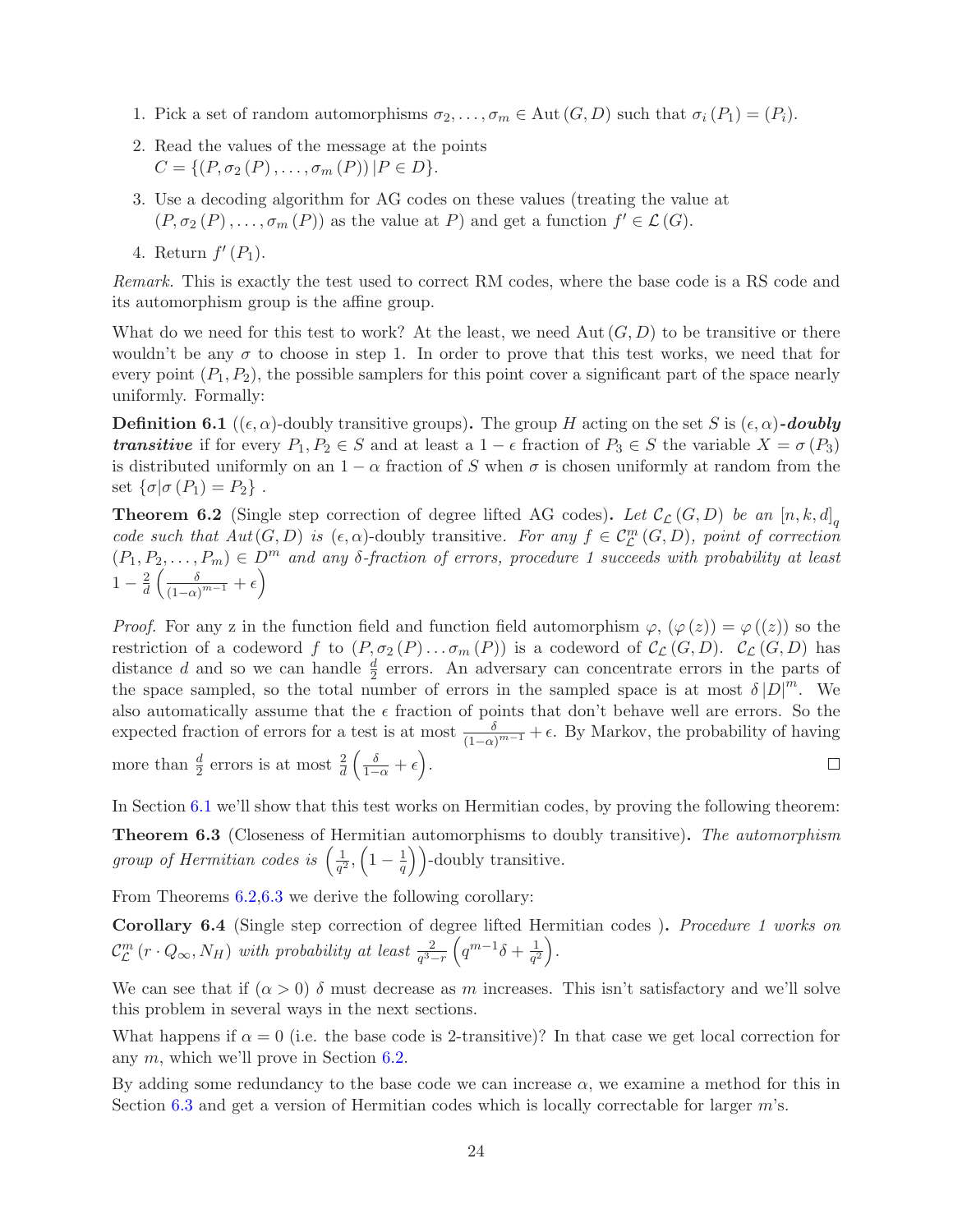1. Pick a set of random automorphisms $\sigma_2, \ldots, \sigma_m \in \mathrm{Aut}(G, D)$ such that $\sigma_i(P_1) = (P_i)$.
2. Read the values of the message at the points
   $C = \{(P, \sigma_2(P), \ldots, \sigma_m(P)) \mid P \in D\}$.
3. Use a decoding algorithm for AG codes on these values (treating the value at $(P, \sigma_2(P), \ldots, \sigma_m(P))$ as the value at $P$) and get a function $f' \in \mathcal{L}(G)$.
4. Return $f'(P_1)$.

*Remark.* This is exactly the test used to correct RM codes, where the base code is a RS code and its automorphism group is the affine group.

What do we need for this test to work? At the least, we need $\mathrm{Aut}(G, D)$ to be transitive or there wouldn't be any $\sigma$ to choose in step 1. In order to prove that this test works, we need that for every point $(P_1, P_2)$, the possible samplers for this point cover a significant part of the space nearly uniformly. Formally:

**Definition 6.1** (($\epsilon, \alpha$)-doubly transitive groups)**.** The group $H$ acting on the set $S$ is $(\epsilon, \alpha)$***-doubly transitive*** if for every $P_1, P_2 \in S$ and at least a $1 - \epsilon$ fraction of $P_3 \in S$ the variable $X = \sigma(P_3)$ is distributed uniformly on an $1 - \alpha$ fraction of $S$ when $\sigma$ is chosen uniformly at random from the set $\{\sigma | \sigma(P_1) = P_2\}$ .

**Theorem 6.2** (Single step correction of degree lifted AG codes)**.** *Let $\mathcal{C}_{\mathcal{L}}(G, D)$ be an $[n, k, d]_q$ code such that $Aut(G, D)$ is $(\epsilon, \alpha)$-doubly transitive. For any $f \in \mathcal{C}^m_{\mathcal{L}}(G, D)$, point of correction $(P_1, P_2, \ldots, P_m) \in D^m$ and any $\delta$-fraction of errors, procedure 1 succeeds with probability at least $1 - \frac{2}{d}\left(\frac{\delta}{(1-\alpha)^{m-1}} + \epsilon\right)$*

*Proof.* For any z in the function field and function field automorphism $\varphi$, $(\varphi(z)) = \varphi((z))$ so the restriction of a codeword $f$ to $(P, \sigma_2(P) \ldots \sigma_m(P))$ is a codeword of $\mathcal{C}_{\mathcal{L}}(G, D)$. $\mathcal{C}_{\mathcal{L}}(G, D)$ has distance $d$ and so we can handle $\frac{d}{2}$ errors. An adversary can concentrate errors in the parts of the space sampled, so the total number of errors in the sampled space is at most $\delta |D|^m$. We also automatically assume that the $\epsilon$ fraction of points that don't behave well are errors. So the expected fraction of errors for a test is at most $\frac{\delta}{(1-\alpha)^{m-1}} + \epsilon$. By Markov, the probability of having more than $\frac{d}{2}$ errors is at most $\frac{2}{d}\left(\frac{\delta}{1-\alpha} + \epsilon\right)$. ∎

In Section 6.1 we'll show that this test works on Hermitian codes, by proving the following theorem:

**Theorem 6.3** (Closeness of Hermitian automorphisms to doubly transitive)**.** *The automorphism group of Hermitian codes is $\left(\frac{1}{q^2}, \left(1 - \frac{1}{q}\right)\right)$-doubly transitive.*

From Theorems 6.2,6.3 we derive the following corollary:

**Corollary 6.4** (Single step correction of degree lifted Hermitian codes )**.** *Procedure 1 works on $\mathcal{C}^m_{\mathcal{L}}(r \cdot Q_\infty, N_H)$ with probability at least $\frac{2}{q^3-r}\left(q^{m-1}\delta + \frac{1}{q^2}\right)$.*

We can see that if $(\alpha > 0)$ $\delta$ must decrease as $m$ increases. This isn't satisfactory and we'll solve this problem in several ways in the next sections.

What happens if $\alpha = 0$ (i.e. the base code is 2-transitive)? In that case we get local correction for any $m$, which we'll prove in Section 6.2.

By adding some redundancy to the base code we can increase $\alpha$, we examine a method for this in Section 6.3 and get a version of Hermitian codes which is locally correctable for larger $m$'s.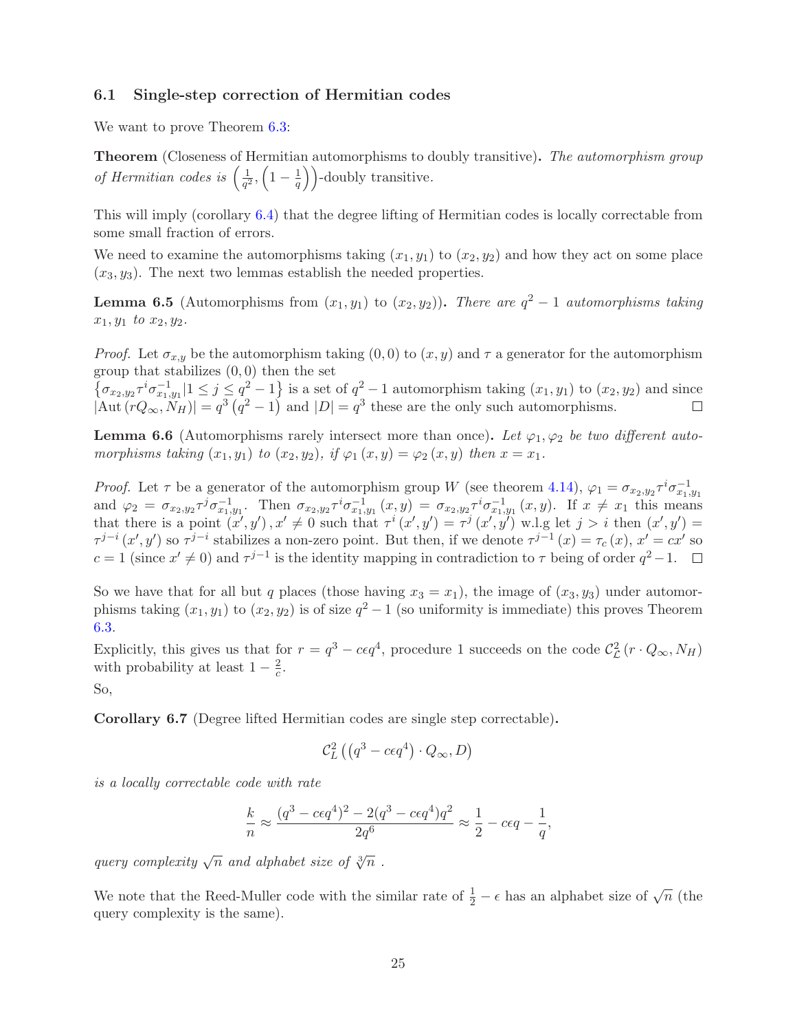### 6.1 Single-step correction of Hermitian codes

We want to prove Theorem 6.3:

**Theorem** (Closeness of Hermitian automorphisms to doubly transitive)**.** *The automorphism group of Hermitian codes is* $\left(\frac{1}{q^2}, \left(1 - \frac{1}{q}\right)\right)$*-doubly transitive.*

This will imply (corollary 6.4) that the degree lifting of Hermitian codes is locally correctable from some small fraction of errors.

We need to examine the automorphisms taking $(x_1, y_1)$ to $(x_2, y_2)$ and how they act on some place $(x_3, y_3)$. The next two lemmas establish the needed properties.

**Lemma 6.5** (Automorphisms from $(x_1, y_1)$ to $(x_2, y_2)$)**.** *There are $q^2 - 1$ automorphisms taking $x_1, y_1$ to $x_2, y_2$.*

*Proof.* Let $\sigma_{x,y}$ be the automorphism taking $(0,0)$ to $(x,y)$ and $\tau$ a generator for the automorphism group that stabilizes $(0,0)$ then the set
$\left\{\sigma_{x_2,y_2}\tau^i\sigma^{-1}_{x_1,y_1} | 1 \leq j \leq q^2 - 1\right\}$ is a set of $q^2 - 1$ automorphism taking $(x_1, y_1)$ to $(x_2, y_2)$ and since $|\text{Aut}\left(rQ_\infty, N_H\right)| = q^3\left(q^2 - 1\right)$ and $|D| = q^3$ these are the only such automorphisms. $\square$

**Lemma 6.6** (Automorphisms rarely intersect more than once)**.** *Let $\varphi_1, \varphi_2$ be two different automorphisms taking $(x_1, y_1)$ to $(x_2, y_2)$, if $\varphi_1(x, y) = \varphi_2(x, y)$ then $x = x_1$.*

*Proof.* Let $\tau$ be a generator of the automorphism group $W$ (see theorem 4.14), $\varphi_1 = \sigma_{x_2,y_2}\tau^i\sigma^{-1}_{x_1,y_1}$ and $\varphi_2 = \sigma_{x_2,y_2}\tau^j\sigma^{-1}_{x_1,y_1}$. Then $\sigma_{x_2,y_2}\tau^i\sigma^{-1}_{x_1,y_1}(x, y) = \sigma_{x_2,y_2}\tau^i\sigma^{-1}_{x_1,y_1}(x, y)$. If $x \neq x_1$ this means that there is a point $(x', y'), x' \neq 0$ such that $\tau^i(x', y') = \tau^j(x', y')$ w.l.g let $j > i$ then $(x', y') = \tau^{j-i}(x', y')$ so $\tau^{j-i}$ stabilizes a non-zero point. But then, if we denote $\tau^{j-1}(x) = \tau_c(x)$, $x' = cx'$ so $c = 1$ (since $x' \neq 0$) and $\tau^{j-1}$ is the identity mapping in contradiction to $\tau$ being of order $q^2 - 1$. $\square$

So we have that for all but $q$ places (those having $x_3 = x_1$), the image of $(x_3, y_3)$ under automorphisms taking $(x_1, y_1)$ to $(x_2, y_2)$ is of size $q^2 - 1$ (so uniformity is immediate) this proves Theorem 6.3.

Explicitly, this gives us that for $r = q^3 - c\epsilon q^4$, procedure 1 succeeds on the code $\mathcal{C}^2_{\mathcal{L}}\left(r \cdot Q_\infty, N_H\right)$ with probability at least $1 - \frac{2}{c}$.

So,

**Corollary 6.7** (Degree lifted Hermitian codes are single step correctable)**.**

$$\mathcal{C}^2_L\left(\left(q^3 - c\epsilon q^4\right) \cdot Q_\infty, D\right)$$

*is a locally correctable code with rate*

$$\frac{k}{n} \approx \frac{(q^3 - c\epsilon q^4)^2 - 2(q^3 - c\epsilon q^4)q^2}{2q^6} \approx \frac{1}{2} - c\epsilon q - \frac{1}{q},$$

*query complexity $\sqrt{n}$ and alphabet size of $\sqrt[3]{n}$ .*

We note that the Reed-Muller code with the similar rate of $\frac{1}{2} - \epsilon$ has an alphabet size of $\sqrt{n}$ (the query complexity is the same).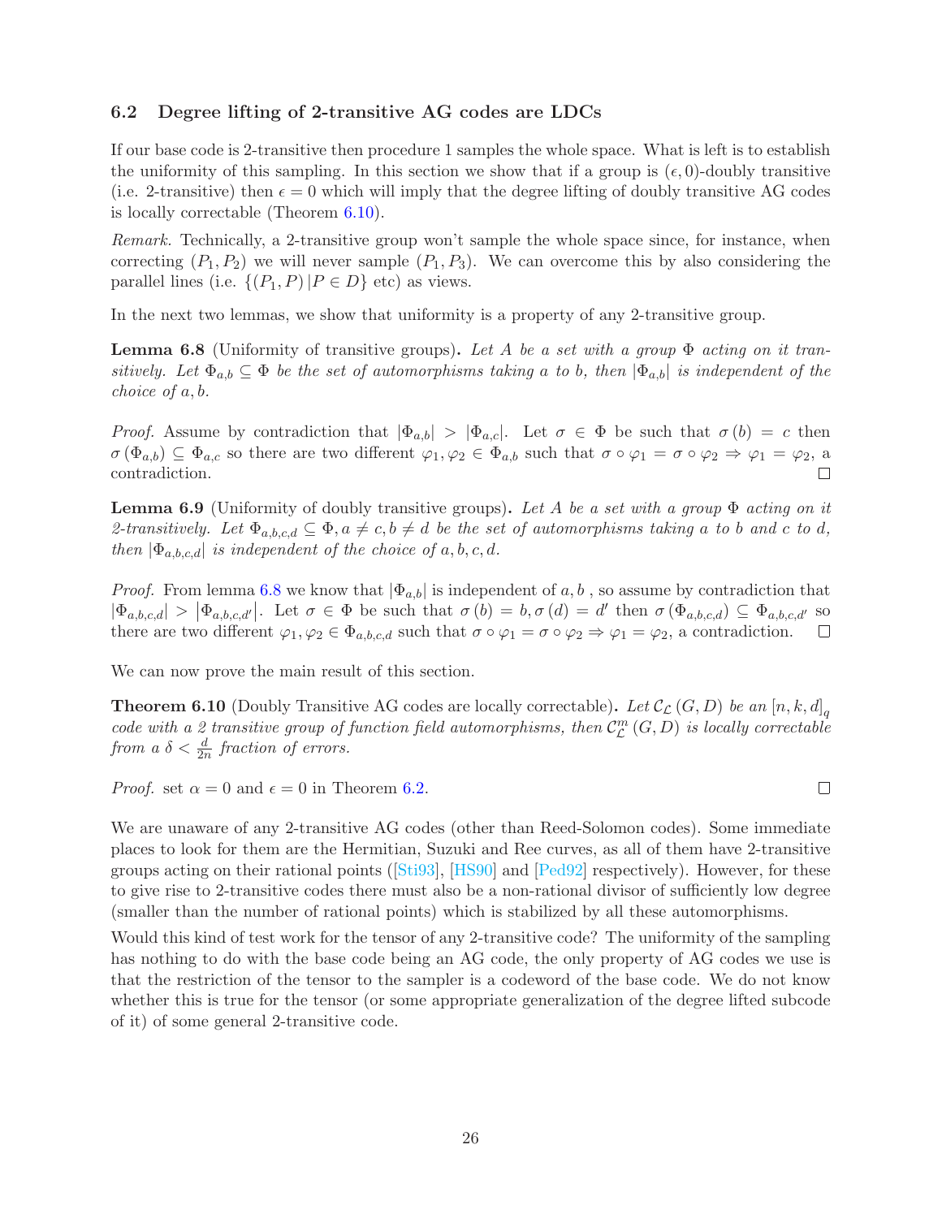### 6.2 Degree lifting of 2-transitive AG codes are LDCs

If our base code is 2-transitive then procedure 1 samples the whole space. What is left is to establish the uniformity of this sampling. In this section we show that if a group is $(\epsilon, 0)$-doubly transitive (i.e. 2-transitive) then $\epsilon = 0$ which will imply that the degree lifting of doubly transitive AG codes is locally correctable (Theorem 6.10).

*Remark.* Technically, a 2-transitive group won't sample the whole space since, for instance, when correcting $(P_1, P_2)$ we will never sample $(P_1, P_3)$. We can overcome this by also considering the parallel lines (i.e. $\{(P_1, P) | P \in D\}$ etc) as views.

In the next two lemmas, we show that uniformity is a property of any 2-transitive group.

**Lemma 6.8** (Uniformity of transitive groups)**.** *Let $A$ be a set with a group $\Phi$ acting on it transitively. Let $\Phi_{a,b} \subseteq \Phi$ be the set of automorphisms taking $a$ to $b$, then $|\Phi_{a,b}|$ is independent of the choice of $a, b$.*

*Proof.* Assume by contradiction that $|\Phi_{a,b}| > |\Phi_{a,c}|$. Let $\sigma \in \Phi$ be such that $\sigma(b) = c$ then $\sigma(\Phi_{a,b}) \subseteq \Phi_{a,c}$ so there are two different $\varphi_1, \varphi_2 \in \Phi_{a,b}$ such that $\sigma \circ \varphi_1 = \sigma \circ \varphi_2 \Rightarrow \varphi_1 = \varphi_2$, a contradiction. □

**Lemma 6.9** (Uniformity of doubly transitive groups)**.** *Let $A$ be a set with a group $\Phi$ acting on it 2-transitively. Let $\Phi_{a,b,c,d} \subseteq \Phi, a \neq c, b \neq d$ be the set of automorphisms taking $a$ to $b$ and $c$ to $d$, then $|\Phi_{a,b,c,d}|$ is independent of the choice of $a, b, c, d$.*

*Proof.* From lemma 6.8 we know that $|\Phi_{a,b}|$ is independent of $a, b$ , so assume by contradiction that $|\Phi_{a,b,c,d}| > |\Phi_{a,b,c,d'}|$. Let $\sigma \in \Phi$ be such that $\sigma(b) = b, \sigma(d) = d'$ then $\sigma(\Phi_{a,b,c,d}) \subseteq \Phi_{a,b,c,d'}$ so there are two different $\varphi_1, \varphi_2 \in \Phi_{a,b,c,d}$ such that $\sigma \circ \varphi_1 = \sigma \circ \varphi_2 \Rightarrow \varphi_1 = \varphi_2$, a contradiction. □

We can now prove the main result of this section.

**Theorem 6.10** (Doubly Transitive AG codes are locally correctable)**.** *Let $\mathcal{C}_{\mathcal{L}}(G, D)$ be an $[n, k, d]_q$ code with a 2 transitive group of function field automorphisms, then $\mathcal{C}_{\mathcal{L}}^m(G, D)$ is locally correctable from a $\delta < \frac{d}{2n}$ fraction of errors.*

*Proof.* set $\alpha = 0$ and $\epsilon = 0$ in Theorem 6.2. □

We are unaware of any 2-transitive AG codes (other than Reed-Solomon codes). Some immediate places to look for them are the Hermitian, Suzuki and Ree curves, as all of them have 2-transitive groups acting on their rational points ([Sti93], [HS90] and [Ped92] respectively). However, for these to give rise to 2-transitive codes there must also be a non-rational divisor of sufficiently low degree (smaller than the number of rational points) which is stabilized by all these automorphisms.

Would this kind of test work for the tensor of any 2-transitive code? The uniformity of the sampling has nothing to do with the base code being an AG code, the only property of AG codes we use is that the restriction of the tensor to the sampler is a codeword of the base code. We do not know whether this is true for the tensor (or some appropriate generalization of the degree lifted subcode of it) of some general 2-transitive code.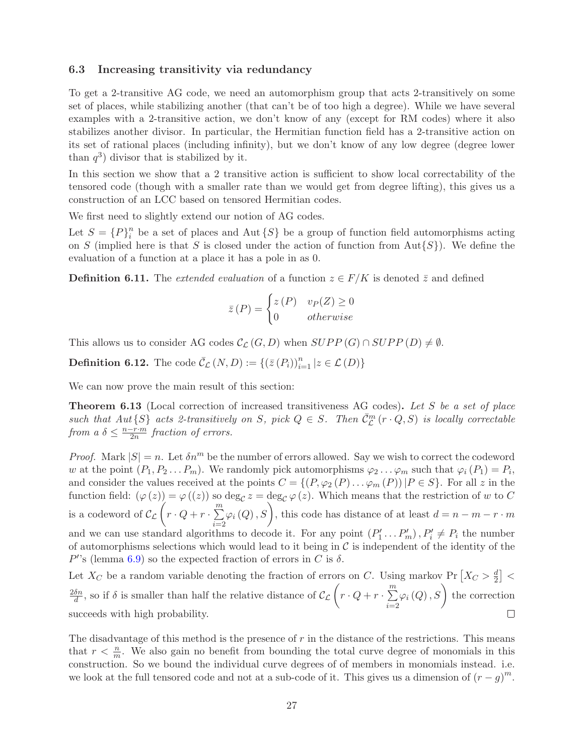### 6.3 Increasing transitivity via redundancy

To get a 2-transitive AG code, we need an automorphism group that acts 2-transitively on some set of places, while stabilizing another (that can't be of too high a degree). While we have several examples with a 2-transitive action, we don't know of any (except for RM codes) where it also stabilizes another divisor. In particular, the Hermitian function field has a 2-transitive action on its set of rational places (including infinity), but we don't know of any low degree (degree lower than $q^3$) divisor that is stabilized by it.

In this section we show that a 2 transitive action is sufficient to show local correctability of the tensored code (though with a smaller rate than we would get from degree lifting), this gives us a construction of an LCC based on tensored Hermitian codes.

We first need to slightly extend our notion of AG codes.

Let $S = \{P\}_i^n$ be a set of places and $\mathrm{Aut}\{S\}$ be a group of function field automorphisms acting on $S$ (implied here is that $S$ is closed under the action of function from $\mathrm{Aut}\{S\}$). We define the evaluation of a function at a place it has a pole in as 0.

**Definition 6.11.** The *extended evaluation* of a function $z \in F/K$ is denoted $\bar{z}$ and defined

$$\bar{z}(P) = \begin{cases} z(P) & v_P(Z) \geq 0 \\ 0 & otherwise \end{cases}$$

This allows us to consider AG codes $\mathcal{C}_{\mathcal{L}}(G, D)$ when $SUPP(G) \cap SUPP(D) \neq \emptyset$.

**Definition 6.12.** The code $\bar{\mathcal{C}}_{\mathcal{L}}(N, D) := \{(\bar{z}(P_i))_{i=1}^n \,|\, z \in \mathcal{L}(D)\}$

We can now prove the main result of this section:

**Theorem 6.13** (Local correction of increased transitiveness AG codes)**.** *Let $S$ be a set of place such that $Aut\{S\}$ acts 2-transitively on $S$, pick $Q \in S$. Then $\bar{\mathcal{C}}_{\mathcal{L}}^m(r \cdot Q, S)$ is locally correctable from a $\delta \leq \frac{n - r \cdot m}{2n}$ fraction of errors.*

*Proof.* Mark $|S| = n$. Let $\delta n^m$ be the number of errors allowed. Say we wish to correct the codeword $w$ at the point $(P_1, P_2 \dots P_m)$. We randomly pick automorphisms $\varphi_2 \dots \varphi_m$ such that $\varphi_i(P_1) = P_i$, and consider the values received at the points $C = \{(P, \varphi_2(P) \dots \varphi_m(P)) \,|\, P \in S\}$. For all $z$ in the function field: $(\varphi(z)) = \varphi((z))$ so $\deg_{\mathcal{C}} z = \deg_{\mathcal{C}} \varphi(z)$. Which means that the restriction of $w$ to $C$ is a codeword of $\mathcal{C}_{\mathcal{L}}\left(r \cdot Q + r \cdot \sum_{i=2}^{m} \varphi_i(Q), S\right)$, this code has distance of at least $d = n - m - r \cdot m$ and we can use standard algorithms to decode it. For any point $(P'_1 \dots P'_m)$, $P'_i \neq P_i$ the number of automorphisms selections which would lead to it being in $\mathcal{C}$ is independent of the identity of the $P'$'s (lemma 6.9) so the expected fraction of errors in $C$ is $\delta$.

Let $X_C$ be a random variable denoting the fraction of errors on $C$. Using markov $\Pr\left[X_C > \frac{d}{2}\right] < \frac{2\delta n}{d}$, so if $\delta$ is smaller than half the relative distance of $\mathcal{C}_{\mathcal{L}}\left(r \cdot Q + r \cdot \sum_{i=2}^{m} \varphi_i(Q), S\right)$ the correction succeeds with high probability. $\square$

The disadvantage of this method is the presence of $r$ in the distance of the restrictions. This means that $r < \frac{n}{m}$. We also gain no benefit from bounding the total curve degree of monomials in this construction. So we bound the individual curve degrees of of members in monomials instead. i.e. we look at the full tensored code and not at a sub-code of it. This gives us a dimension of $(r - g)^m$.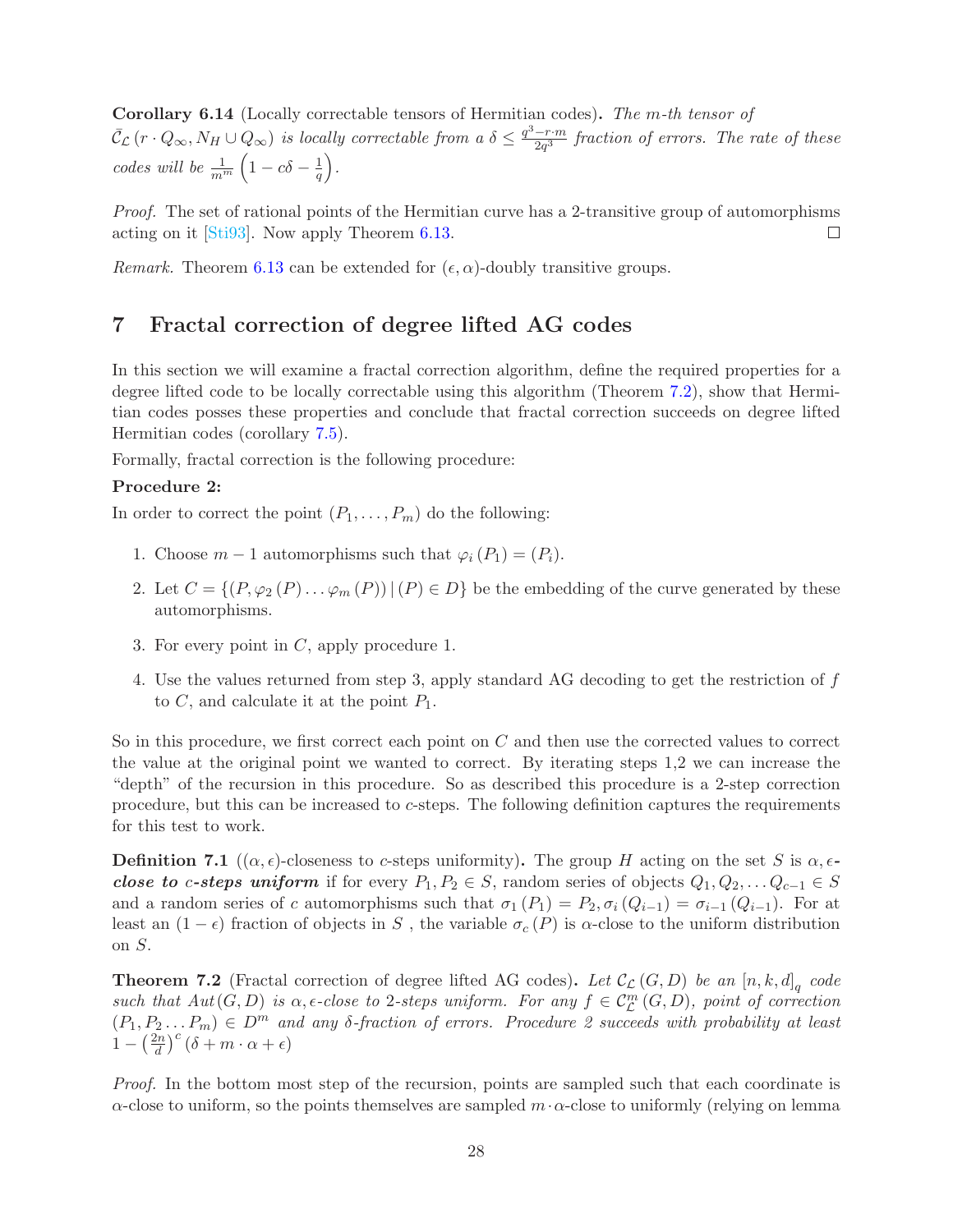**Corollary 6.14** (Locally correctable tensors of Hermitian codes)**.** *The $m$-th tensor of $\bar{\mathcal{C}}_{\mathcal{L}}(r \cdot Q_\infty, N_H \cup Q_\infty)$ is locally correctable from a $\delta \leq \frac{q^3 - r \cdot m}{2q^3}$ fraction of errors. The rate of these codes will be $\frac{1}{m^m}\left(1 - c\delta - \frac{1}{q}\right)$.*

*Proof.* The set of rational points of the Hermitian curve has a 2-transitive group of automorphisms acting on it [Sti93]. Now apply Theorem 6.13. □

*Remark.* Theorem 6.13 can be extended for $(\epsilon, \alpha)$-doubly transitive groups.

## 7 Fractal correction of degree lifted AG codes

In this section we will examine a fractal correction algorithm, define the required properties for a degree lifted code to be locally correctable using this algorithm (Theorem 7.2), show that Hermitian codes posses these properties and conclude that fractal correction succeeds on degree lifted Hermitian codes (corollary 7.5).

Formally, fractal correction is the following procedure:

**Procedure 2:**

In order to correct the point $(P_1, \dots, P_m)$ do the following:

1. Choose $m-1$ automorphisms such that $\varphi_i(P_1) = (P_i)$.
2. Let $C = \{(P, \varphi_2(P) \dots \varphi_m(P)) \mid (P) \in D\}$ be the embedding of the curve generated by these automorphisms.
3. For every point in $C$, apply procedure 1.
4. Use the values returned from step 3, apply standard AG decoding to get the restriction of $f$ to $C$, and calculate it at the point $P_1$.

So in this procedure, we first correct each point on $C$ and then use the corrected values to correct the value at the original point we wanted to correct. By iterating steps 1,2 we can increase the "depth" of the recursion in this procedure. So as described this procedure is a 2-step correction procedure, but this can be increased to $c$-steps. The following definition captures the requirements for this test to work.

**Definition 7.1** ($(\alpha, \epsilon)$-closeness to $c$-steps uniformity)**.** The group $H$ acting on the set $S$ is $\alpha, \epsilon$-***close to*** $c$***-steps uniform*** if for every $P_1, P_2 \in S$, random series of objects $Q_1, Q_2, \dots Q_{c-1} \in S$ and a random series of $c$ automorphisms such that $\sigma_1(P_1) = P_2, \sigma_i(Q_{i-1}) = \sigma_{i-1}(Q_{i-1})$. For at least an $(1-\epsilon)$ fraction of objects in $S$ , the variable $\sigma_c(P)$ is $\alpha$-close to the uniform distribution on $S$.

**Theorem 7.2** (Fractal correction of degree lifted AG codes)**.** *Let $\mathcal{C}_{\mathcal{L}}(G, D)$ be an $[n, k, d]_q$ code such that $Aut(G, D)$ is $\alpha, \epsilon$-close to 2-steps uniform. For any $f \in \mathcal{C}^m_{\mathcal{L}}(G, D)$, point of correction $(P_1, P_2 \dots P_m) \in D^m$ and any $\delta$-fraction of errors. Procedure 2 succeeds with probability at least $1 - \left(\frac{2n}{d}\right)^c (\delta + m \cdot \alpha + \epsilon)$*

*Proof.* In the bottom most step of the recursion, points are sampled such that each coordinate is $\alpha$-close to uniform, so the points themselves are sampled $m \cdot \alpha$-close to uniformly (relying on lemma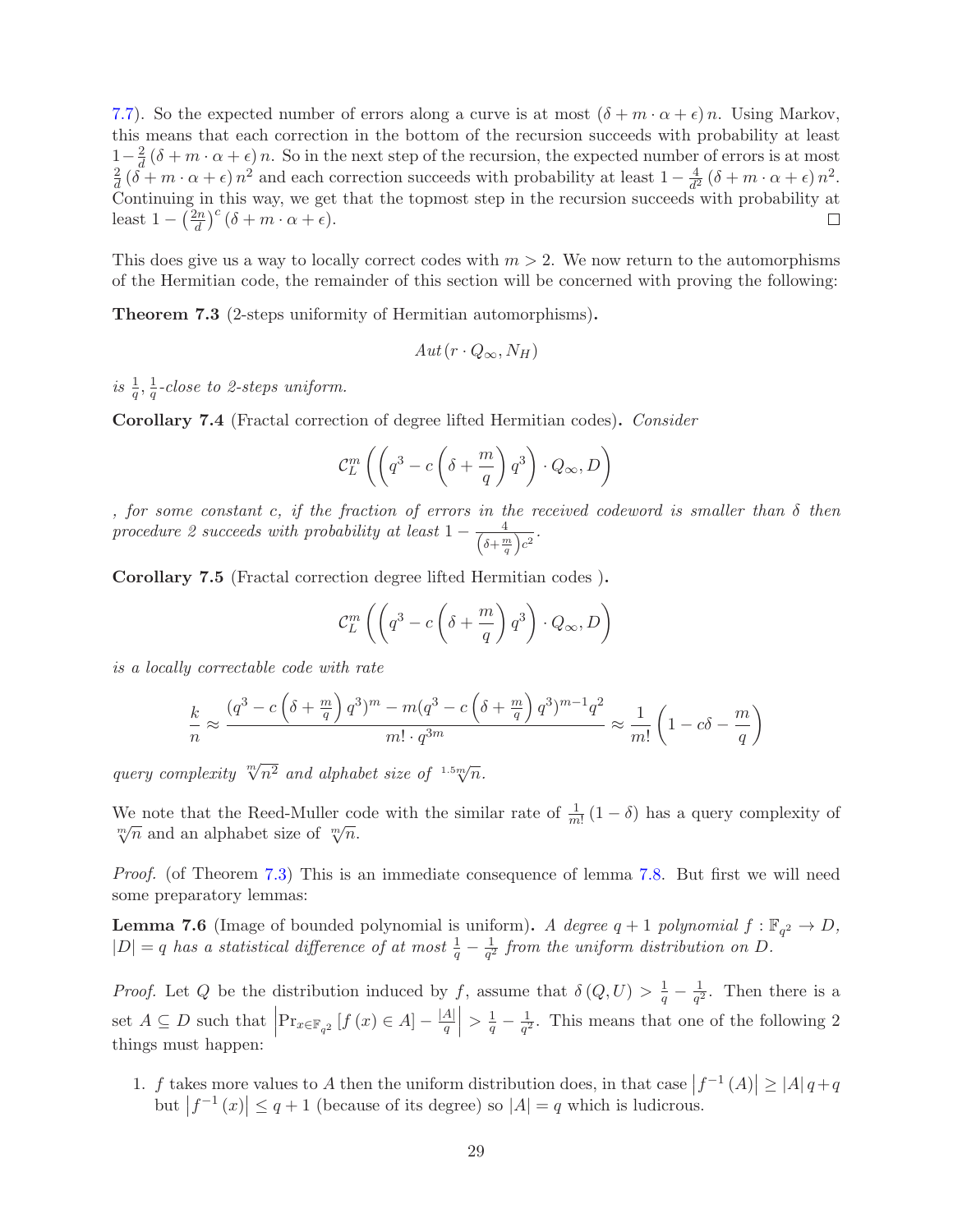7.7). So the expected number of errors along a curve is at most $(\delta + m \cdot \alpha + \epsilon) n$. Using Markov, this means that each correction in the bottom of the recursion succeeds with probability at least $1 - \frac{2}{d}(\delta + m \cdot \alpha + \epsilon) n$. So in the next step of the recursion, the expected number of errors is at most $\frac{2}{d}(\delta + m \cdot \alpha + \epsilon) n^2$ and each correction succeeds with probability at least $1 - \frac{4}{d^2}(\delta + m \cdot \alpha + \epsilon) n^2$. Continuing in this way, we get that the topmost step in the recursion succeeds with probability at least $1 - \left(\frac{2n}{d}\right)^c (\delta + m \cdot \alpha + \epsilon)$. ◻

This does give us a way to locally correct codes with $m > 2$. We now return to the automorphisms of the Hermitian code, the remainder of this section will be concerned with proving the following:

**Theorem 7.3** (2-steps uniformity of Hermitian automorphisms)**.**

$$Aut(r \cdot Q_\infty, N_H)$$

*is* $\frac{1}{q}, \frac{1}{q}$*-close to 2-steps uniform.*

**Corollary 7.4** (Fractal correction of degree lifted Hermitian codes)**.** *Consider*

$$\mathcal{C}_L^m\left(\left(q^3 - c\left(\delta + \frac{m}{q}\right)q^3\right) \cdot Q_\infty, D\right)$$

*, for some constant c, if the fraction of errors in the received codeword is smaller than* $\delta$ *then procedure 2 succeeds with probability at least* $1 - \frac{4}{\left(\delta + \frac{m}{q}\right)c^2}$.

**Corollary 7.5** (Fractal correction degree lifted Hermitian codes )**.**

$$\mathcal{C}_L^m\left(\left(q^3 - c\left(\delta + \frac{m}{q}\right)q^3\right) \cdot Q_\infty, D\right)$$

*is a locally correctable code with rate*

$$\frac{k}{n} \approx \frac{\left(q^3 - c\left(\delta + \frac{m}{q}\right)q^3\right)^m - m\left(q^3 - c\left(\delta + \frac{m}{q}\right)q^3\right)^{m-1}q^2}{m! \cdot q^{3m}} \approx \frac{1}{m!}\left(1 - c\delta - \frac{m}{q}\right)$$

*query complexity* $\sqrt[m]{n^2}$ *and alphabet size of* $\sqrt[1.5m]{n}$.

We note that the Reed-Muller code with the similar rate of $\frac{1}{m!}(1 - \delta)$ has a query complexity of $\sqrt[m]{n}$ and an alphabet size of $\sqrt[m]{n}$.

*Proof.* (of Theorem 7.3) This is an immediate consequence of lemma 7.8. But first we will need some preparatory lemmas:

**Lemma 7.6** (Image of bounded polynomial is uniform)**.** *A degree* $q + 1$ *polynomial* $f : \mathbb{F}_{q^2} \to D$, $|D| = q$ *has a statistical difference of at most* $\frac{1}{q} - \frac{1}{q^2}$ *from the uniform distribution on* $D$.

*Proof.* Let $Q$ be the distribution induced by $f$, assume that $\delta(Q, U) > \frac{1}{q} - \frac{1}{q^2}$. Then there is a set $A \subseteq D$ such that $\left|\Pr_{x \in \mathbb{F}_{q^2}}[f(x) \in A] - \frac{|A|}{q}\right| > \frac{1}{q} - \frac{1}{q^2}$. This means that one of the following 2 things must happen:

1. $f$ takes more values to $A$ then the uniform distribution does, in that case $\left|f^{-1}(A)\right| \geq |A| q + q$ but $\left|f^{-1}(x)\right| \leq q + 1$ (because of its degree) so $|A| = q$ which is ludicrous.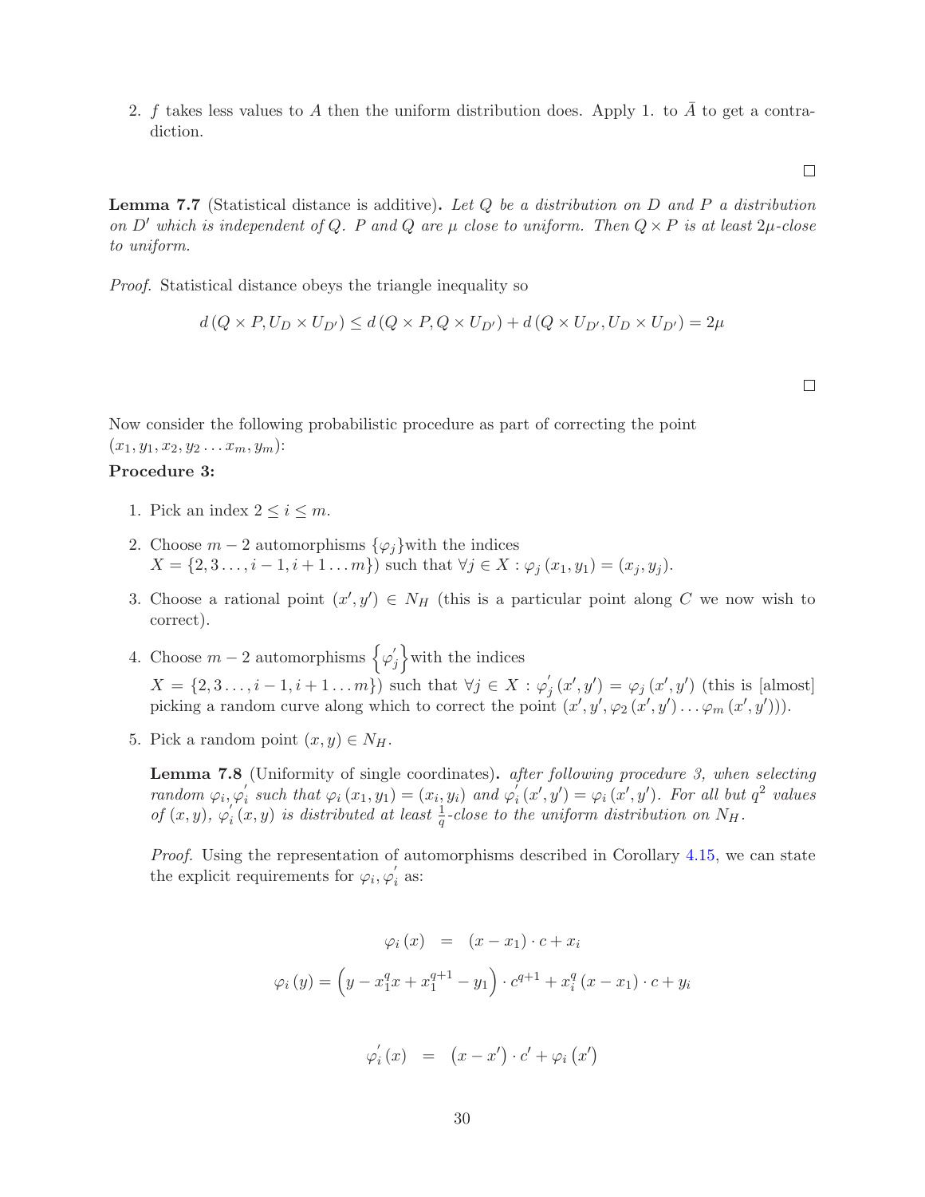2. $f$ takes less values to $A$ then the uniform distribution does. Apply 1. to $\bar{A}$ to get a contradiction.

$\square$

**Lemma 7.7** (Statistical distance is additive)**.** *Let $Q$ be a distribution on $D$ and $P$ a distribution on $D'$ which is independent of $Q$. $P$ and $Q$ are $\mu$ close to uniform. Then $Q \times P$ is at least $2\mu$-close to uniform.*

*Proof.* Statistical distance obeys the triangle inequality so

$$d\left(Q \times P, U_D \times U_{D'}\right) \leq d\left(Q \times P, Q \times U_{D'}\right) + d\left(Q \times U_{D'}, U_D \times U_{D'}\right) = 2\mu$$

$\square$

Now consider the following probabilistic procedure as part of correcting the point $(x_1, y_1, x_2, y_2 \ldots x_m, y_m)$:

**Procedure 3:**

1. Pick an index $2 \leq i \leq m$.
2. Choose $m-2$ automorphisms $\{\varphi_j\}$with the indices $X = \{2, 3 \ldots, i-1, i+1 \ldots m\})$ such that $\forall j \in X : \varphi_j(x_1, y_1) = (x_j, y_j)$.
3. Choose a rational point $(x', y') \in N_H$ (this is a particular point along $C$ we now wish to correct).
4. Choose $m-2$ automorphisms $\left\{\varphi_j^{'}\right\}$with the indices $X = \{2, 3 \ldots, i-1, i+1 \ldots m\})$ such that $\forall j \in X : \varphi_j^{'}(x', y') = \varphi_j(x', y')$ (this is [almost] picking a random curve along which to correct the point $(x', y', \varphi_2(x', y') \ldots \varphi_m(x', y'))$).
5. Pick a random point $(x, y) \in N_H$.

**Lemma 7.8** (Uniformity of single coordinates)**.** *after following procedure 3, when selecting random $\varphi_i, \varphi_i^{'}$ such that $\varphi_i(x_1, y_1) = (x_i, y_i)$ and $\varphi_i^{'}(x', y') = \varphi_i(x', y')$. For all but $q^2$ values of $(x, y)$, $\varphi_i^{'}(x, y)$ is distributed at least $\frac{1}{q}$-close to the uniform distribution on $N_H$.*

*Proof.* Using the representation of automorphisms described in Corollary 4.15, we can state the explicit requirements for $\varphi_i, \varphi_i^{'}$ as:

$$\varphi_i(x) = (x - x_1) \cdot c + x_i$$

$$\varphi_i(y) = \left(y - x_1^q x + x_1^{q+1} - y_1\right) \cdot c^{q+1} + x_i^q (x - x_1) \cdot c + y_i$$

$$\varphi_i^{'}(x) = \left(x - x'\right) \cdot c' + \varphi_i\left(x'\right)$$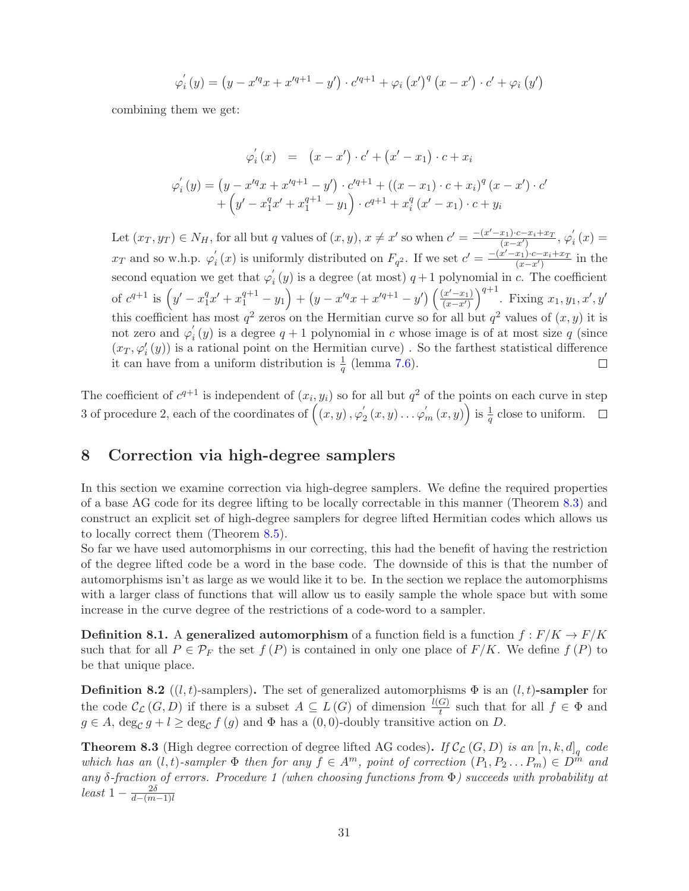$$\varphi_i^{'}(y) = \left(y - x'^{q}x + x'^{q+1} - y'\right) \cdot c'^{q+1} + \varphi_i\left(x'\right)^{q}\left(x - x'\right) \cdot c' + \varphi_i\left(y'\right)$$

combining them we get:

$$\varphi_i^{'}(x) = \left(x - x'\right) \cdot c' + \left(x' - x_1\right) \cdot c + x_i$$

$$\varphi_i^{'}(y) = \left(y - x'^{q}x + x'^{q+1} - y'\right) \cdot c'^{q+1} + \left(\left(x - x_1\right) \cdot c + x_i\right)^{q}\left(x - x'\right) \cdot c' + \left(y' - x_1^{q}x' + x_1^{q+1} - y_1\right) \cdot c^{q+1} + x_i^{q}\left(x' - x_1\right) \cdot c + y_i$$

Let $(x_T, y_T) \in N_H$, for all but $q$ values of $(x, y)$, $x \neq x'$ so when $c' = \frac{-(x'-x_1)\cdot c - x_i + x_T}{(x-x')}$, $\varphi_i^{'}(x) = x_T$ and so w.h.p. $\varphi_i^{'}(x)$ is uniformly distributed on $F_{q^2}$. If we set $c' = \frac{-(x'-x_1)\cdot c - x_i + x_T}{(x-x')}$ in the second equation we get that $\varphi_i^{'}(y)$ is a degree (at most) $q+1$ polynomial in $c$. The coefficient of $c^{q+1}$ is $\left(y' - x_1^{q}x' + x_1^{q+1} - y_1\right) + \left(y - x'^{q}x + x'^{q+1} - y'\right)\left(\frac{(x'-x_1)}{(x-x')}\right)^{q+1}$. Fixing $x_1, y_1, x', y'$ this coefficient has most $q^2$ zeros on the Hermitian curve so for all but $q^2$ values of $(x, y)$ it is not zero and $\varphi_i^{'}(y)$ is a degree $q+1$ polynomial in $c$ whose image is of at most size $q$ (since $(x_T, \varphi_i'(y))$ is a rational point on the Hermitian curve) . So the farthest statistical difference it can have from a uniform distribution is $\frac{1}{q}$ (lemma 7.6). □

The coefficient of $c^{q+1}$ is independent of $(x_i, y_i)$ so for all but $q^2$ of the points on each curve in step 3 of procedure 2, each of the coordinates of $\left((x, y), \varphi_2^{'}(x, y) \ldots \varphi_m^{'}(x, y)\right)$ is $\frac{1}{q}$ close to uniform. □

## 8 Correction via high-degree samplers

In this section we examine correction via high-degree samplers. We define the required properties of a base AG code for its degree lifting to be locally correctable in this manner (Theorem 8.3) and construct an explicit set of high-degree samplers for degree lifted Hermitian codes which allows us to locally correct them (Theorem 8.5).

So far we have used automorphisms in our correcting, this had the benefit of having the restriction of the degree lifted code be a word in the base code. The downside of this is that the number of automorphisms isn't as large as we would like it to be. In the section we replace the automorphisms with a larger class of functions that will allow us to easily sample the whole space but with some increase in the curve degree of the restrictions of a code-word to a sampler.

**Definition 8.1.** A **generalized automorphism** of a function field is a function $f : F/K \to F/K$ such that for all $P \in \mathcal{P}_F$ the set $f(P)$ is contained in only one place of $F/K$. We define $f(P)$ to be that unique place.

**Definition 8.2** (($l, t$)-samplers)**.** The set of generalized automorphisms $\Phi$ is an $(l, t)$**-sampler** for the code $\mathcal{C}_{\mathcal{L}}(G, D)$ if there is a subset $A \subseteq L(G)$ of dimension $\frac{l(G)}{t}$ such that for all $f \in \Phi$ and $g \in A$, $\deg_{\mathcal{C}} g + l \geq \deg_{\mathcal{C}'} f(g)$ and $\Phi$ has a $(0, 0)$-doubly transitive action on $D$.

**Theorem 8.3** (High degree correction of degree lifted AG codes)**.** *If $\mathcal{C}_{\mathcal{L}}(G, D)$ is an $[n, k, d]_q$ code which has an $(l, t)$-sampler $\Phi$ then for any $f \in A^m$, point of correction $(P_1, P_2 \ldots P_m) \in D^m$ and any $\delta$-fraction of errors. Procedure 1 (when choosing functions from $\Phi$) succeeds with probability at least $1 - \frac{2\delta}{d-(m-1)l}$*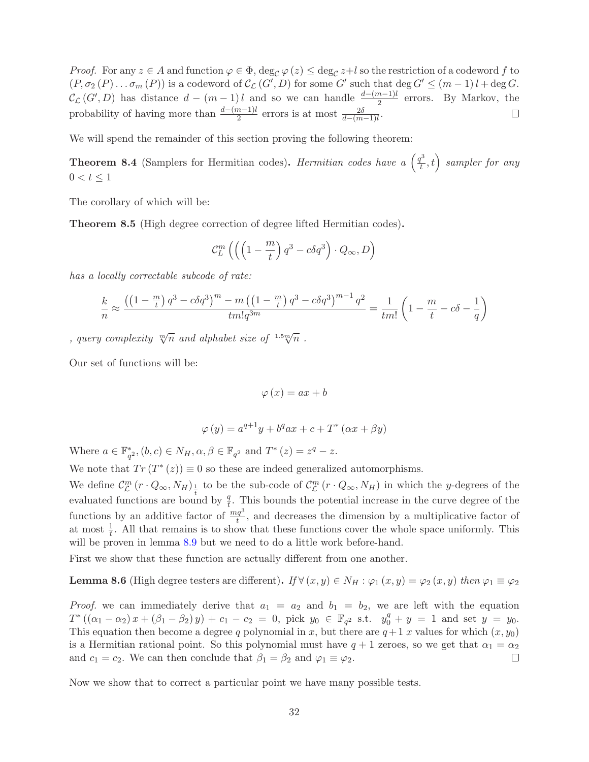*Proof.* For any $z \in A$ and function $\varphi \in \Phi$, $\deg_{\mathcal{C}} \varphi(z) \leq \deg_{\mathcal{C}} z + l$ so the restriction of a codeword $f$ to $(P, \sigma_2(P) \ldots \sigma_m(P))$ is a codeword of $\mathcal{C}_{\mathcal{L}}(G', D)$ for some $G'$ such that $\deg G' \leq (m-1)l + \deg G$. $\mathcal{C}_{\mathcal{L}}(G', D)$ has distance $d - (m-1)l$ and so we can handle $\frac{d-(m-1)l}{2}$ errors. By Markov, the probability of having more than $\frac{d-(m-1)l}{2}$ errors is at most $\frac{2\delta}{d-(m-1)l}$. □

We will spend the remainder of this section proving the following theorem:

**Theorem 8.4** (Samplers for Hermitian codes)**.** *Hermitian codes have a $\left(\frac{q^3}{t}, t\right)$ sampler for any $0 < t \leq 1$*

The corollary of which will be:

**Theorem 8.5** (High degree correction of degree lifted Hermitian codes)**.**

$$\mathcal{C}_L^m\left(\left(\left(1 - \frac{m}{t}\right)q^3 - c\delta q^3\right) \cdot Q_\infty, D\right)$$

*has a locally correctable subcode of rate:*

$$\frac{k}{n} \approx \frac{\left(\left(1-\frac{m}{t}\right)q^3 - c\delta q^3\right)^m - m\left(\left(1-\frac{m}{t}\right)q^3 - c\delta q^3\right)^{m-1} q^2}{tm! q^{3m}} = \frac{1}{tm!}\left(1 - \frac{m}{t} - c\delta - \frac{1}{q}\right)$$

*, query complexity $\sqrt[m]{n}$ and alphabet size of $\sqrt[1.5m]{n}$ .*

Our set of functions will be:

$$\varphi(x) = ax + b$$

$$\varphi(y) = a^{q+1}y + b^q ax + c + T^*(\alpha x + \beta y)$$

Where $a \in \mathbb{F}_{q^2}^*$, $(b, c) \in N_H$, $\alpha, \beta \in \mathbb{F}_{q^2}$ and $T^*(z) = z^q - z$.

We note that $Tr(T^*(z)) \equiv 0$ so these are indeed generalized automorphisms.

We define $\mathcal{C}_{\mathcal{L}}^m(r \cdot Q_\infty, N_H)_{\frac{1}{t}}$ to be the sub-code of $\mathcal{C}_{\mathcal{L}}^m(r \cdot Q_\infty, N_H)$ in which the $y$-degrees of the evaluated functions are bound by $\frac{q}{t}$. This bounds the potential increase in the curve degree of the functions by an additive factor of $\frac{mq^3}{t}$, and decreases the dimension by a multiplicative factor of at most $\frac{1}{t}$. All that remains is to show that these functions cover the whole space uniformly. This will be proven in lemma 8.9 but we need to do a little work before-hand.

First we show that these function are actually different from one another.

**Lemma 8.6** (High degree testers are different)**.** *If $\forall (x, y) \in N_H : \varphi_1(x, y) = \varphi_2(x, y)$ then $\varphi_1 \equiv \varphi_2$*

*Proof.* we can immediately derive that $a_1 = a_2$ and $b_1 = b_2$, we are left with the equation $T^*((\alpha_1 - \alpha_2)x + (\beta_1 - \beta_2)y) + c_1 - c_2 = 0$, pick $y_0 \in \mathbb{F}_{q^2}$ s.t. $y_0^q + y = 1$ and set $y = y_0$. This equation then become a degree $q$ polynomial in $x$, but there are $q+1$ $x$ values for which $(x, y_0)$ is a Hermitian rational point. So this polynomial must have $q+1$ zeroes, so we get that $\alpha_1 = \alpha_2$ and $c_1 = c_2$. We can then conclude that $\beta_1 = \beta_2$ and $\varphi_1 \equiv \varphi_2$. □

Now we show that to correct a particular point we have many possible tests.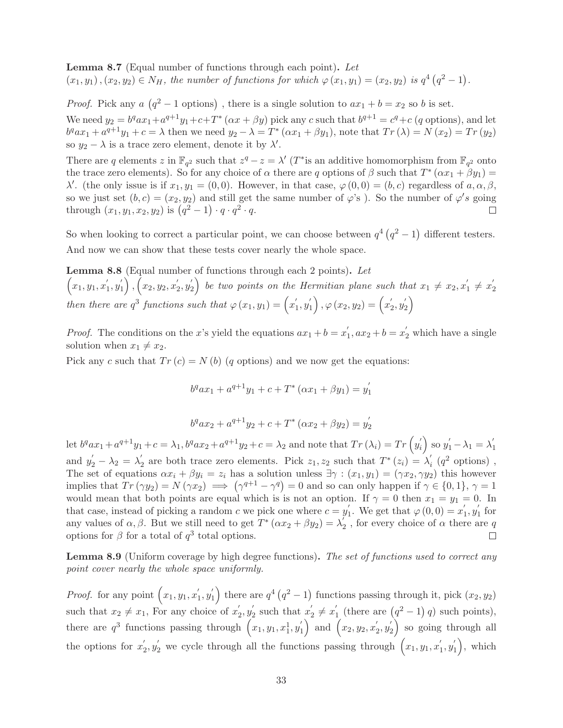**Lemma 8.7** (Equal number of functions through each point)**.** *Let* $(x_1, y_1), (x_2, y_2) \in N_H$*, the number of functions for which* $\varphi(x_1, y_1) = (x_2, y_2)$ *is* $q^4(q^2 - 1)$.

*Proof.* Pick any $a$ $(q^2 - 1$ options$)$ , there is a single solution to $ax_1 + b = x_2$ so $b$ is set.

We need $y_2 = b^q a x_1 + a^{q+1} y_1 + c + T^*(\alpha x + \beta y)$ pick any $c$ such that $b^{q+1} = c^q + c$ ($q$ options), and let $b^q a x_1 + a^{q+1} y_1 + c = \lambda$ then we need $y_2 - \lambda = T^*(\alpha x_1 + \beta y_1)$, note that $Tr(\lambda) = N(x_2) = Tr(y_2)$ so $y_2 - \lambda$ is a trace zero element, denote it by $\lambda'$.

There are $q$ elements $z$ in $\mathbb{F}_{q^2}$ such that $z^q - z = \lambda'$ ($T^*$is an additive homomorphism from $\mathbb{F}_{q^2}$ onto the trace zero elements). So for any choice of $\alpha$ there are $q$ options of $\beta$ such that $T^*(\alpha x_1 + \beta y_1) = \lambda'$. (the only issue is if $x_1, y_1 = (0, 0)$. However, in that case, $\varphi(0, 0) = (b, c)$ regardless of $a, \alpha, \beta$, so we just set $(b, c) = (x_2, y_2)$ and still get the same number of $\varphi$'s ). So the number of $\varphi's$ going through $(x_1, y_1, x_2, y_2)$ is $(q^2 - 1) \cdot q \cdot q^2 \cdot q$. ∎

So when looking to correct a particular point, we can choose between $q^4(q^2 - 1)$ different testers. And now we can show that these tests cover nearly the whole space.

**Lemma 8.8** (Equal number of functions through each 2 points)**.** *Let* $\left(x_1, y_1, x_1', y_1'\right), \left(x_2, y_2, x_2', y_2'\right)$ *be two points on the Hermitian plane such that* $x_1 \neq x_2, x_1' \neq x_2'$ *then there are* $q^3$ *functions such that* $\varphi(x_1, y_1) = \left(x_1', y_1'\right), \varphi(x_2, y_2) = \left(x_2', y_2'\right)$

*Proof.* The conditions on the $x$'s yield the equations $ax_1 + b = x_1', ax_2 + b = x_2'$ which have a single solution when $x_1 \neq x_2$.

Pick any $c$ such that $Tr(c) = N(b)$ ($q$ options) and we now get the equations:

$$b^q a x_1 + a^{q+1} y_1 + c + T^*(\alpha x_1 + \beta y_1) = y_1'$$

$$b^q a x_2 + a^{q+1} y_2 + c + T^*(\alpha x_2 + \beta y_2) = y_2'$$

let $b^q a x_1 + a^{q+1} y_1 + c = \lambda_1, b^q a x_2 + a^{q+1} y_2 + c = \lambda_2$ and note that $Tr(\lambda_i) = Tr\left(y_i'\right)$ so $y_1' - \lambda_1 = \lambda_1'$ and $y_2' - \lambda_2 = \lambda_2'$ are both trace zero elements. Pick $z_1, z_2$ such that $T^*(z_i) = \lambda_i'$ ($q^2$ options) , The set of equations $\alpha x_i + \beta y_i = z_i$ has a solution unless $\exists \gamma : (x_1, y_1) = (\gamma x_2, \gamma y_2)$ this however implies that $Tr(\gamma y_2) = N(\gamma x_2) \implies (\gamma^{q+1} - \gamma^q) = 0$ and so can only happen if $\gamma \in \{0, 1\}$, $\gamma = 1$ would mean that both points are equal which is is not an option. If $\gamma = 0$ then $x_1 = y_1 = 0$. In that case, instead of picking a random $c$ we pick one where $c = y_1'$. We get that $\varphi(0, 0) = x_1', y_1'$ for any values of $\alpha, \beta$. But we still need to get $T^*(\alpha x_2 + \beta y_2) = \lambda_2'$ , for every choice of $\alpha$ there are $q$ options for $\beta$ for a total of $q^3$ total options. ∎

**Lemma 8.9** (Uniform coverage by high degree functions)**.** *The set of functions used to correct any point cover nearly the whole space uniformly.*

*Proof.* for any point $\left(x_1, y_1, x_1', y_1'\right)$ there are $q^4(q^2 - 1)$ functions passing through it, pick $(x_2, y_2)$ such that $x_2 \neq x_1$, For any choice of $x_2', y_2'$ such that $x_2' \neq x_1'$ (there are $(q^2 - 1)q$) such points), there are $q^3$ functions passing through $\left(x_1, y_1, x_1^1, y_1'\right)$ and $\left(x_2, y_2, x_2', y_2'\right)$ so going through all the options for $x_2', y_2'$ we cycle through all the functions passing through $\left(x_1, y_1, x_1', y_1'\right)$, which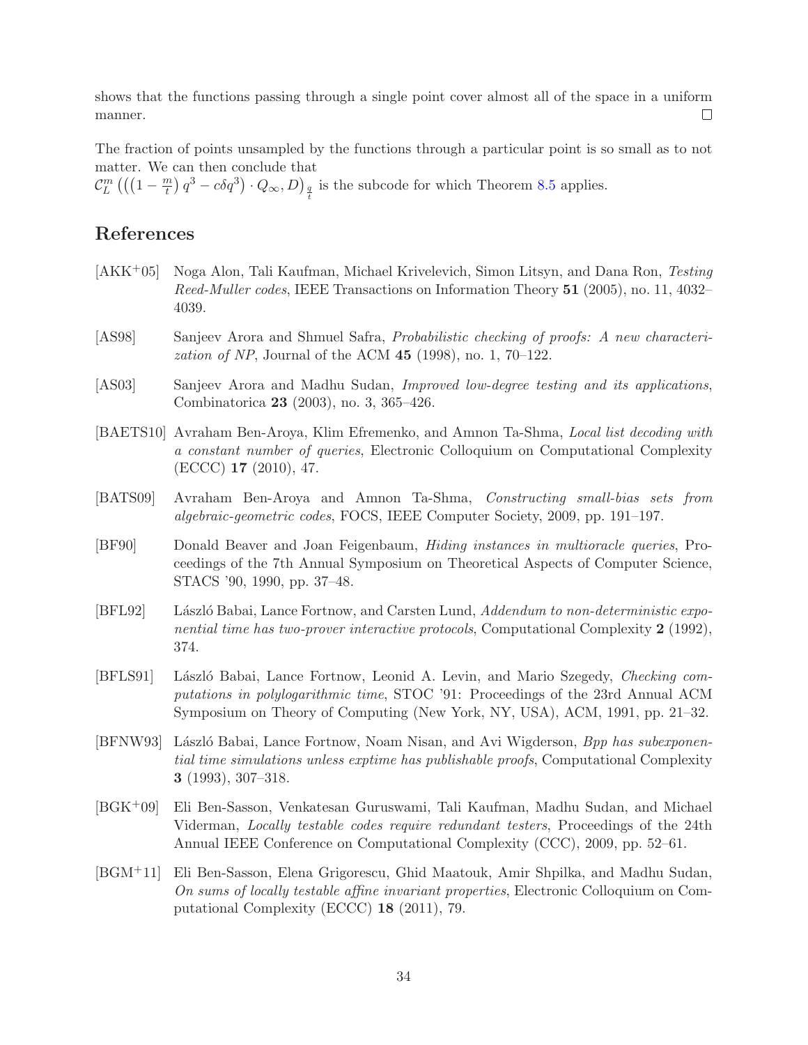shows that the functions passing through a single point cover almost all of the space in a uniform manner. □

The fraction of points unsampled by the functions through a particular point is so small as to not matter. We can then conclude that
$\mathcal{C}_L^m\left(\left(\left(1-\frac{m}{t}\right)q^3 - c\delta q^3\right)\cdot Q_\infty, D\right)_{\frac{q}{t}}$ is the subcode for which Theorem 8.5 applies.

## References

[AKK+05] Noga Alon, Tali Kaufman, Michael Krivelevich, Simon Litsyn, and Dana Ron, *Testing Reed-Muller codes*, IEEE Transactions on Information Theory **51** (2005), no. 11, 4032–4039.

[AS98] Sanjeev Arora and Shmuel Safra, *Probabilistic checking of proofs: A new characterization of NP*, Journal of the ACM **45** (1998), no. 1, 70–122.

[AS03] Sanjeev Arora and Madhu Sudan, *Improved low-degree testing and its applications*, Combinatorica **23** (2003), no. 3, 365–426.

[BAETS10] Avraham Ben-Aroya, Klim Efremenko, and Amnon Ta-Shma, *Local list decoding with a constant number of queries*, Electronic Colloquium on Computational Complexity (ECCC) **17** (2010), 47.

[BATS09] Avraham Ben-Aroya and Amnon Ta-Shma, *Constructing small-bias sets from algebraic-geometric codes*, FOCS, IEEE Computer Society, 2009, pp. 191–197.

[BF90] Donald Beaver and Joan Feigenbaum, *Hiding instances in multioracle queries*, Proceedings of the 7th Annual Symposium on Theoretical Aspects of Computer Science, STACS '90, 1990, pp. 37–48.

[BFL92] László Babai, Lance Fortnow, and Carsten Lund, *Addendum to non-deterministic exponential time has two-prover interactive protocols*, Computational Complexity **2** (1992), 374.

[BFLS91] László Babai, Lance Fortnow, Leonid A. Levin, and Mario Szegedy, *Checking computations in polylogarithmic time*, STOC '91: Proceedings of the 23rd Annual ACM Symposium on Theory of Computing (New York, NY, USA), ACM, 1991, pp. 21–32.

[BFNW93] László Babai, Lance Fortnow, Noam Nisan, and Avi Wigderson, *Bpp has subexponential time simulations unless exptime has publishable proofs*, Computational Complexity **3** (1993), 307–318.

[BGK+09] Eli Ben-Sasson, Venkatesan Guruswami, Tali Kaufman, Madhu Sudan, and Michael Viderman, *Locally testable codes require redundant testers*, Proceedings of the 24th Annual IEEE Conference on Computational Complexity (CCC), 2009, pp. 52–61.

[BGM+11] Eli Ben-Sasson, Elena Grigorescu, Ghid Maatouk, Amir Shpilka, and Madhu Sudan, *On sums of locally testable affine invariant properties*, Electronic Colloquium on Computational Complexity (ECCC) **18** (2011), 79.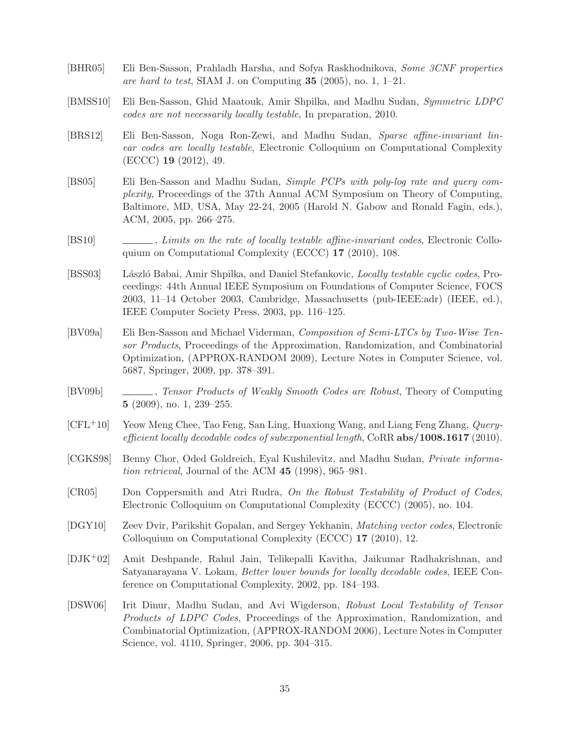[BHR05] Eli Ben-Sasson, Prahladh Harsha, and Sofya Raskhodnikova, *Some 3CNF properties are hard to test*, SIAM J. on Computing **35** (2005), no. 1, 1–21.

[BMSS10] Eli Ben-Sasson, Ghid Maatouk, Amir Shpilka, and Madhu Sudan, *Symmetric LDPC codes are not necessarily locally testable*, In preparation, 2010.

[BRS12] Eli Ben-Sasson, Noga Ron-Zewi, and Madhu Sudan, *Sparse affine-invariant linear codes are locally testable*, Electronic Colloquium on Computational Complexity (ECCC) **19** (2012), 49.

[BS05] Eli Ben-Sasson and Madhu Sudan, *Simple PCPs with poly-log rate and query complexity*, Proceedings of the 37th Annual ACM Symposium on Theory of Computing, Baltimore, MD, USA, May 22-24, 2005 (Harold N. Gabow and Ronald Fagin, eds.), ACM, 2005, pp. 266–275.

[BS10] ______, *Limits on the rate of locally testable affine-invariant codes*, Electronic Colloquium on Computational Complexity (ECCC) **17** (2010), 108.

[BSS03] László Babai, Amir Shpilka, and Daniel Stefankovic, *Locally testable cyclic codes*, Proceedings: 44th Annual IEEE Symposium on Foundations of Computer Science, FOCS 2003, 11–14 October 2003, Cambridge, Massachusetts (pub-IEEE:adr) (IEEE, ed.), IEEE Computer Society Press, 2003, pp. 116–125.

[BV09a] Eli Ben-Sasson and Michael Viderman, *Composition of Semi-LTCs by Two-Wise Tensor Products*, Proceedings of the Approximation, Randomization, and Combinatorial Optimization, (APPROX-RANDOM 2009), Lecture Notes in Computer Science, vol. 5687, Springer, 2009, pp. 378–391.

[BV09b] ______, *Tensor Products of Weakly Smooth Codes are Robust*, Theory of Computing **5** (2009), no. 1, 239–255.

[CFL+10] Yeow Meng Chee, Tao Feng, San Ling, Huaxiong Wang, and Liang Feng Zhang, *Query-efficient locally decodable codes of subexponential length*, CoRR **abs/1008.1617** (2010).

[CGKS98] Benny Chor, Oded Goldreich, Eyal Kushilevitz, and Madhu Sudan, *Private information retrieval*, Journal of the ACM **45** (1998), 965–981.

[CR05] Don Coppersmith and Atri Rudra, *On the Robust Testability of Product of Codes*, Electronic Colloquium on Computational Complexity (ECCC) (2005), no. 104.

[DGY10] Zeev Dvir, Parikshit Gopalan, and Sergey Yekhanin, *Matching vector codes*, Electronic Colloquium on Computational Complexity (ECCC) **17** (2010), 12.

[DJK+02] Amit Deshpande, Rahul Jain, Telikepalli Kavitha, Jaikumar Radhakrishnan, and Satyanarayana V. Lokam, *Better lower bounds for locally decodable codes*, IEEE Conference on Computational Complexity, 2002, pp. 184–193.

[DSW06] Irit Dinur, Madhu Sudan, and Avi Wigderson, *Robust Local Testability of Tensor Products of LDPC Codes*, Proceedings of the Approximation, Randomization, and Combinatorial Optimization, (APPROX-RANDOM 2006), Lecture Notes in Computer Science, vol. 4110, Springer, 2006, pp. 304–315.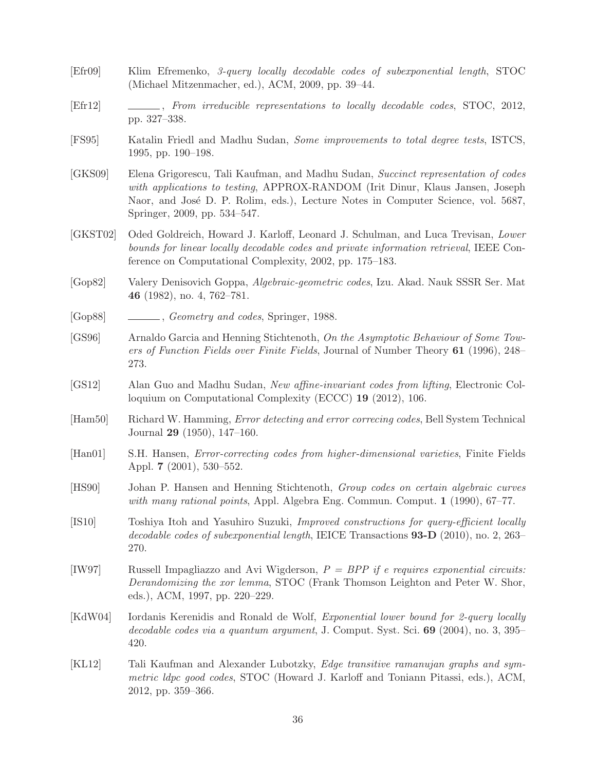[Efr09] Klim Efremenko, *3-query locally decodable codes of subexponential length*, STOC (Michael Mitzenmacher, ed.), ACM, 2009, pp. 39–44.

[Efr12] ———, *From irreducible representations to locally decodable codes*, STOC, 2012, pp. 327–338.

[FS95] Katalin Friedl and Madhu Sudan, *Some improvements to total degree tests*, ISTCS, 1995, pp. 190–198.

[GKS09] Elena Grigorescu, Tali Kaufman, and Madhu Sudan, *Succinct representation of codes with applications to testing*, APPROX-RANDOM (Irit Dinur, Klaus Jansen, Joseph Naor, and José D. P. Rolim, eds.), Lecture Notes in Computer Science, vol. 5687, Springer, 2009, pp. 534–547.

[GKST02] Oded Goldreich, Howard J. Karloff, Leonard J. Schulman, and Luca Trevisan, *Lower bounds for linear locally decodable codes and private information retrieval*, IEEE Conference on Computational Complexity, 2002, pp. 175–183.

[Gop82] Valery Denisovich Goppa, *Algebraic-geometric codes*, Izu. Akad. Nauk SSSR Ser. Mat **46** (1982), no. 4, 762–781.

[Gop88] ———, *Geometry and codes*, Springer, 1988.

[GS96] Arnaldo Garcia and Henning Stichtenoth, *On the Asymptotic Behaviour of Some Towers of Function Fields over Finite Fields*, Journal of Number Theory **61** (1996), 248–273.

[GS12] Alan Guo and Madhu Sudan, *New affine-invariant codes from lifting*, Electronic Colloquium on Computational Complexity (ECCC) **19** (2012), 106.

[Ham50] Richard W. Hamming, *Error detecting and error correcing codes*, Bell System Technical Journal **29** (1950), 147–160.

[Han01] S.H. Hansen, *Error-correcting codes from higher-dimensional varieties*, Finite Fields Appl. **7** (2001), 530–552.

[HS90] Johan P. Hansen and Henning Stichtenoth, *Group codes on certain algebraic curves with many rational points*, Appl. Algebra Eng. Commun. Comput. **1** (1990), 67–77.

[IS10] Toshiya Itoh and Yasuhiro Suzuki, *Improved constructions for query-efficient locally decodable codes of subexponential length*, IEICE Transactions **93-D** (2010), no. 2, 263–270.

[IW97] Russell Impagliazzo and Avi Wigderson, *P = BPP if e requires exponential circuits: Derandomizing the xor lemma*, STOC (Frank Thomson Leighton and Peter W. Shor, eds.), ACM, 1997, pp. 220–229.

[KdW04] Iordanis Kerenidis and Ronald de Wolf, *Exponential lower bound for 2-query locally decodable codes via a quantum argument*, J. Comput. Syst. Sci. **69** (2004), no. 3, 395–420.

[KL12] Tali Kaufman and Alexander Lubotzky, *Edge transitive ramanujan graphs and symmetric ldpc good codes*, STOC (Howard J. Karloff and Toniann Pitassi, eds.), ACM, 2012, pp. 359–366.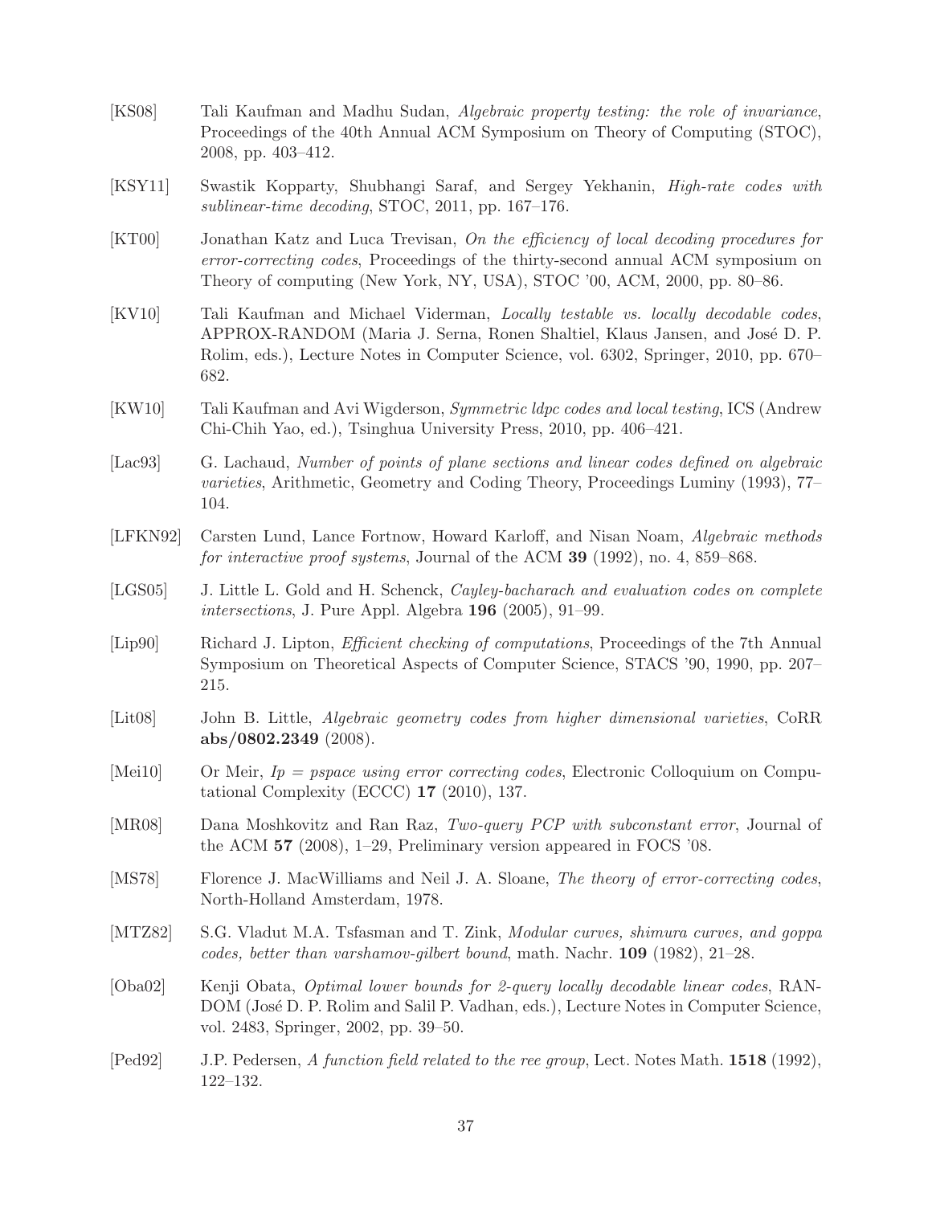[KS08] Tali Kaufman and Madhu Sudan, *Algebraic property testing: the role of invariance*, Proceedings of the 40th Annual ACM Symposium on Theory of Computing (STOC), 2008, pp. 403–412.

[KSY11] Swastik Kopparty, Shubhangi Saraf, and Sergey Yekhanin, *High-rate codes with sublinear-time decoding*, STOC, 2011, pp. 167–176.

[KT00] Jonathan Katz and Luca Trevisan, *On the efficiency of local decoding procedures for error-correcting codes*, Proceedings of the thirty-second annual ACM symposium on Theory of computing (New York, NY, USA), STOC '00, ACM, 2000, pp. 80–86.

[KV10] Tali Kaufman and Michael Viderman, *Locally testable vs. locally decodable codes*, APPROX-RANDOM (Maria J. Serna, Ronen Shaltiel, Klaus Jansen, and José D. P. Rolim, eds.), Lecture Notes in Computer Science, vol. 6302, Springer, 2010, pp. 670–682.

[KW10] Tali Kaufman and Avi Wigderson, *Symmetric ldpc codes and local testing*, ICS (Andrew Chi-Chih Yao, ed.), Tsinghua University Press, 2010, pp. 406–421.

[Lac93] G. Lachaud, *Number of points of plane sections and linear codes defined on algebraic varieties*, Arithmetic, Geometry and Coding Theory, Proceedings Luminy (1993), 77–104.

[LFKN92] Carsten Lund, Lance Fortnow, Howard Karloff, and Nisan Noam, *Algebraic methods for interactive proof systems*, Journal of the ACM **39** (1992), no. 4, 859–868.

[LGS05] J. Little L. Gold and H. Schenck, *Cayley-bacharach and evaluation codes on complete intersections*, J. Pure Appl. Algebra **196** (2005), 91–99.

[Lip90] Richard J. Lipton, *Efficient checking of computations*, Proceedings of the 7th Annual Symposium on Theoretical Aspects of Computer Science, STACS '90, 1990, pp. 207–215.

[Lit08] John B. Little, *Algebraic geometry codes from higher dimensional varieties*, CoRR **abs/0802.2349** (2008).

[Mei10] Or Meir, *Ip = pspace using error correcting codes*, Electronic Colloquium on Computational Complexity (ECCC) **17** (2010), 137.

[MR08] Dana Moshkovitz and Ran Raz, *Two-query PCP with subconstant error*, Journal of the ACM **57** (2008), 1–29, Preliminary version appeared in FOCS '08.

[MS78] Florence J. MacWilliams and Neil J. A. Sloane, *The theory of error-correcting codes*, North-Holland Amsterdam, 1978.

[MTZ82] S.G. Vladut M.A. Tsfasman and T. Zink, *Modular curves, shimura curves, and goppa codes, better than varshamov-gilbert bound*, math. Nachr. **109** (1982), 21–28.

[Oba02] Kenji Obata, *Optimal lower bounds for 2-query locally decodable linear codes*, RANDOM (José D. P. Rolim and Salil P. Vadhan, eds.), Lecture Notes in Computer Science, vol. 2483, Springer, 2002, pp. 39–50.

[Ped92] J.P. Pedersen, *A function field related to the ree group*, Lect. Notes Math. **1518** (1992), 122–132.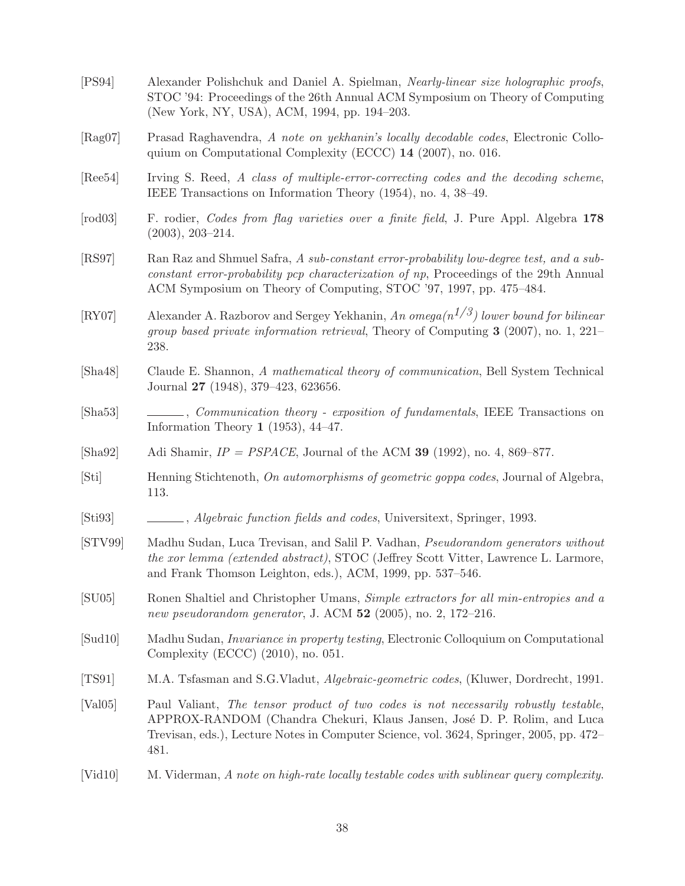[PS94] Alexander Polishchuk and Daniel A. Spielman, *Nearly-linear size holographic proofs*, STOC '94: Proceedings of the 26th Annual ACM Symposium on Theory of Computing (New York, NY, USA), ACM, 1994, pp. 194–203.

[Rag07] Prasad Raghavendra, *A note on yekhanin's locally decodable codes*, Electronic Colloquium on Computational Complexity (ECCC) **14** (2007), no. 016.

[Ree54] Irving S. Reed, *A class of multiple-error-correcting codes and the decoding scheme*, IEEE Transactions on Information Theory (1954), no. 4, 38–49.

[rod03] F. rodier, *Codes from flag varieties over a finite field*, J. Pure Appl. Algebra **178** (2003), 203–214.

[RS97] Ran Raz and Shmuel Safra, *A sub-constant error-probability low-degree test, and a sub-constant error-probability pcp characterization of np*, Proceedings of the 29th Annual ACM Symposium on Theory of Computing, STOC '97, 1997, pp. 475–484.

[RY07] Alexander A. Razborov and Sergey Yekhanin, *An omega($n^{1/3}$) lower bound for bilinear group based private information retrieval*, Theory of Computing **3** (2007), no. 1, 221–238.

[Sha48] Claude E. Shannon, *A mathematical theory of communication*, Bell System Technical Journal **27** (1948), 379–423, 623656.

[Sha53] ______, *Communication theory - exposition of fundamentals*, IEEE Transactions on Information Theory **1** (1953), 44–47.

[Sha92] Adi Shamir, *IP = PSPACE*, Journal of the ACM **39** (1992), no. 4, 869–877.

[Sti] Henning Stichtenoth, *On automorphisms of geometric goppa codes*, Journal of Algebra, 113.

[Sti93] ______, *Algebraic function fields and codes*, Universitext, Springer, 1993.

[STV99] Madhu Sudan, Luca Trevisan, and Salil P. Vadhan, *Pseudorandom generators without the xor lemma (extended abstract)*, STOC (Jeffrey Scott Vitter, Lawrence L. Larmore, and Frank Thomson Leighton, eds.), ACM, 1999, pp. 537–546.

[SU05] Ronen Shaltiel and Christopher Umans, *Simple extractors for all min-entropies and a new pseudorandom generator*, J. ACM **52** (2005), no. 2, 172–216.

[Sud10] Madhu Sudan, *Invariance in property testing*, Electronic Colloquium on Computational Complexity (ECCC) (2010), no. 051.

[TS91] M.A. Tsfasman and S.G.Vladut, *Algebraic-geometric codes*, (Kluwer, Dordrecht, 1991.

[Val05] Paul Valiant, *The tensor product of two codes is not necessarily robustly testable*, APPROX-RANDOM (Chandra Chekuri, Klaus Jansen, José D. P. Rolim, and Luca Trevisan, eds.), Lecture Notes in Computer Science, vol. 3624, Springer, 2005, pp. 472–481.

[Vid10] M. Viderman, *A note on high-rate locally testable codes with sublinear query complexity.*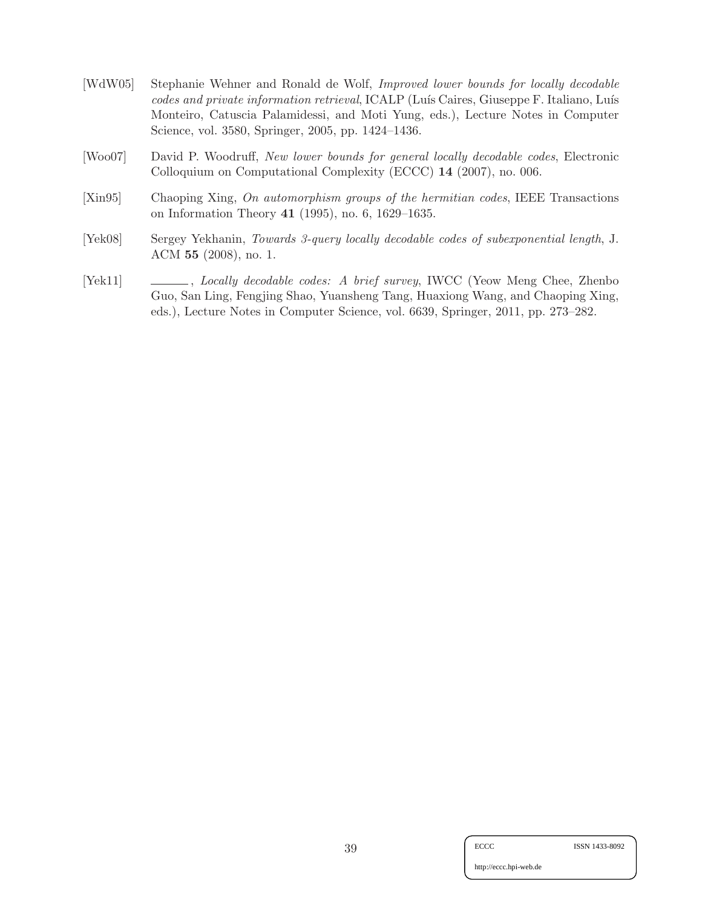[WdW05] Stephanie Wehner and Ronald de Wolf, *Improved lower bounds for locally decodable codes and private information retrieval*, ICALP (Luís Caires, Giuseppe F. Italiano, Luís Monteiro, Catuscia Palamidessi, and Moti Yung, eds.), Lecture Notes in Computer Science, vol. 3580, Springer, 2005, pp. 1424–1436.

[Woo07] David P. Woodruff, *New lower bounds for general locally decodable codes*, Electronic Colloquium on Computational Complexity (ECCC) **14** (2007), no. 006.

[Xin95] Chaoping Xing, *On automorphism groups of the hermitian codes*, IEEE Transactions on Information Theory **41** (1995), no. 6, 1629–1635.

[Yek08] Sergey Yekhanin, *Towards 3-query locally decodable codes of subexponential length*, J. ACM **55** (2008), no. 1.

[Yek11] ———, *Locally decodable codes: A brief survey*, IWCC (Yeow Meng Chee, Zhenbo Guo, San Ling, Fengjing Shao, Yuansheng Tang, Huaxiong Wang, and Chaoping Xing, eds.), Lecture Notes in Computer Science, vol. 6639, Springer, 2011, pp. 273–282.

ECCC ISSN 1433-8092

http://eccc.hpi-web.de